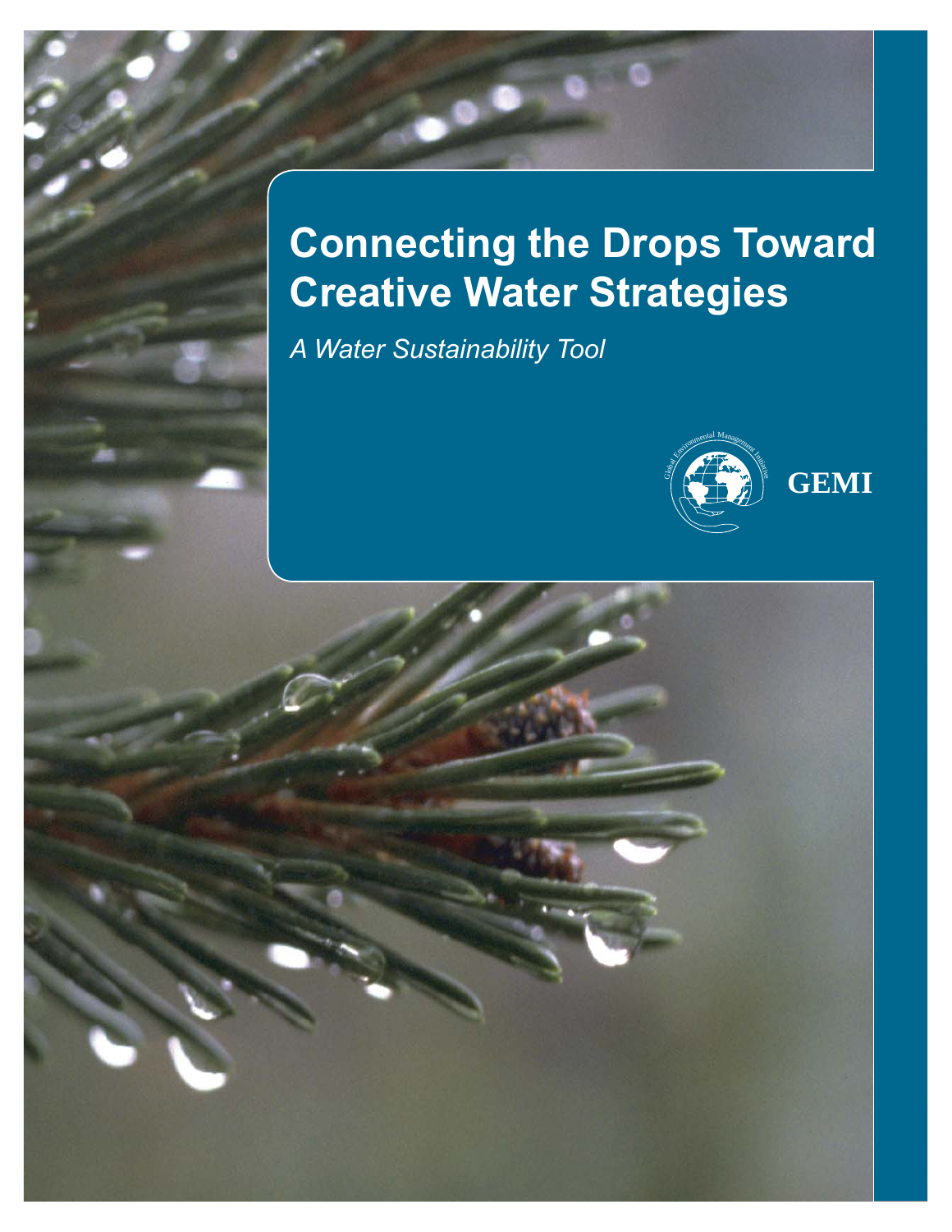# Connecting the Drops Toward Creative Water Strategies

*A Water Sustainability Tool*

GEMI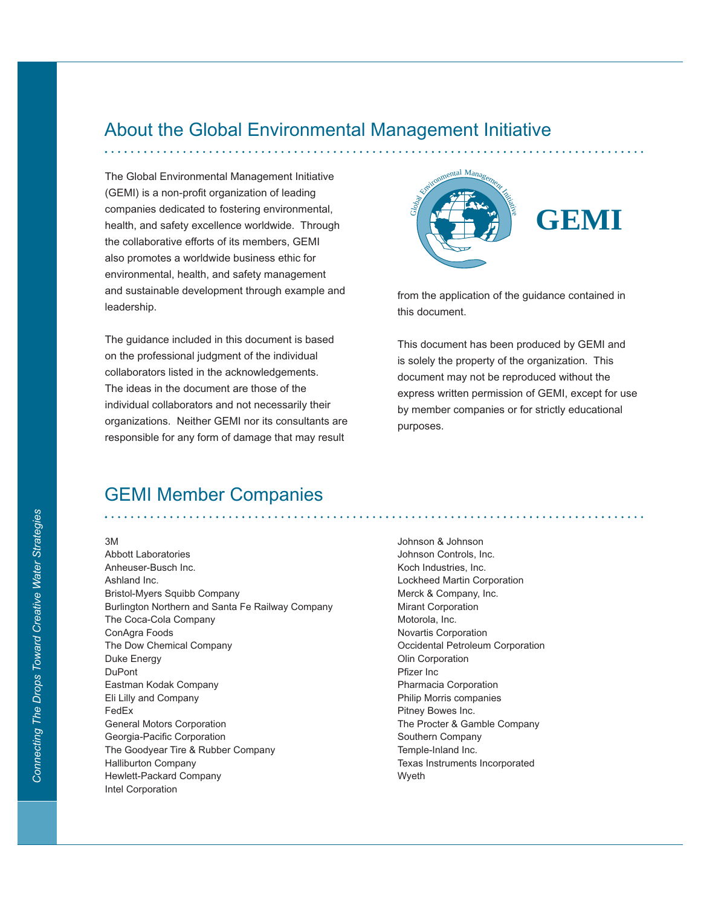## About the Global Environmental Management Initiative

The Global Environmental Management Initiative (GEMI) is a non-profit organization of leading companies dedicated to fostering environmental, health, and safety excellence worldwide. Through the collaborative efforts of its members, GEMI also promotes a worldwide business ethic for environmental, health, and safety management and sustainable development through example and leadership.

The guidance included in this document is based on the professional judgment of the individual collaborators listed in the acknowledgements. The ideas in the document are those of the individual collaborators and not necessarily their organizations. Neither GEMI nor its consultants are responsible for any form of damage that may result from the application of the guidance contained in this document.

This document has been produced by GEMI and is solely the property of the organization. This document may not be reproduced without the express written permission of GEMI, except for use by member companies or for strictly educational purposes.

## GEMI Member Companies

3M
Abbott Laboratories
Anheuser-Busch Inc.
Ashland Inc.
Bristol-Myers Squibb Company
Burlington Northern and Santa Fe Railway Company
The Coca-Cola Company
ConAgra Foods
The Dow Chemical Company
Duke Energy
DuPont
Eastman Kodak Company
Eli Lilly and Company
FedEx
General Motors Corporation
Georgia-Pacific Corporation
The Goodyear Tire & Rubber Company
Halliburton Company
Hewlett-Packard Company
Intel Corporation
Johnson & Johnson
Johnson Controls, Inc.
Koch Industries, Inc.
Lockheed Martin Corporation
Merck & Company, Inc.
Mirant Corporation
Motorola, Inc.
Novartis Corporation
Occidental Petroleum Corporation
Olin Corporation
Pfizer Inc
Pharmacia Corporation
Philip Morris companies
Pitney Bowes Inc.
The Procter & Gamble Company
Southern Company
Temple-Inland Inc.
Texas Instruments Incorporated
Wyeth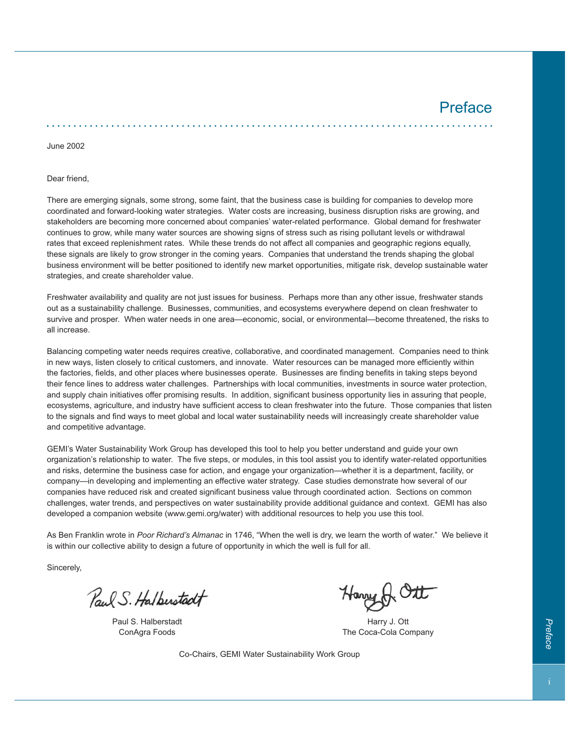# Preface

June 2002

Dear friend,

There are emerging signals, some strong, some faint, that the business case is building for companies to develop more coordinated and forward-looking water strategies. Water costs are increasing, business disruption risks are growing, and stakeholders are becoming more concerned about companies' water-related performance. Global demand for freshwater continues to grow, while many water sources are showing signs of stress such as rising pollutant levels or withdrawal rates that exceed replenishment rates. While these trends do not affect all companies and geographic regions equally, these signals are likely to grow stronger in the coming years. Companies that understand the trends shaping the global business environment will be better positioned to identify new market opportunities, mitigate risk, develop sustainable water strategies, and create shareholder value.

Freshwater availability and quality are not just issues for business. Perhaps more than any other issue, freshwater stands out as a sustainability challenge. Businesses, communities, and ecosystems everywhere depend on clean freshwater to survive and prosper. When water needs in one area—economic, social, or environmental—become threatened, the risks to all increase.

Balancing competing water needs requires creative, collaborative, and coordinated management. Companies need to think in new ways, listen closely to critical customers, and innovate. Water resources can be managed more efficiently within the factories, fields, and other places where businesses operate. Businesses are finding benefits in taking steps beyond their fence lines to address water challenges. Partnerships with local communities, investments in source water protection, and supply chain initiatives offer promising results. In addition, significant business opportunity lies in assuring that people, ecosystems, agriculture, and industry have sufficient access to clean freshwater into the future. Those companies that listen to the signals and find ways to meet global and local water sustainability needs will increasingly create shareholder value and competitive advantage.

GEMI's Water Sustainability Work Group has developed this tool to help you better understand and guide your own organization's relationship to water. The five steps, or modules, in this tool assist you to identify water-related opportunities and risks, determine the business case for action, and engage your organization—whether it is a department, facility, or company—in developing and implementing an effective water strategy. Case studies demonstrate how several of our companies have reduced risk and created significant business value through coordinated action. Sections on common challenges, water trends, and perspectives on water sustainability provide additional guidance and context. GEMI has also developed a companion website (www.gemi.org/water) with additional resources to help you use this tool.

As Ben Franklin wrote in *Poor Richard's Almanac* in 1746, "When the well is dry, we learn the worth of water." We believe it is within our collective ability to design a future of opportunity in which the well is full for all.

Sincerely,

Paul S. Halberstadt
ConAgra Foods

Harry J. Ott
The Coca-Cola Company

Co-Chairs, GEMI Water Sustainability Work Group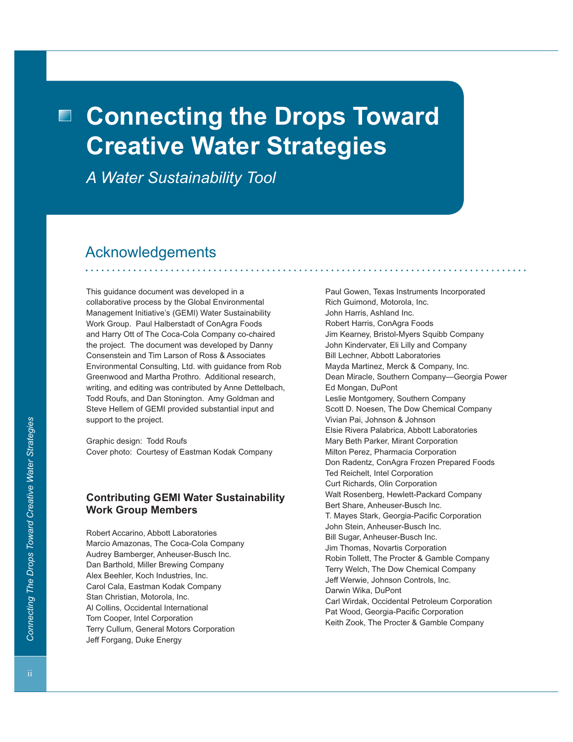# Connecting the Drops Toward Creative Water Strategies

*A Water Sustainability Tool*

## Acknowledgements

This guidance document was developed in a collaborative process by the Global Environmental Management Initiative's (GEMI) Water Sustainability Work Group. Paul Halberstadt of ConAgra Foods and Harry Ott of The Coca-Cola Company co-chaired the project. The document was developed by Danny Consenstein and Tim Larson of Ross & Associates Environmental Consulting, Ltd. with guidance from Rob Greenwood and Martha Prothro. Additional research, writing, and editing was contributed by Anne Dettelbach, Todd Roufs, and Dan Stonington. Amy Goldman and Steve Hellem of GEMI provided substantial input and support to the project.

Graphic design: Todd Roufs
Cover photo: Courtesy of Eastman Kodak Company

### Contributing GEMI Water Sustainability Work Group Members

Robert Accarino, Abbott Laboratories
Marcio Amazonas, The Coca-Cola Company
Audrey Bamberger, Anheuser-Busch Inc.
Dan Barthold, Miller Brewing Company
Alex Beehler, Koch Industries, Inc.
Carol Cala, Eastman Kodak Company
Stan Christian, Motorola, Inc.
Al Collins, Occidental International
Tom Cooper, Intel Corporation
Terry Cullum, General Motors Corporation
Jeff Forgang, Duke Energy
Paul Gowen, Texas Instruments Incorporated
Rich Guimond, Motorola, Inc.
John Harris, Ashland Inc.
Robert Harris, ConAgra Foods
Jim Kearney, Bristol-Myers Squibb Company
John Kindervater, Eli Lilly and Company
Bill Lechner, Abbott Laboratories
Mayda Martinez, Merck & Company, Inc.
Dean Miracle, Southern Company—Georgia Power
Ed Mongan, DuPont
Leslie Montgomery, Southern Company
Scott D. Noesen, The Dow Chemical Company
Vivian Pai, Johnson & Johnson
Elsie Rivera Palabrica, Abbott Laboratories
Mary Beth Parker, Mirant Corporation
Milton Perez, Pharmacia Corporation
Don Radentz, ConAgra Frozen Prepared Foods
Ted Reichelt, Intel Corporation
Curt Richards, Olin Corporation
Walt Rosenberg, Hewlett-Packard Company
Bert Share, Anheuser-Busch Inc.
T. Mayes Stark, Georgia-Pacific Corporation
John Stein, Anheuser-Busch Inc.
Bill Sugar, Anheuser-Busch Inc.
Jim Thomas, Novartis Corporation
Robin Tollett, The Procter & Gamble Company
Terry Welch, The Dow Chemical Company
Jeff Werwie, Johnson Controls, Inc.
Darwin Wika, DuPont
Carl Wirdak, Occidental Petroleum Corporation
Pat Wood, Georgia-Pacific Corporation
Keith Zook, The Procter & Gamble Company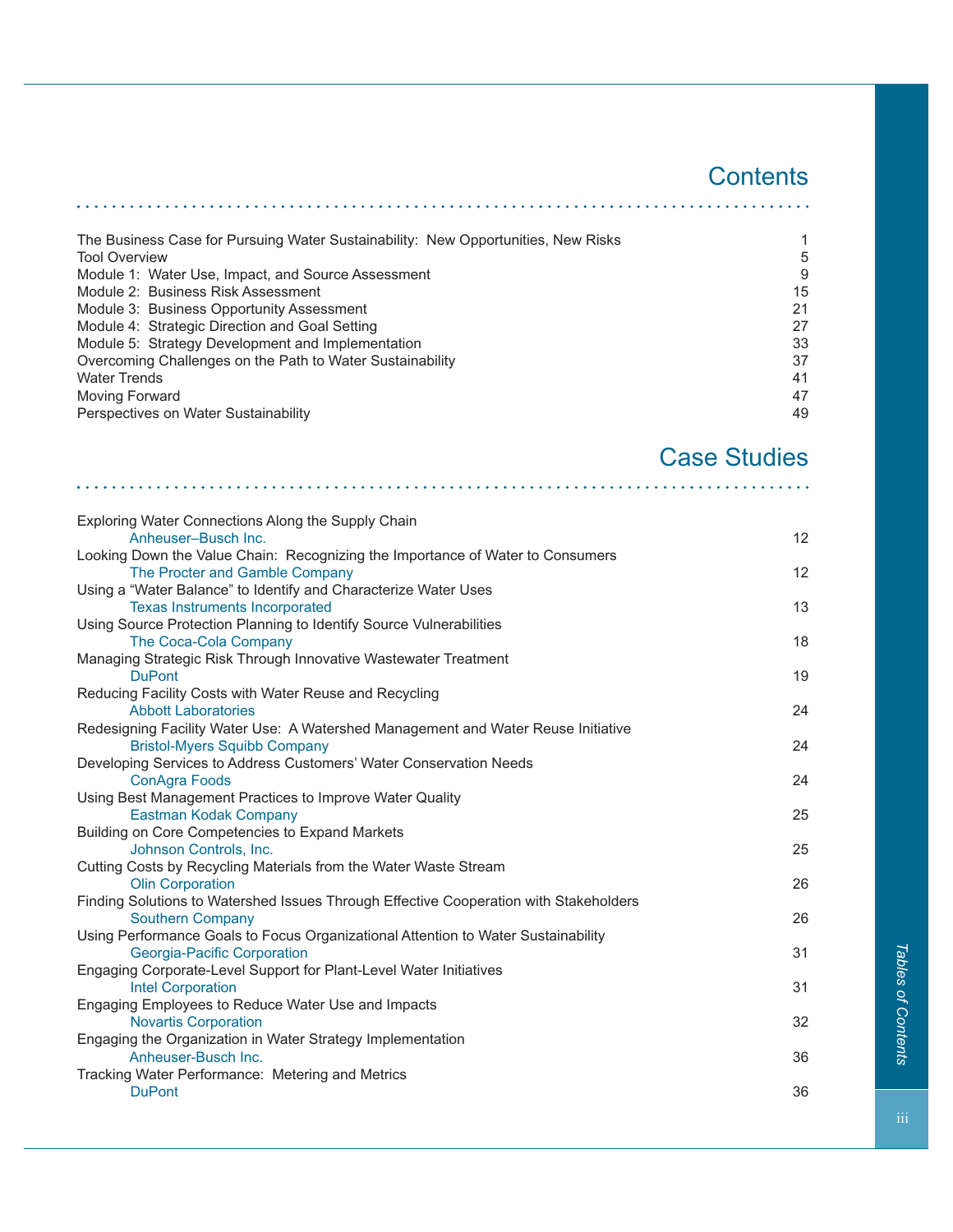# Contents

| | |
|---|---|
| The Business Case for Pursuing Water Sustainability: New Opportunities, New Risks | 1 |
| Tool Overview | 5 |
| Module 1: Water Use, Impact, and Source Assessment | 9 |
| Module 2: Business Risk Assessment | 15 |
| Module 3: Business Opportunity Assessment | 21 |
| Module 4: Strategic Direction and Goal Setting | 27 |
| Module 5: Strategy Development and Implementation | 33 |
| Overcoming Challenges on the Path to Water Sustainability | 37 |
| Water Trends | 41 |
| Moving Forward | 47 |
| Perspectives on Water Sustainability | 49 |

# Case Studies

| | |
|---|---|
| Exploring Water Connections Along the Supply Chain<br>Anheuser–Busch Inc. | 12 |
| Looking Down the Value Chain: Recognizing the Importance of Water to Consumers<br>The Procter and Gamble Company | 12 |
| Using a "Water Balance" to Identify and Characterize Water Uses<br>Texas Instruments Incorporated | 13 |
| Using Source Protection Planning to Identify Source Vulnerabilities<br>The Coca-Cola Company | 18 |
| Managing Strategic Risk Through Innovative Wastewater Treatment<br>DuPont | 19 |
| Reducing Facility Costs with Water Reuse and Recycling<br>Abbott Laboratories | 24 |
| Redesigning Facility Water Use: A Watershed Management and Water Reuse Initiative<br>Bristol-Myers Squibb Company | 24 |
| Developing Services to Address Customers' Water Conservation Needs<br>ConAgra Foods | 24 |
| Using Best Management Practices to Improve Water Quality<br>Eastman Kodak Company | 25 |
| Building on Core Competencies to Expand Markets<br>Johnson Controls, Inc. | 25 |
| Cutting Costs by Recycling Materials from the Water Waste Stream<br>Olin Corporation | 26 |
| Finding Solutions to Watershed Issues Through Effective Cooperation with Stakeholders<br>Southern Company | 26 |
| Using Performance Goals to Focus Organizational Attention to Water Sustainability<br>Georgia-Pacific Corporation | 31 |
| Engaging Corporate-Level Support for Plant-Level Water Initiatives<br>Intel Corporation | 31 |
| Engaging Employees to Reduce Water Use and Impacts<br>Novartis Corporation | 32 |
| Engaging the Organization in Water Strategy Implementation<br>Anheuser-Busch Inc. | 36 |
| Tracking Water Performance: Metering and Metrics<br>DuPont | 36 |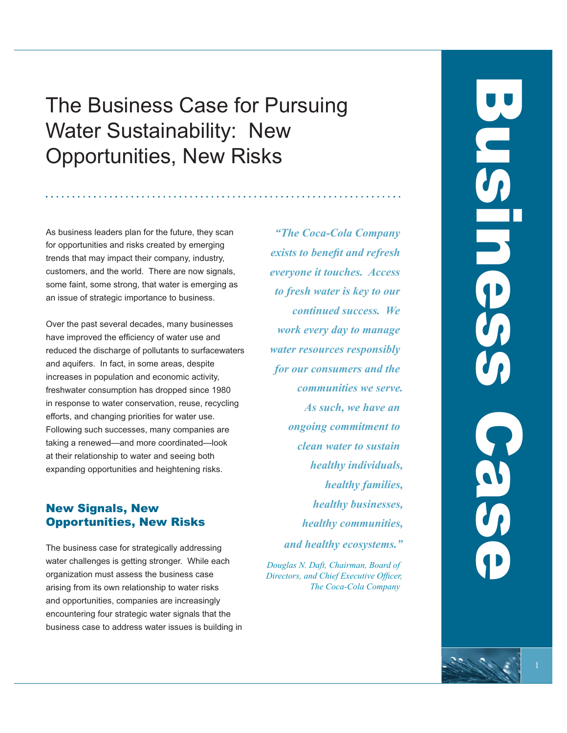# The Business Case for Pursuing Water Sustainability: New Opportunities, New Risks

As business leaders plan for the future, they scan for opportunities and risks created by emerging trends that may impact their company, industry, customers, and the world. There are now signals, some faint, some strong, that water is emerging as an issue of strategic importance to business.

Over the past several decades, many businesses have improved the efficiency of water use and reduced the discharge of pollutants to surfacewaters and aquifers. In fact, in some areas, despite increases in population and economic activity, freshwater consumption has dropped since 1980 in response to water conservation, reuse, recycling efforts, and changing priorities for water use. Following such successes, many companies are taking a renewed—and more coordinated—look at their relationship to water and seeing both expanding opportunities and heightening risks.

*"The Coca-Cola Company exists to benefit and refresh everyone it touches. Access to fresh water is key to our continued success. We work every day to manage water resources responsibly for our consumers and the communities we serve. As such, we have an ongoing commitment to clean water to sustain healthy individuals, healthy families, healthy businesses, healthy communities, and healthy ecosystems."*

*Douglas N. Daft, Chairman, Board of Directors, and Chief Executive Officer, The Coca-Cola Company*

## New Signals, New Opportunities, New Risks

The business case for strategically addressing water challenges is getting stronger. While each organization must assess the business case arising from its own relationship to water risks and opportunities, companies are increasingly encountering four strategic water signals that the business case to address water issues is building in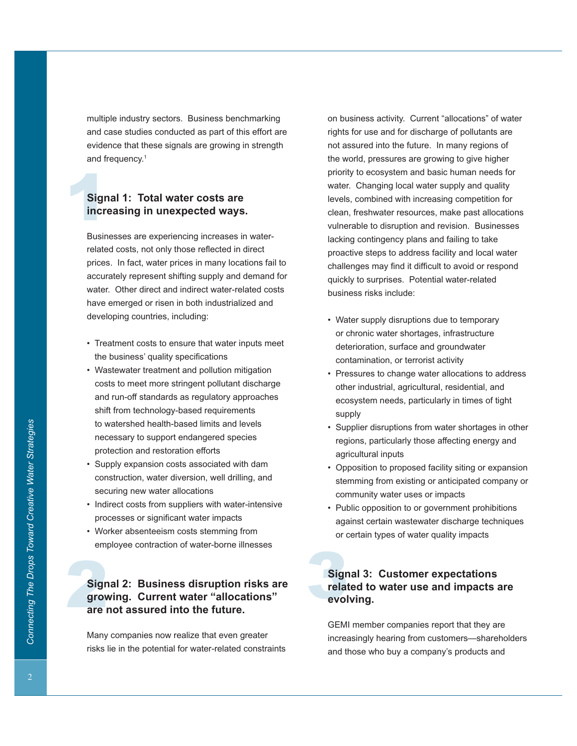multiple industry sectors. Business benchmarking and case studies conducted as part of this effort are evidence that these signals are growing in strength and frequency.[1]

### Signal 1: Total water costs are increasing in unexpected ways.

Businesses are experiencing increases in water-related costs, not only those reflected in direct prices. In fact, water prices in many locations fail to accurately represent shifting supply and demand for water. Other direct and indirect water-related costs have emerged or risen in both industrialized and developing countries, including:

- Treatment costs to ensure that water inputs meet the business' quality specifications
- Wastewater treatment and pollution mitigation costs to meet more stringent pollutant discharge and run-off standards as regulatory approaches shift from technology-based requirements to watershed health-based limits and levels necessary to support endangered species protection and restoration efforts
- Supply expansion costs associated with dam construction, water diversion, well drilling, and securing new water allocations
- Indirect costs from suppliers with water-intensive processes or significant water impacts
- Worker absenteeism costs stemming from employee contraction of water-borne illnesses

### Signal 2: Business disruption risks are growing. Current water "allocations" are not assured into the future.

Many companies now realize that even greater risks lie in the potential for water-related constraints on business activity. Current "allocations" of water rights for use and for discharge of pollutants are not assured into the future. In many regions of the world, pressures are growing to give higher priority to ecosystem and basic human needs for water. Changing local water supply and quality levels, combined with increasing competition for clean, freshwater resources, make past allocations vulnerable to disruption and revision. Businesses lacking contingency plans and failing to take proactive steps to address facility and local water challenges may find it difficult to avoid or respond quickly to surprises. Potential water-related business risks include:

- Water supply disruptions due to temporary or chronic water shortages, infrastructure deterioration, surface and groundwater contamination, or terrorist activity
- Pressures to change water allocations to address other industrial, agricultural, residential, and ecosystem needs, particularly in times of tight supply
- Supplier disruptions from water shortages in other regions, particularly those affecting energy and agricultural inputs
- Opposition to proposed facility siting or expansion stemming from existing or anticipated company or community water uses or impacts
- Public opposition to or government prohibitions against certain wastewater discharge techniques or certain types of water quality impacts

### Signal 3: Customer expectations related to water use and impacts are evolving.

GEMI member companies report that they are increasingly hearing from customers—shareholders and those who buy a company's products and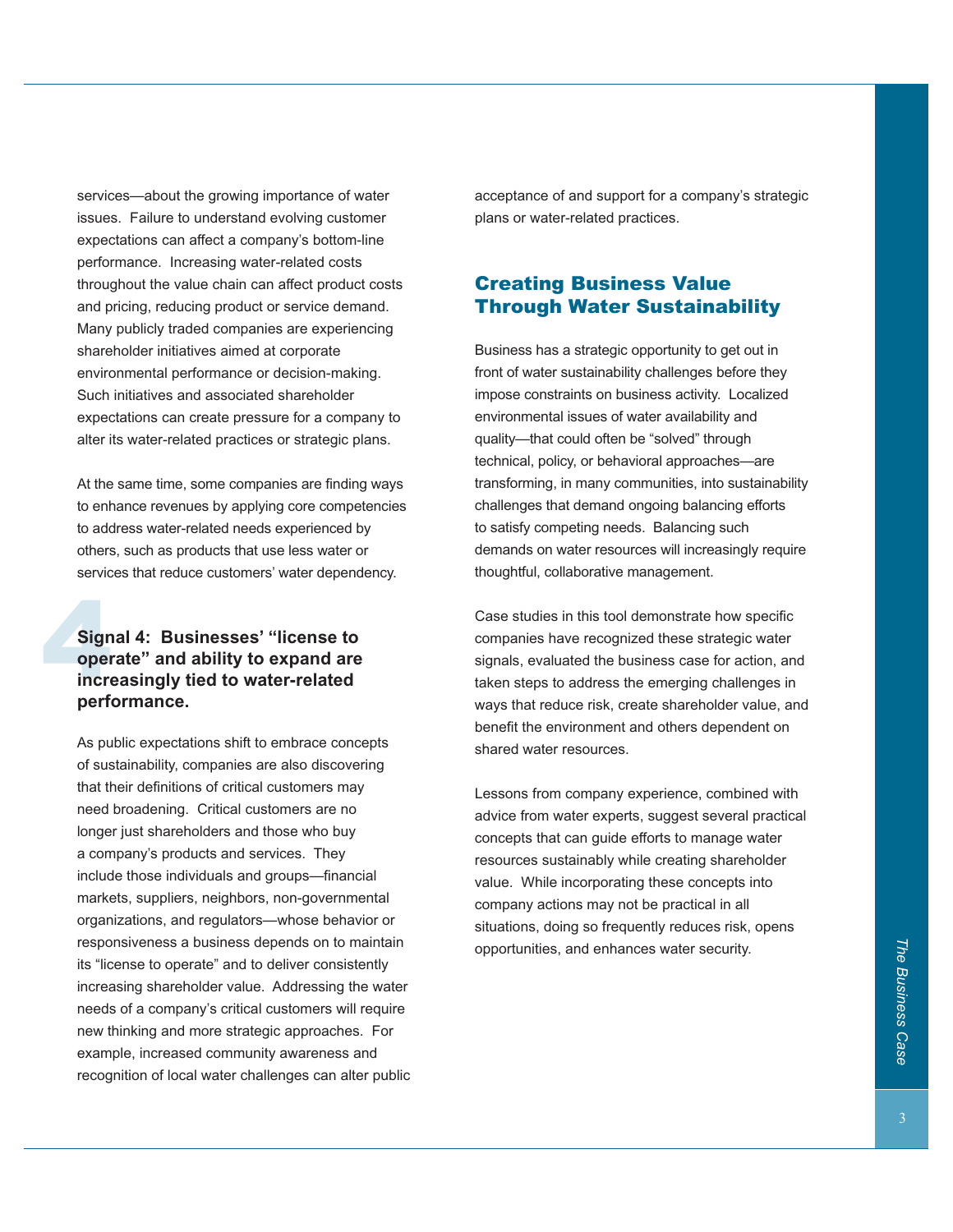services—about the growing importance of water issues. Failure to understand evolving customer expectations can affect a company's bottom-line performance. Increasing water-related costs throughout the value chain can affect product costs and pricing, reducing product or service demand. Many publicly traded companies are experiencing shareholder initiatives aimed at corporate environmental performance or decision-making. Such initiatives and associated shareholder expectations can create pressure for a company to alter its water-related practices or strategic plans.

At the same time, some companies are finding ways to enhance revenues by applying core competencies to address water-related needs experienced by others, such as products that use less water or services that reduce customers' water dependency.

### Signal 4: Businesses' "license to operate" and ability to expand are increasingly tied to water-related performance.

As public expectations shift to embrace concepts of sustainability, companies are also discovering that their definitions of critical customers may need broadening. Critical customers are no longer just shareholders and those who buy a company's products and services. They include those individuals and groups—financial markets, suppliers, neighbors, non-governmental organizations, and regulators—whose behavior or responsiveness a business depends on to maintain its "license to operate" and to deliver consistently increasing shareholder value. Addressing the water needs of a company's critical customers will require new thinking and more strategic approaches. For example, increased community awareness and recognition of local water challenges can alter public acceptance of and support for a company's strategic plans or water-related practices.

## Creating Business Value Through Water Sustainability

Business has a strategic opportunity to get out in front of water sustainability challenges before they impose constraints on business activity. Localized environmental issues of water availability and quality—that could often be "solved" through technical, policy, or behavioral approaches—are transforming, in many communities, into sustainability challenges that demand ongoing balancing efforts to satisfy competing needs. Balancing such demands on water resources will increasingly require thoughtful, collaborative management.

Case studies in this tool demonstrate how specific companies have recognized these strategic water signals, evaluated the business case for action, and taken steps to address the emerging challenges in ways that reduce risk, create shareholder value, and benefit the environment and others dependent on shared water resources.

Lessons from company experience, combined with advice from water experts, suggest several practical concepts that can guide efforts to manage water resources sustainably while creating shareholder value. While incorporating these concepts into company actions may not be practical in all situations, doing so frequently reduces risk, opens opportunities, and enhances water security.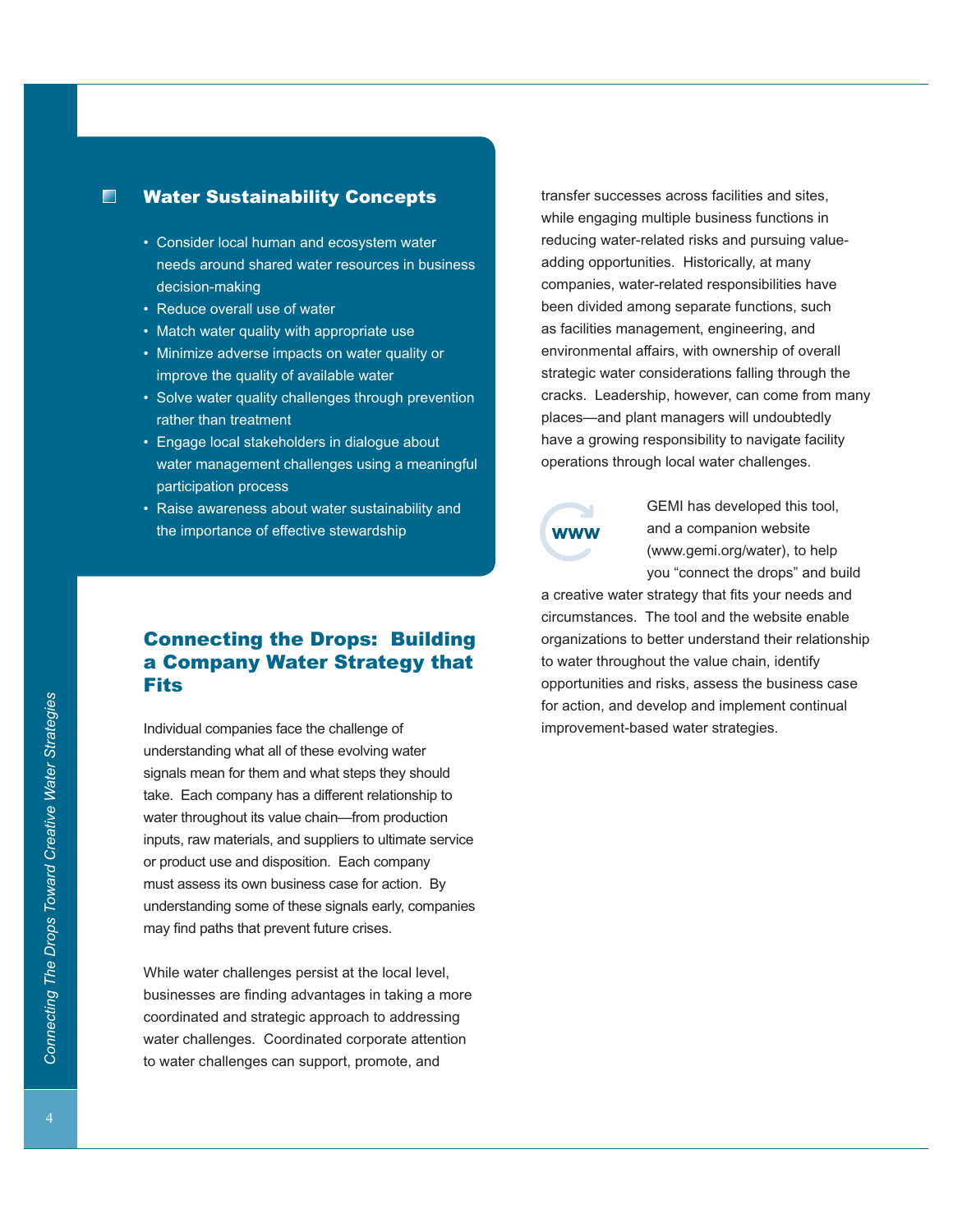## Water Sustainability Concepts

- Consider local human and ecosystem water needs around shared water resources in business decision-making
- Reduce overall use of water
- Match water quality with appropriate use
- Minimize adverse impacts on water quality or improve the quality of available water
- Solve water quality challenges through prevention rather than treatment
- Engage local stakeholders in dialogue about water management challenges using a meaningful participation process
- Raise awareness about water sustainability and the importance of effective stewardship

## Connecting the Drops: Building a Company Water Strategy that Fits

Individual companies face the challenge of understanding what all of these evolving water signals mean for them and what steps they should take. Each company has a different relationship to water throughout its value chain—from production inputs, raw materials, and suppliers to ultimate service or product use and disposition. Each company must assess its own business case for action. By understanding some of these signals early, companies may find paths that prevent future crises.

While water challenges persist at the local level, businesses are finding advantages in taking a more coordinated and strategic approach to addressing water challenges. Coordinated corporate attention to water challenges can support, promote, and transfer successes across facilities and sites, while engaging multiple business functions in reducing water-related risks and pursuing value-adding opportunities. Historically, at many companies, water-related responsibilities have been divided among separate functions, such as facilities management, engineering, and environmental affairs, with ownership of overall strategic water considerations falling through the cracks. Leadership, however, can come from many places—and plant managers will undoubtedly have a growing responsibility to navigate facility operations through local water challenges.

GEMI has developed this tool, and a companion website (www.gemi.org/water), to help you "connect the drops" and build a creative water strategy that fits your needs and circumstances. The tool and the website enable organizations to better understand their relationship to water throughout the value chain, identify opportunities and risks, assess the business case for action, and develop and implement continual improvement-based water strategies.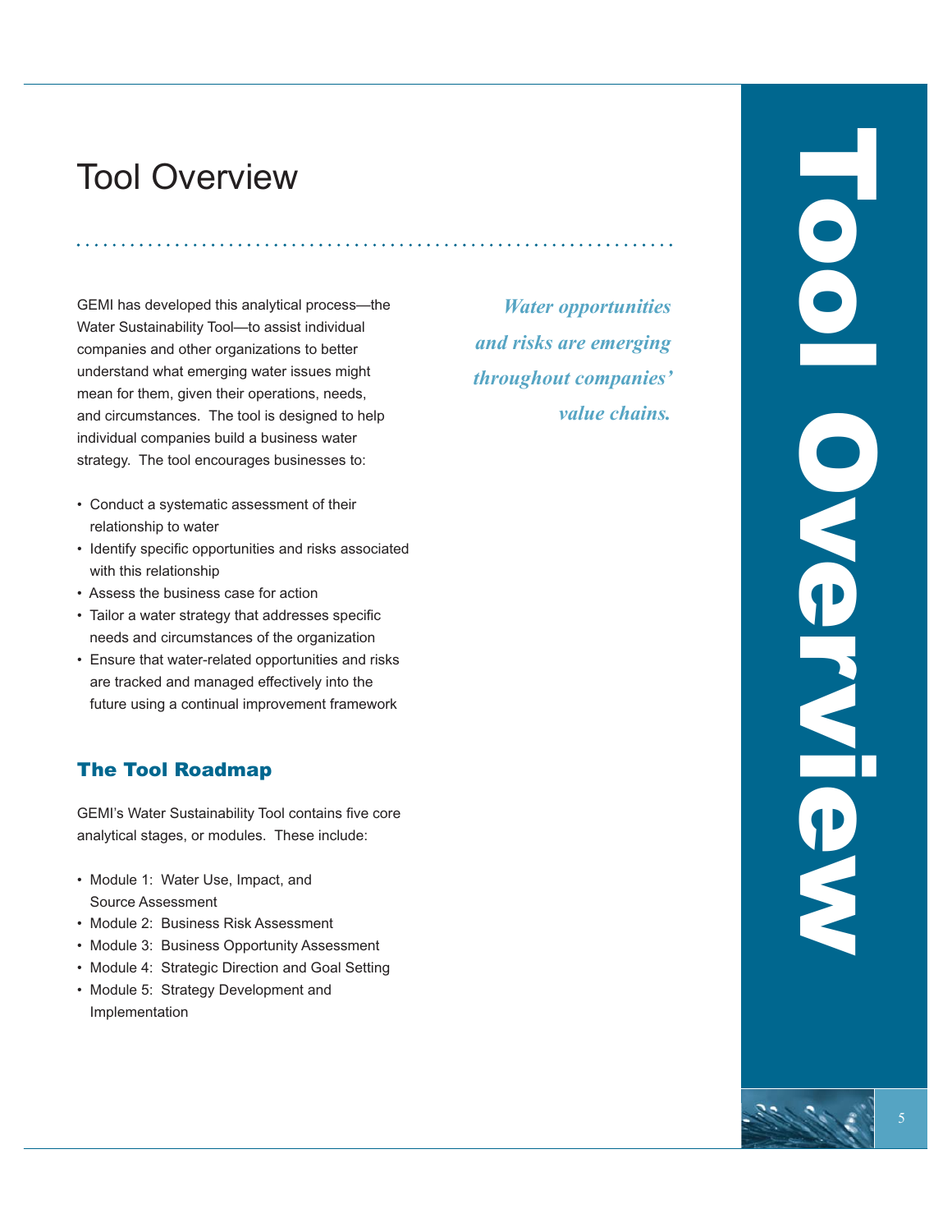# Tool Overview

GEMI has developed this analytical process—the Water Sustainability Tool—to assist individual companies and other organizations to better understand what emerging water issues might mean for them, given their operations, needs, and circumstances. The tool is designed to help individual companies build a business water strategy. The tool encourages businesses to:

- Conduct a systematic assessment of their relationship to water
- Identify specific opportunities and risks associated with this relationship
- Assess the business case for action
- Tailor a water strategy that addresses specific needs and circumstances of the organization
- Ensure that water-related opportunities and risks are tracked and managed effectively into the future using a continual improvement framework

*Water opportunities and risks are emerging throughout companies' value chains.*

## The Tool Roadmap

GEMI's Water Sustainability Tool contains five core analytical stages, or modules. These include:

- Module 1: Water Use, Impact, and Source Assessment
- Module 2: Business Risk Assessment
- Module 3: Business Opportunity Assessment
- Module 4: Strategic Direction and Goal Setting
- Module 5: Strategy Development and Implementation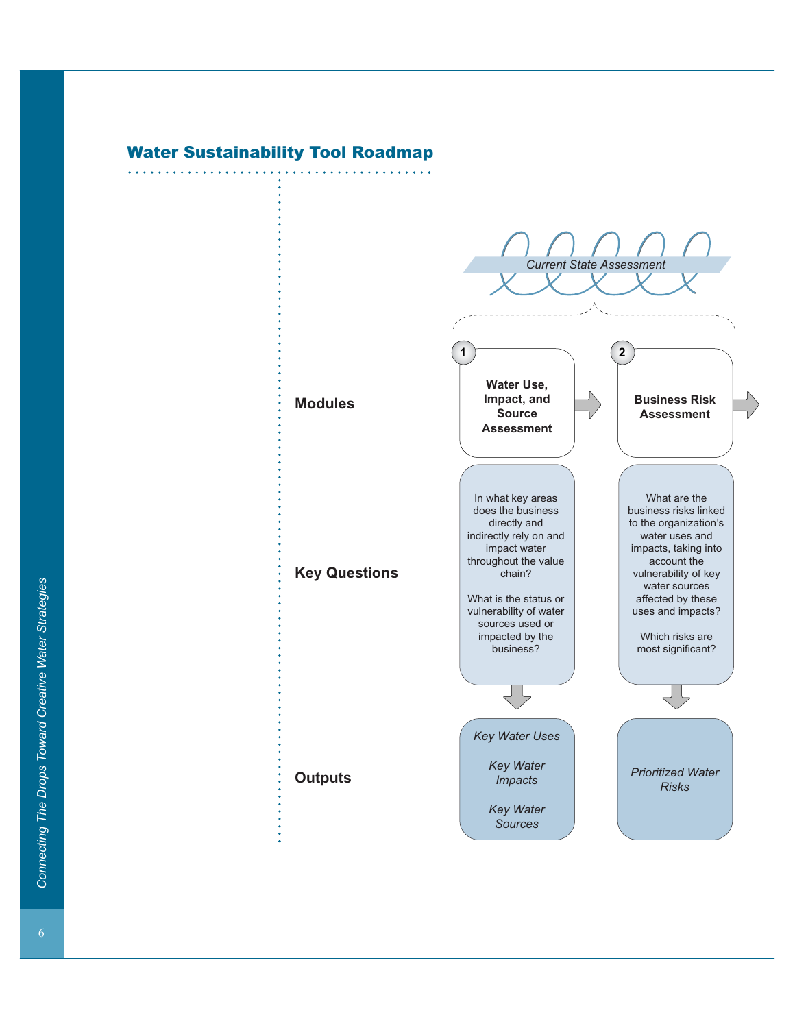## Water Sustainability Tool Roadmap

*Current State Assessment*

| | 1 | 2 |
|---|---|---|
| **Modules** | **Water Use, Impact, and Source Assessment** | **Business Risk Assessment** |
| **Key Questions** | In what key areas does the business directly and indirectly rely on and impact water throughout the value chain?<br><br>What is the status or vulnerability of water sources used or impacted by the business? | What are the business risks linked to the organization's water uses and impacts, taking into account the vulnerability of key water sources affected by these uses and impacts?<br><br>Which risks are most significant? |
| **Outputs** | *Key Water Uses*<br><br>*Key Water Impacts*<br><br>*Key Water Sources* | *Prioritized Water Risks* |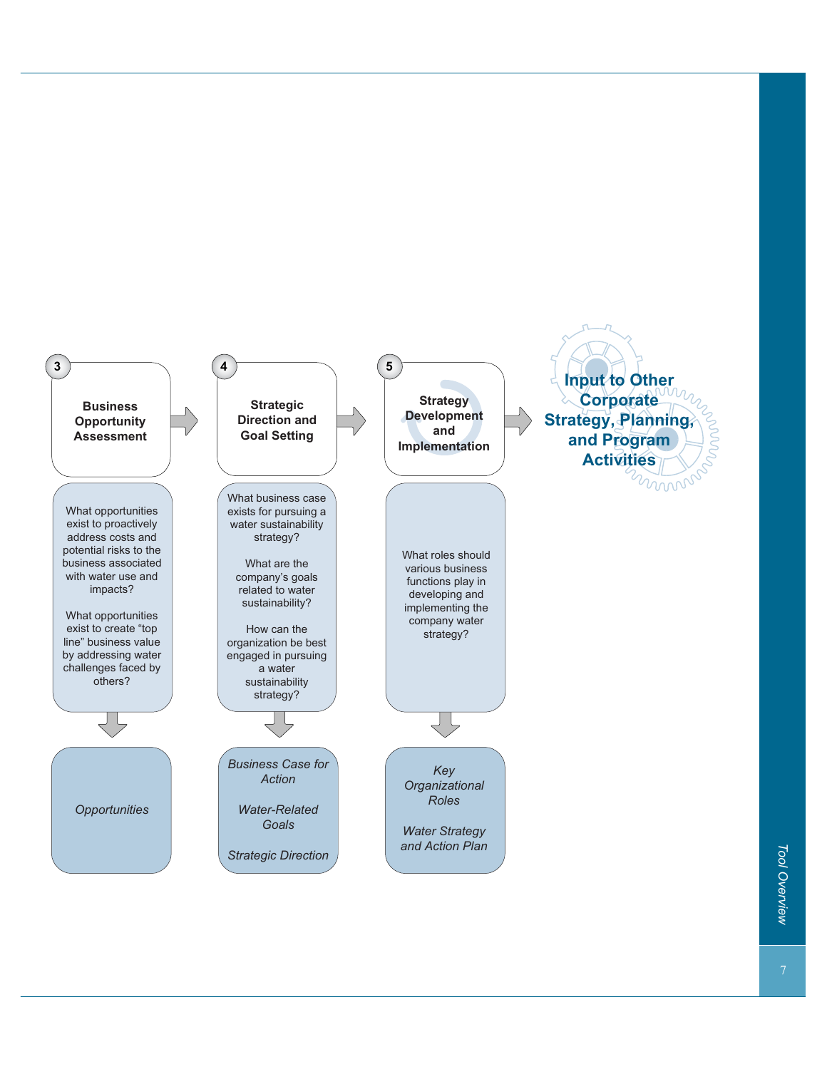**3 Business Opportunity Assessment**

What opportunities exist to proactively address costs and potential risks to the business associated with water use and impacts?

What opportunities exist to create "top line" business value by addressing water challenges faced by others?

*Opportunities*

**4 Strategic Direction and Goal Setting**

What business case exists for pursuing a water sustainability strategy?

What are the company's goals related to water sustainability?

How can the organization be best engaged in pursuing a water sustainability strategy?

*Business Case for Action*

*Water-Related Goals*

*Strategic Direction*

**5 Strategy Development and Implementation**

What roles should various business functions play in developing and implementing the company water strategy?

*Key Organizational Roles*

*Water Strategy and Action Plan*

**Input to Other Corporate Strategy, Planning, and Program Activities**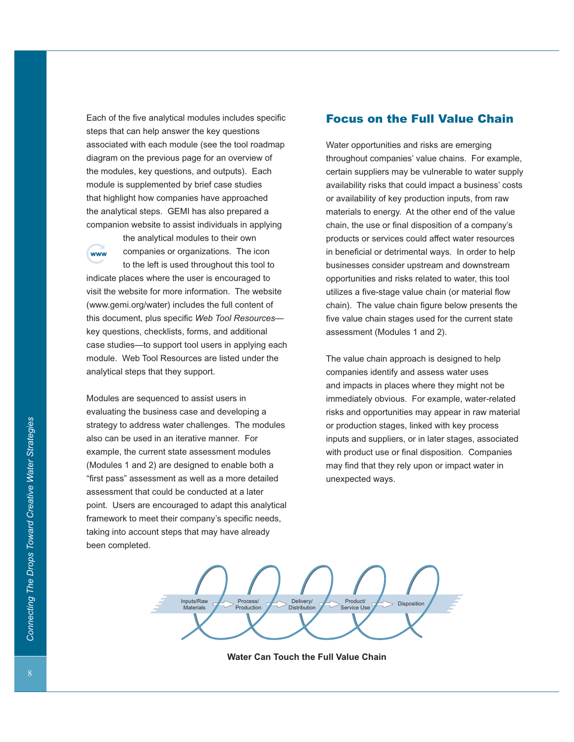Each of the five analytical modules includes specific steps that can help answer the key questions associated with each module (see the tool roadmap diagram on the previous page for an overview of the modules, key questions, and outputs). Each module is supplemented by brief case studies that highlight how companies have approached the analytical steps. GEMI has also prepared a companion website to assist individuals in applying the analytical modules to their own companies or organizations. The icon to the left is used throughout this tool to indicate places where the user is encouraged to visit the website for more information. The website (www.gemi.org/water) includes the full content of this document, plus specific *Web Tool Resources*—key questions, checklists, forms, and additional case studies—to support tool users in applying each module. Web Tool Resources are listed under the analytical steps that they support.

Modules are sequenced to assist users in evaluating the business case and developing a strategy to address water challenges. The modules also can be used in an iterative manner. For example, the current state assessment modules (Modules 1 and 2) are designed to enable both a "first pass" assessment as well as a more detailed assessment that could be conducted at a later point. Users are encouraged to adapt this analytical framework to meet their company's specific needs, taking into account steps that may have already been completed.

## Focus on the Full Value Chain

Water opportunities and risks are emerging throughout companies' value chains. For example, certain suppliers may be vulnerable to water supply availability risks that could impact a business' costs or availability of key production inputs, from raw materials to energy. At the other end of the value chain, the use or final disposition of a company's products or services could affect water resources in beneficial or detrimental ways. In order to help businesses consider upstream and downstream opportunities and risks related to water, this tool utilizes a five-stage value chain (or material flow chain). The value chain figure below presents the five value chain stages used for the current state assessment (Modules 1 and 2).

The value chain approach is designed to help companies identify and assess water uses and impacts in places where they might not be immediately obvious. For example, water-related risks and opportunities may appear in raw material or production stages, linked with key process inputs and suppliers, or in later stages, associated with product use or final disposition. Companies may find that they rely upon or impact water in unexpected ways.

Inputs/Raw Materials → Process/Production → Delivery/Distribution → Product/Service Use → Disposition

**Water Can Touch the Full Value Chain**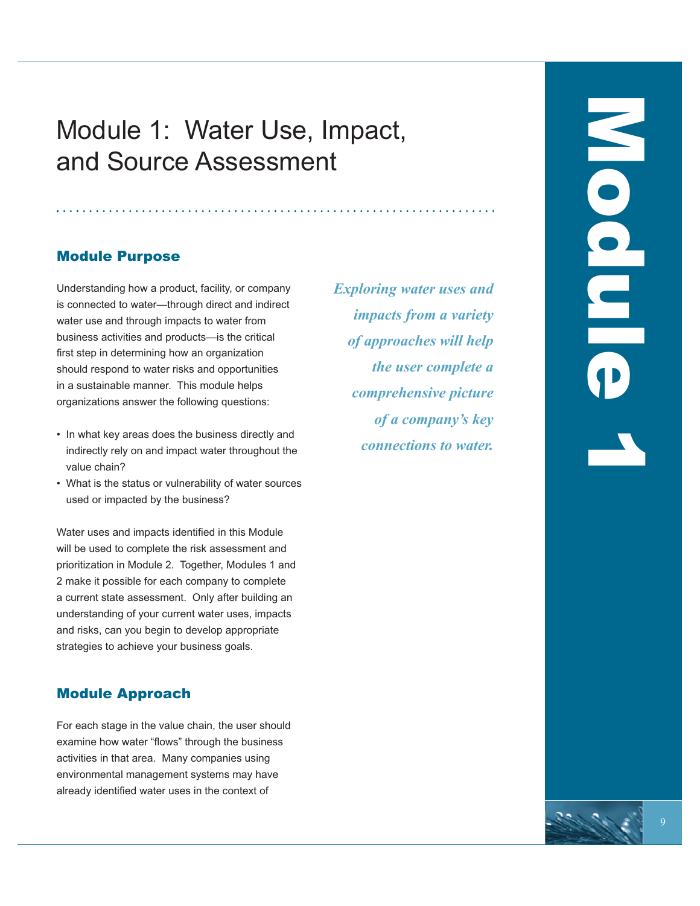# Module 1: Water Use, Impact, and Source Assessment

## Module Purpose

Understanding how a product, facility, or company is connected to water—through direct and indirect water use and through impacts to water from business activities and products—is the critical first step in determining how an organization should respond to water risks and opportunities in a sustainable manner. This module helps organizations answer the following questions:

- In what key areas does the business directly and indirectly rely on and impact water throughout the value chain?
- What is the status or vulnerability of water sources used or impacted by the business?

Water uses and impacts identified in this Module will be used to complete the risk assessment and prioritization in Module 2. Together, Modules 1 and 2 make it possible for each company to complete a current state assessment. Only after building an understanding of your current water uses, impacts and risks, can you begin to develop appropriate strategies to achieve your business goals.

*Exploring water uses and impacts from a variety of approaches will help the user complete a comprehensive picture of a company's key connections to water.*

## Module Approach

For each stage in the value chain, the user should examine how water "flows" through the business activities in that area. Many companies using environmental management systems may have already identified water uses in the context of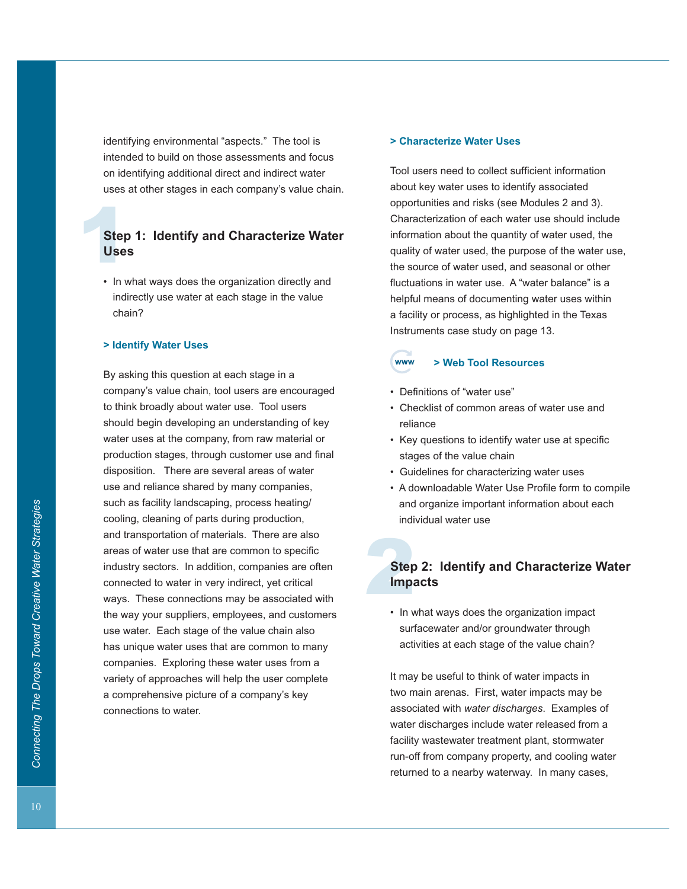identifying environmental "aspects." The tool is intended to build on those assessments and focus on identifying additional direct and indirect water uses at other stages in each company's value chain.

## Step 1: Identify and Characterize Water Uses

- In what ways does the organization directly and indirectly use water at each stage in the value chain?

### > Identify Water Uses

By asking this question at each stage in a company's value chain, tool users are encouraged to think broadly about water use. Tool users should begin developing an understanding of key water uses at the company, from raw material or production stages, through customer use and final disposition. There are several areas of water use and reliance shared by many companies, such as facility landscaping, process heating/cooling, cleaning of parts during production, and transportation of materials. There are also areas of water use that are common to specific industry sectors. In addition, companies are often connected to water in very indirect, yet critical ways. These connections may be associated with the way your suppliers, employees, and customers use water. Each stage of the value chain also has unique water uses that are common to many companies. Exploring these water uses from a variety of approaches will help the user complete a comprehensive picture of a company's key connections to water.

### > Characterize Water Uses

Tool users need to collect sufficient information about key water uses to identify associated opportunities and risks (see Modules 2 and 3). Characterization of each water use should include information about the quantity of water used, the quality of water used, the purpose of the water use, the source of water used, and seasonal or other fluctuations in water use. A "water balance" is a helpful means of documenting water uses within a facility or process, as highlighted in the Texas Instruments case study on page 13.

### > Web Tool Resources

- Definitions of "water use"
- Checklist of common areas of water use and reliance
- Key questions to identify water use at specific stages of the value chain
- Guidelines for characterizing water uses
- A downloadable Water Use Profile form to compile and organize important information about each individual water use

## Step 2: Identify and Characterize Water Impacts

- In what ways does the organization impact surfacewater and/or groundwater through activities at each stage of the value chain?

It may be useful to think of water impacts in two main arenas. First, water impacts may be associated with *water discharges*. Examples of water discharges include water released from a facility wastewater treatment plant, stormwater run-off from company property, and cooling water returned to a nearby waterway. In many cases,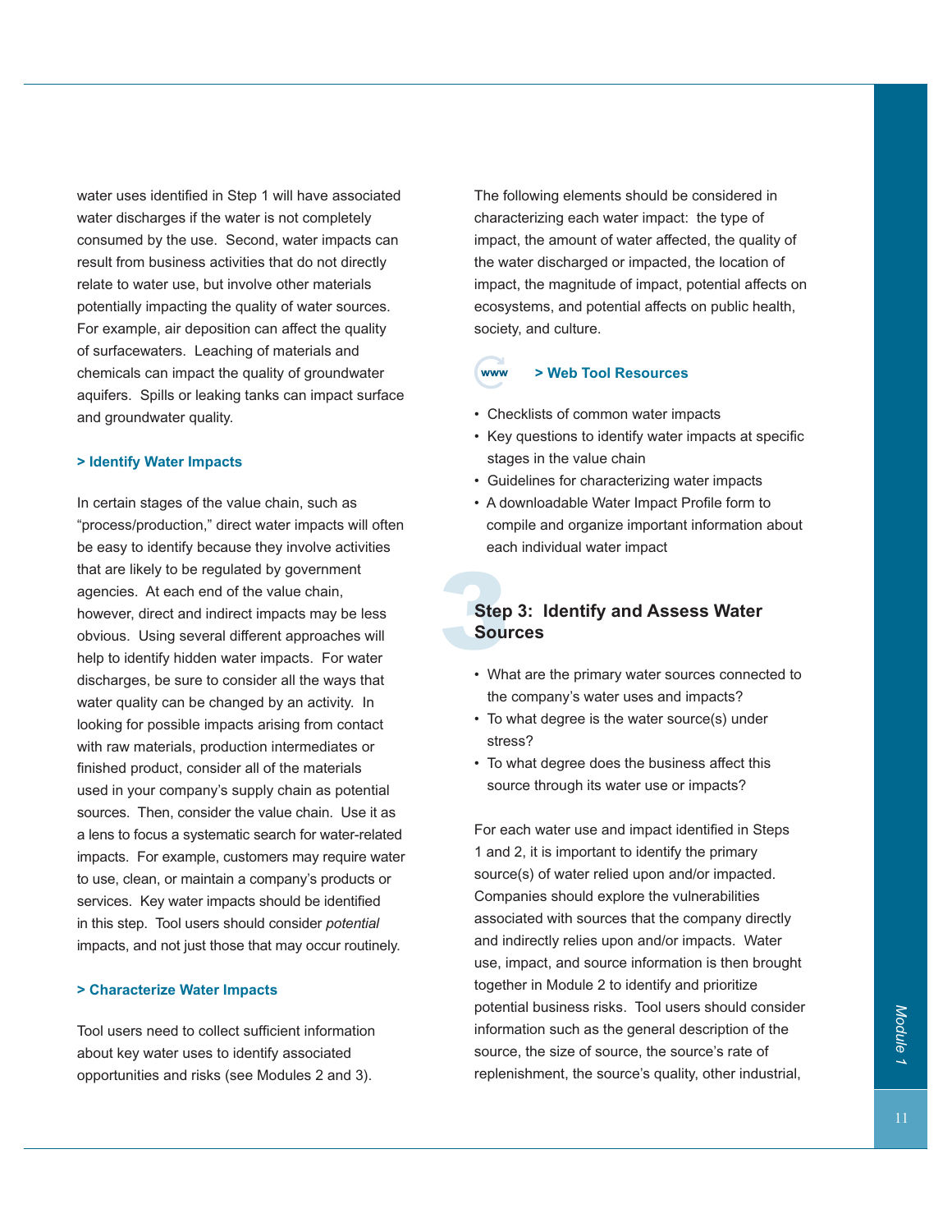water uses identified in Step 1 will have associated water discharges if the water is not completely consumed by the use. Second, water impacts can result from business activities that do not directly relate to water use, but involve other materials potentially impacting the quality of water sources. For example, air deposition can affect the quality of surfacewaters. Leaching of materials and chemicals can impact the quality of groundwater aquifers. Spills or leaking tanks can impact surface and groundwater quality.

### > Identify Water Impacts

In certain stages of the value chain, such as "process/production," direct water impacts will often be easy to identify because they involve activities that are likely to be regulated by government agencies. At each end of the value chain, however, direct and indirect impacts may be less obvious. Using several different approaches will help to identify hidden water impacts. For water discharges, be sure to consider all the ways that water quality can be changed by an activity. In looking for possible impacts arising from contact with raw materials, production intermediates or finished product, consider all of the materials used in your company's supply chain as potential sources. Then, consider the value chain. Use it as a lens to focus a systematic search for water-related impacts. For example, customers may require water to use, clean, or maintain a company's products or services. Key water impacts should be identified in this step. Tool users should consider *potential* impacts, and not just those that may occur routinely.

### > Characterize Water Impacts

Tool users need to collect sufficient information about key water uses to identify associated opportunities and risks (see Modules 2 and 3).

The following elements should be considered in characterizing each water impact: the type of impact, the amount of water affected, the quality of the water discharged or impacted, the location of impact, the magnitude of impact, potential affects on ecosystems, and potential affects on public health, society, and culture.

### > Web Tool Resources

- Checklists of common water impacts
- Key questions to identify water impacts at specific stages in the value chain
- Guidelines for characterizing water impacts
- A downloadable Water Impact Profile form to compile and organize important information about each individual water impact

## Step 3: Identify and Assess Water Sources

- What are the primary water sources connected to the company's water uses and impacts?
- To what degree is the water source(s) under stress?
- To what degree does the business affect this source through its water use or impacts?

For each water use and impact identified in Steps 1 and 2, it is important to identify the primary source(s) of water relied upon and/or impacted. Companies should explore the vulnerabilities associated with sources that the company directly and indirectly relies upon and/or impacts. Water use, impact, and source information is then brought together in Module 2 to identify and prioritize potential business risks. Tool users should consider information such as the general description of the source, the size of source, the source's rate of replenishment, the source's quality, other industrial,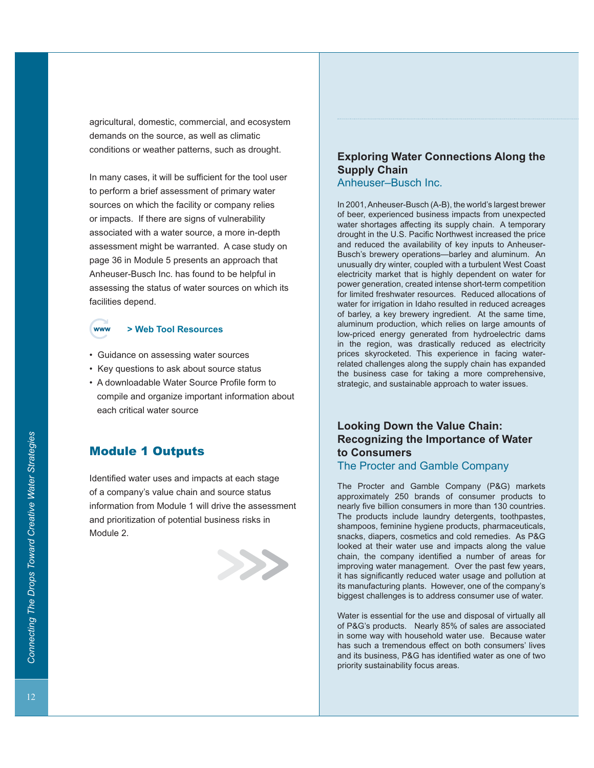agricultural, domestic, commercial, and ecosystem demands on the source, as well as climatic conditions or weather patterns, such as drought.

In many cases, it will be sufficient for the tool user to perform a brief assessment of primary water sources on which the facility or company relies or impacts. If there are signs of vulnerability associated with a water source, a more in-depth assessment might be warranted. A case study on page 36 in Module 5 presents an approach that Anheuser-Busch Inc. has found to be helpful in assessing the status of water sources on which its facilities depend.

**> Web Tool Resources**

- Guidance on assessing water sources
- Key questions to ask about source status
- A downloadable Water Source Profile form to compile and organize important information about each critical water source

## Module 1 Outputs

Identified water uses and impacts at each stage of a company's value chain and source status information from Module 1 will drive the assessment and prioritization of potential business risks in Module 2.

### Exploring Water Connections Along the Supply Chain

Anheuser–Busch Inc.

In 2001, Anheuser-Busch (A-B), the world's largest brewer of beer, experienced business impacts from unexpected water shortages affecting its supply chain. A temporary drought in the U.S. Pacific Northwest increased the price and reduced the availability of key inputs to Anheuser-Busch's brewery operations—barley and aluminum. An unusually dry winter, coupled with a turbulent West Coast electricity market that is highly dependent on water for power generation, created intense short-term competition for limited freshwater resources. Reduced allocations of water for irrigation in Idaho resulted in reduced acreages of barley, a key brewery ingredient. At the same time, aluminum production, which relies on large amounts of low-priced energy generated from hydroelectric dams in the region, was drastically reduced as electricity prices skyrocketed. This experience in facing water-related challenges along the supply chain has expanded the business case for taking a more comprehensive, strategic, and sustainable approach to water issues.

### Looking Down the Value Chain: Recognizing the Importance of Water to Consumers

The Procter and Gamble Company

The Procter and Gamble Company (P&G) markets approximately 250 brands of consumer products to nearly five billion consumers in more than 130 countries. The products include laundry detergents, toothpastes, shampoos, feminine hygiene products, pharmaceuticals, snacks, diapers, cosmetics and cold remedies. As P&G looked at their water use and impacts along the value chain, the company identified a number of areas for improving water management. Over the past few years, it has significantly reduced water usage and pollution at its manufacturing plants. However, one of the company's biggest challenges is to address consumer use of water.

Water is essential for the use and disposal of virtually all of P&G's products. Nearly 85% of sales are associated in some way with household water use. Because water has such a tremendous effect on both consumers' lives and its business, P&G has identified water as one of two priority sustainability focus areas.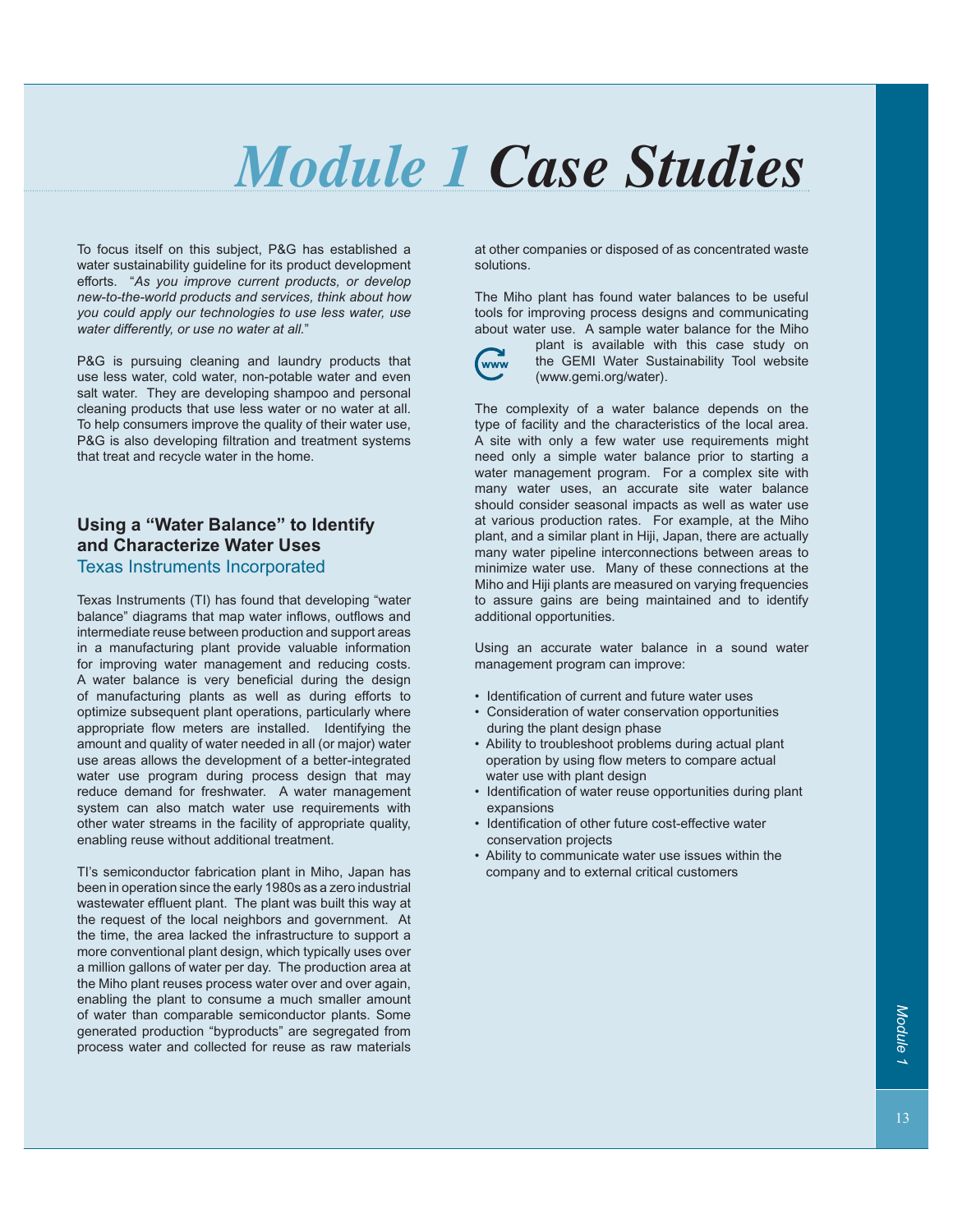# *Module 1 Case Studies*

To focus itself on this subject, P&G has established a water sustainability guideline for its product development efforts. "*As you improve current products, or develop new-to-the-world products and services, think about how you could apply our technologies to use less water, use water differently, or use no water at all.*"

P&G is pursuing cleaning and laundry products that use less water, cold water, non-potable water and even salt water. They are developing shampoo and personal cleaning products that use less water or no water at all. To help consumers improve the quality of their water use, P&G is also developing filtration and treatment systems that treat and recycle water in the home.

## Using a "Water Balance" to Identify and Characterize Water Uses

### Texas Instruments Incorporated

Texas Instruments (TI) has found that developing "water balance" diagrams that map water inflows, outflows and intermediate reuse between production and support areas in a manufacturing plant provide valuable information for improving water management and reducing costs. A water balance is very beneficial during the design of manufacturing plants as well as during efforts to optimize subsequent plant operations, particularly where appropriate flow meters are installed. Identifying the amount and quality of water needed in all (or major) water use areas allows the development of a better-integrated water use program during process design that may reduce demand for freshwater. A water management system can also match water use requirements with other water streams in the facility of appropriate quality, enabling reuse without additional treatment.

TI's semiconductor fabrication plant in Miho, Japan has been in operation since the early 1980s as a zero industrial wastewater effluent plant. The plant was built this way at the request of the local neighbors and government. At the time, the area lacked the infrastructure to support a more conventional plant design, which typically uses over a million gallons of water per day. The production area at the Miho plant reuses process water over and over again, enabling the plant to consume a much smaller amount of water than comparable semiconductor plants. Some generated production "byproducts" are segregated from process water and collected for reuse as raw materials at other companies or disposed of as concentrated waste solutions.

The Miho plant has found water balances to be useful tools for improving process designs and communicating about water use. A sample water balance for the Miho plant is available with this case study on the GEMI Water Sustainability Tool website (www.gemi.org/water).

The complexity of a water balance depends on the type of facility and the characteristics of the local area. A site with only a few water use requirements might need only a simple water balance prior to starting a water management program. For a complex site with many water uses, an accurate site water balance should consider seasonal impacts as well as water use at various production rates. For example, at the Miho plant, and a similar plant in Hiji, Japan, there are actually many water pipeline interconnections between areas to minimize water use. Many of these connections at the Miho and Hiji plants are measured on varying frequencies to assure gains are being maintained and to identify additional opportunities.

Using an accurate water balance in a sound water management program can improve:

- Identification of current and future water uses
- Consideration of water conservation opportunities during the plant design phase
- Ability to troubleshoot problems during actual plant operation by using flow meters to compare actual water use with plant design
- Identification of water reuse opportunities during plant expansions
- Identification of other future cost-effective water conservation projects
- Ability to communicate water use issues within the company and to external critical customers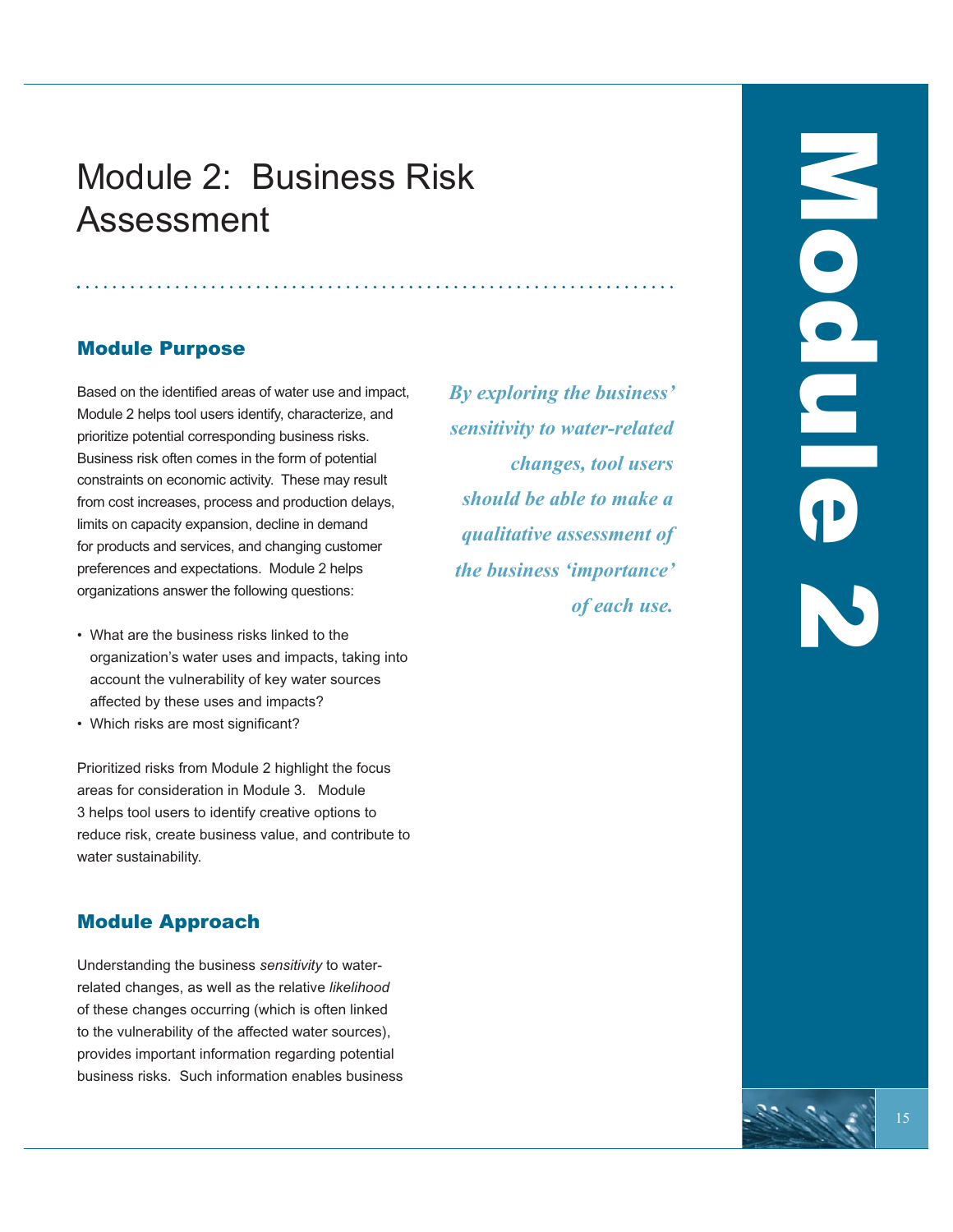# Module 2: Business Risk Assessment

## Module Purpose

Based on the identified areas of water use and impact, Module 2 helps tool users identify, characterize, and prioritize potential corresponding business risks. Business risk often comes in the form of potential constraints on economic activity. These may result from cost increases, process and production delays, limits on capacity expansion, decline in demand for products and services, and changing customer preferences and expectations. Module 2 helps organizations answer the following questions:

- What are the business risks linked to the organization's water uses and impacts, taking into account the vulnerability of key water sources affected by these uses and impacts?
- Which risks are most significant?

Prioritized risks from Module 2 highlight the focus areas for consideration in Module 3. Module 3 helps tool users to identify creative options to reduce risk, create business value, and contribute to water sustainability.

***By exploring the business' sensitivity to water-related changes, tool users should be able to make a qualitative assessment of the business 'importance' of each use.***

## Module Approach

Understanding the business *sensitivity* to water-related changes, as well as the relative *likelihood* of these changes occurring (which is often linked to the vulnerability of the affected water sources), provides important information regarding potential business risks. Such information enables business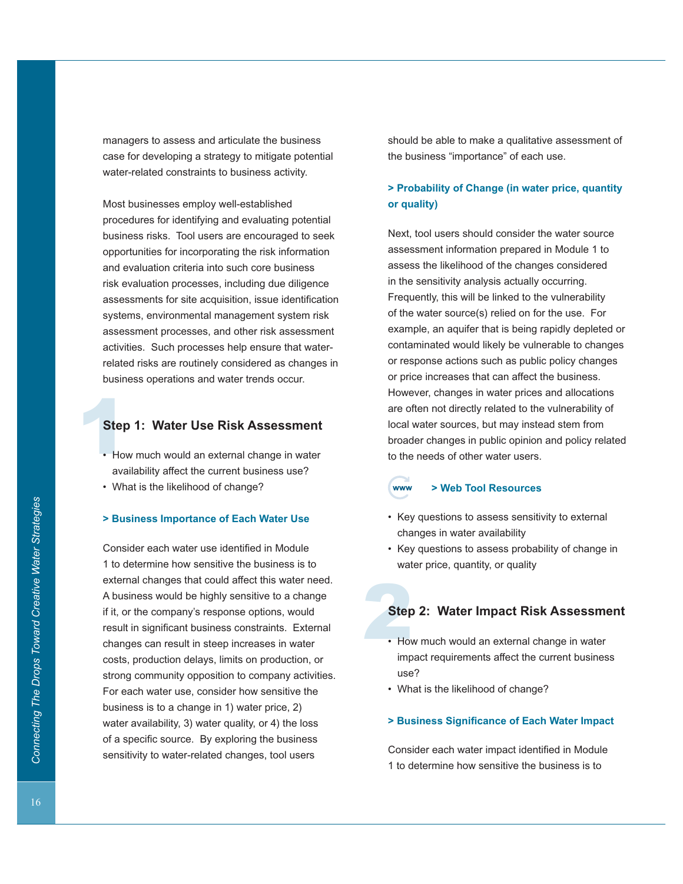managers to assess and articulate the business case for developing a strategy to mitigate potential water-related constraints to business activity.

Most businesses employ well-established procedures for identifying and evaluating potential business risks. Tool users are encouraged to seek opportunities for incorporating the risk information and evaluation criteria into such core business risk evaluation processes, including due diligence assessments for site acquisition, issue identification systems, environmental management system risk assessment processes, and other risk assessment activities. Such processes help ensure that water-related risks are routinely considered as changes in business operations and water trends occur.

## Step 1: Water Use Risk Assessment

- How much would an external change in water availability affect the current business use?
- What is the likelihood of change?

### > Business Importance of Each Water Use

Consider each water use identified in Module 1 to determine how sensitive the business is to external changes that could affect this water need. A business would be highly sensitive to a change if it, or the company's response options, would result in significant business constraints. External changes can result in steep increases in water costs, production delays, limits on production, or strong community opposition to company activities. For each water use, consider how sensitive the business is to a change in 1) water price, 2) water availability, 3) water quality, or 4) the loss of a specific source. By exploring the business sensitivity to water-related changes, tool users should be able to make a qualitative assessment of the business "importance" of each use.

### > Probability of Change (in water price, quantity or quality)

Next, tool users should consider the water source assessment information prepared in Module 1 to assess the likelihood of the changes considered in the sensitivity analysis actually occurring. Frequently, this will be linked to the vulnerability of the water source(s) relied on for the use. For example, an aquifer that is being rapidly depleted or contaminated would likely be vulnerable to changes or response actions such as public policy changes or price increases that can affect the business. However, changes in water prices and allocations are often not directly related to the vulnerability of local water sources, but may instead stem from broader changes in public opinion and policy related to the needs of other water users.

### > Web Tool Resources

- Key questions to assess sensitivity to external changes in water availability
- Key questions to assess probability of change in water price, quantity, or quality

## Step 2: Water Impact Risk Assessment

- How much would an external change in water impact requirements affect the current business use?
- What is the likelihood of change?

### > Business Significance of Each Water Impact

Consider each water impact identified in Module 1 to determine how sensitive the business is to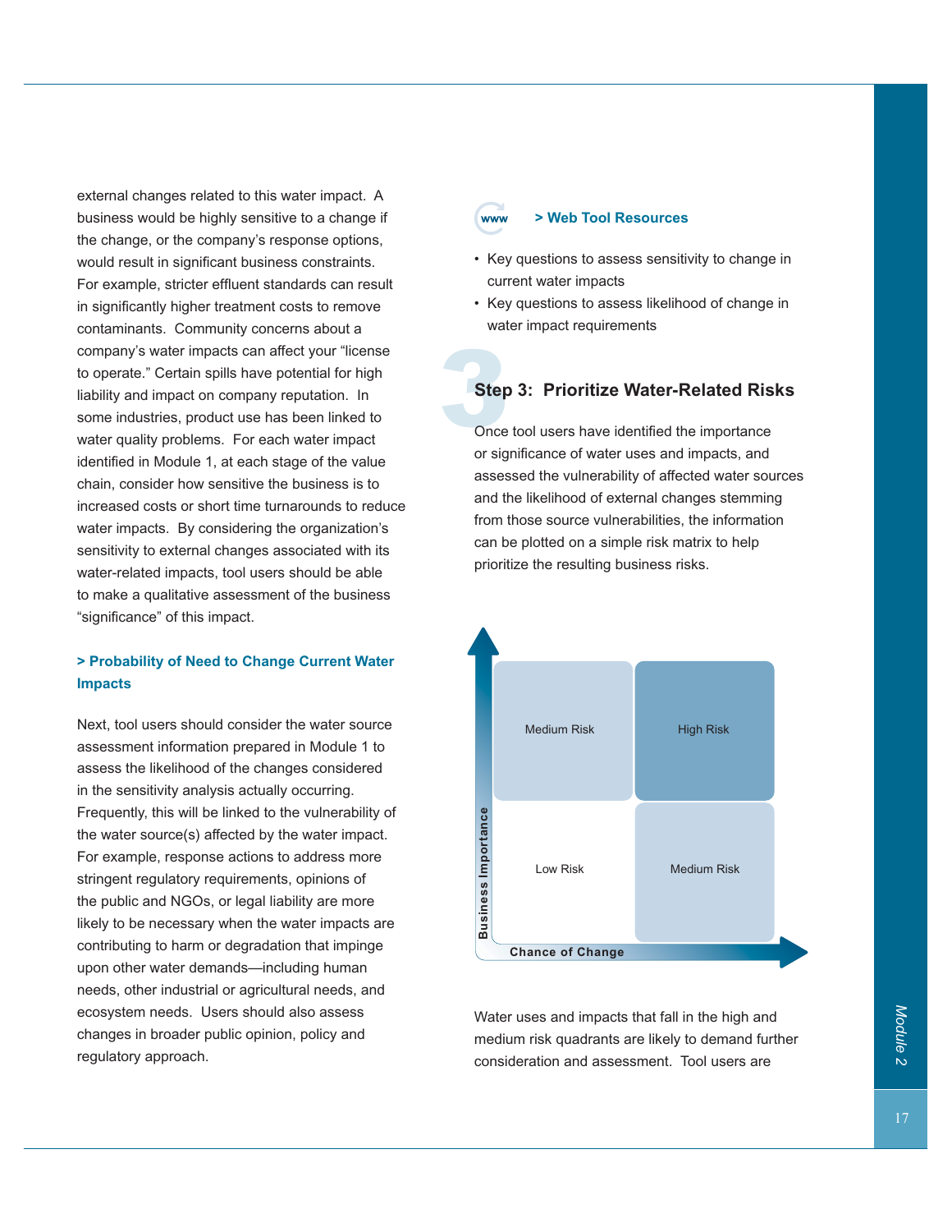external changes related to this water impact. A business would be highly sensitive to a change if the change, or the company's response options, would result in significant business constraints. For example, stricter effluent standards can result in significantly higher treatment costs to remove contaminants. Community concerns about a company's water impacts can affect your "license to operate." Certain spills have potential for high liability and impact on company reputation. In some industries, product use has been linked to water quality problems. For each water impact identified in Module 1, at each stage of the value chain, consider how sensitive the business is to increased costs or short time turnarounds to reduce water impacts. By considering the organization's sensitivity to external changes associated with its water-related impacts, tool users should be able to make a qualitative assessment of the business "significance" of this impact.

### > Probability of Need to Change Current Water Impacts

Next, tool users should consider the water source assessment information prepared in Module 1 to assess the likelihood of the changes considered in the sensitivity analysis actually occurring. Frequently, this will be linked to the vulnerability of the water source(s) affected by the water impact. For example, response actions to address more stringent regulatory requirements, opinions of the public and NGOs, or legal liability are more likely to be necessary when the water impacts are contributing to harm or degradation that impinge upon other water demands—including human needs, other industrial or agricultural needs, and ecosystem needs. Users should also assess changes in broader public opinion, policy and regulatory approach.

### > Web Tool Resources

- Key questions to assess sensitivity to change in current water impacts
- Key questions to assess likelihood of change in water impact requirements

## Step 3: Prioritize Water-Related Risks

Once tool users have identified the importance or significance of water uses and impacts, and assessed the vulnerability of affected water sources and the likelihood of external changes stemming from those source vulnerabilities, the information can be plotted on a simple risk matrix to help prioritize the resulting business risks.

| Business Importance ↑ / Chance of Change → | Lower Chance of Change | Higher Chance of Change |
|---|---|---|
| Higher Business Importance | Medium Risk | High Risk |
| Lower Business Importance | Low Risk | Medium Risk |

Water uses and impacts that fall in the high and medium risk quadrants are likely to demand further consideration and assessment. Tool users are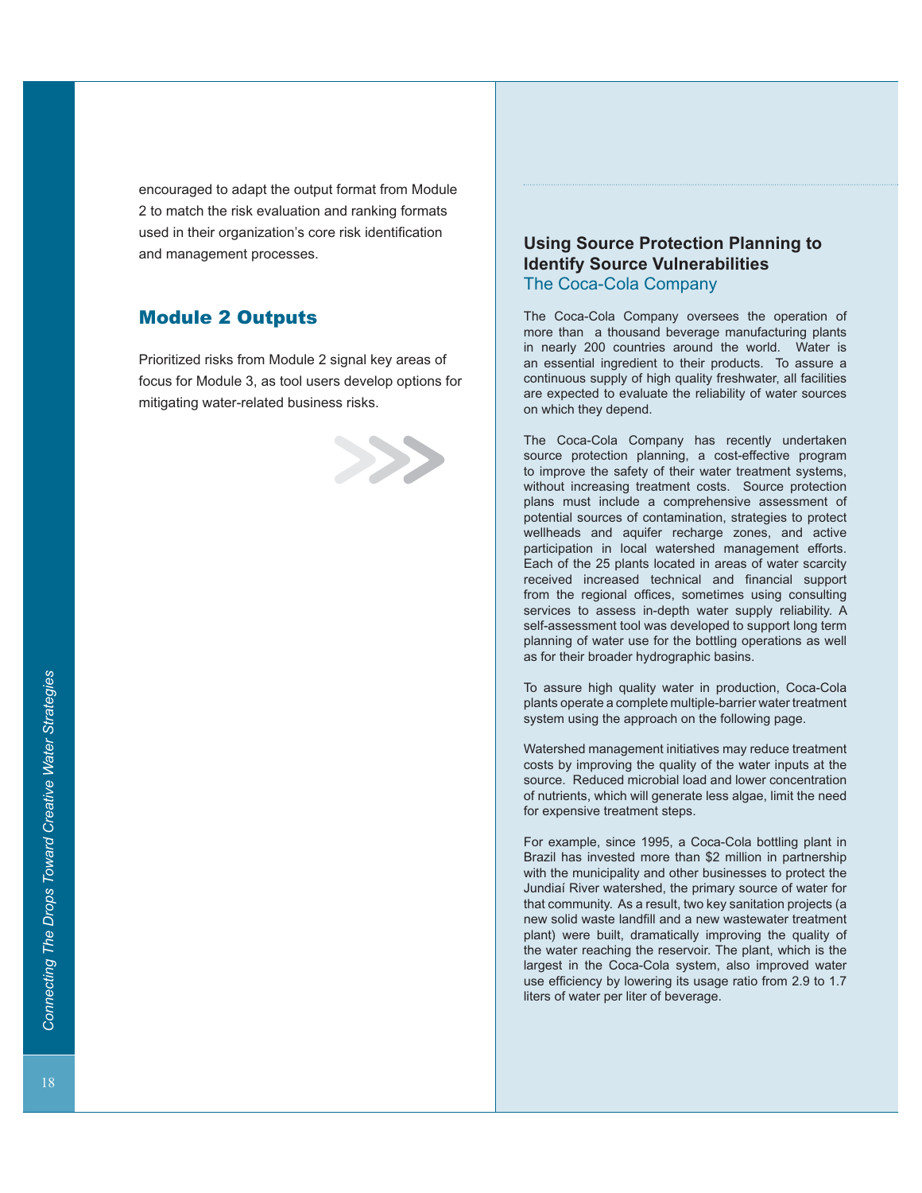encouraged to adapt the output format from Module 2 to match the risk evaluation and ranking formats used in their organization's core risk identification and management processes.

## Module 2 Outputs

Prioritized risks from Module 2 signal key areas of focus for Module 3, as tool users develop options for mitigating water-related business risks.

### Using Source Protection Planning to Identify Source Vulnerabilities
The Coca-Cola Company

The Coca-Cola Company oversees the operation of more than a thousand beverage manufacturing plants in nearly 200 countries around the world. Water is an essential ingredient to their products. To assure a continuous supply of high quality freshwater, all facilities are expected to evaluate the reliability of water sources on which they depend.

The Coca-Cola Company has recently undertaken source protection planning, a cost-effective program to improve the safety of their water treatment systems, without increasing treatment costs. Source protection plans must include a comprehensive assessment of potential sources of contamination, strategies to protect wellheads and aquifer recharge zones, and active participation in local watershed management efforts. Each of the 25 plants located in areas of water scarcity received increased technical and financial support from the regional offices, sometimes using consulting services to assess in-depth water supply reliability. A self-assessment tool was developed to support long term planning of water use for the bottling operations as well as for their broader hydrographic basins.

To assure high quality water in production, Coca-Cola plants operate a complete multiple-barrier water treatment system using the approach on the following page.

Watershed management initiatives may reduce treatment costs by improving the quality of the water inputs at the source. Reduced microbial load and lower concentration of nutrients, which will generate less algae, limit the need for expensive treatment steps.

For example, since 1995, a Coca-Cola bottling plant in Brazil has invested more than $2 million in partnership with the municipality and other businesses to protect the Jundiaí River watershed, the primary source of water for that community. As a result, two key sanitation projects (a new solid waste landfill and a new wastewater treatment plant) were built, dramatically improving the quality of the water reaching the reservoir. The plant, which is the largest in the Coca-Cola system, also improved water use efficiency by lowering its usage ratio from 2.9 to 1.7 liters of water per liter of beverage.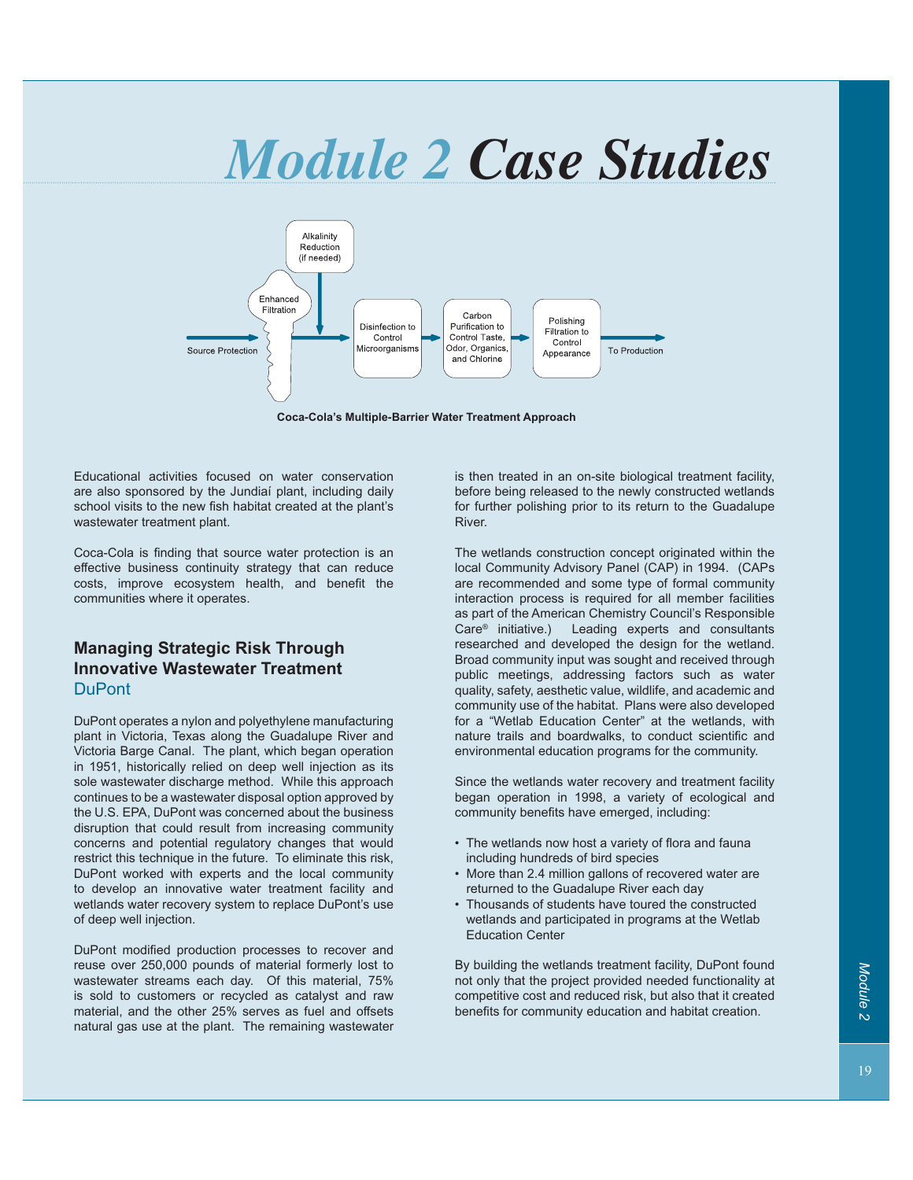# *Module 2* ***Case Studies***

Source Protection → Enhanced Filtration → Alkalinity Reduction (if needed) → Disinfection to Control Microorganisms → Carbon Purification to Control Taste, Odor, Organics, and Chlorine → Polishing Filtration to Control Appearance → To Production

**Coca-Cola's Multiple-Barrier Water Treatment Approach**

Educational activities focused on water conservation are also sponsored by the Jundiaí plant, including daily school visits to the new fish habitat created at the plant's wastewater treatment plant.

Coca-Cola is finding that source water protection is an effective business continuity strategy that can reduce costs, improve ecosystem health, and benefit the communities where it operates.

## Managing Strategic Risk Through Innovative Wastewater Treatment

### DuPont

DuPont operates a nylon and polyethylene manufacturing plant in Victoria, Texas along the Guadalupe River and Victoria Barge Canal. The plant, which began operation in 1951, historically relied on deep well injection as its sole wastewater discharge method. While this approach continues to be a wastewater disposal option approved by the U.S. EPA, DuPont was concerned about the business disruption that could result from increasing community concerns and potential regulatory changes that would restrict this technique in the future. To eliminate this risk, DuPont worked with experts and the local community to develop an innovative water treatment facility and wetlands water recovery system to replace DuPont's use of deep well injection.

DuPont modified production processes to recover and reuse over 250,000 pounds of material formerly lost to wastewater streams each day. Of this material, 75% is sold to customers or recycled as catalyst and raw material, and the other 25% serves as fuel and offsets natural gas use at the plant. The remaining wastewater is then treated in an on-site biological treatment facility, before being released to the newly constructed wetlands for further polishing prior to its return to the Guadalupe River.

The wetlands construction concept originated within the local Community Advisory Panel (CAP) in 1994. (CAPs are recommended and some type of formal community interaction process is required for all member facilities as part of the American Chemistry Council's Responsible Care® initiative.) Leading experts and consultants researched and developed the design for the wetland. Broad community input was sought and received through public meetings, addressing factors such as water quality, safety, aesthetic value, wildlife, and academic and community use of the habitat. Plans were also developed for a "Wetlab Education Center" at the wetlands, with nature trails and boardwalks, to conduct scientific and environmental education programs for the community.

Since the wetlands water recovery and treatment facility began operation in 1998, a variety of ecological and community benefits have emerged, including:

- The wetlands now host a variety of flora and fauna including hundreds of bird species
- More than 2.4 million gallons of recovered water are returned to the Guadalupe River each day
- Thousands of students have toured the constructed wetlands and participated in programs at the Wetlab Education Center

By building the wetlands treatment facility, DuPont found not only that the project provided needed functionality at competitive cost and reduced risk, but also that it created benefits for community education and habitat creation.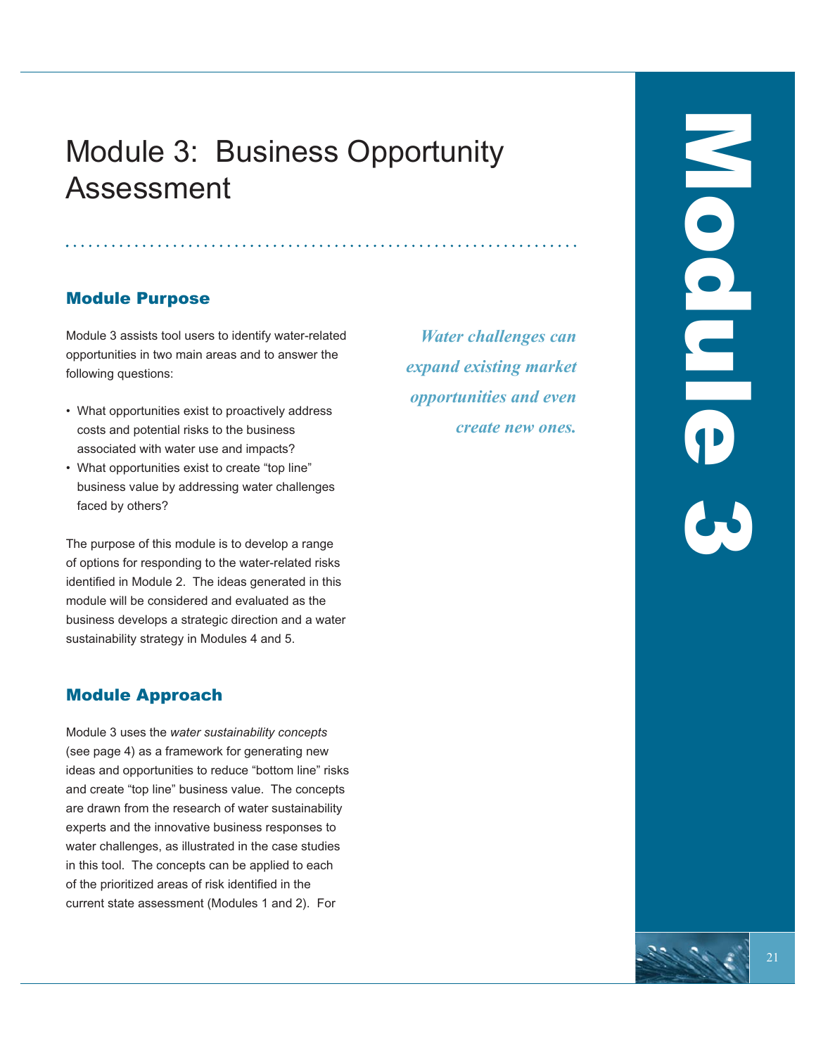# Module 3: Business Opportunity Assessment

## Module Purpose

Module 3 assists tool users to identify water-related opportunities in two main areas and to answer the following questions:

- What opportunities exist to proactively address costs and potential risks to the business associated with water use and impacts?
- What opportunities exist to create "top line" business value by addressing water challenges faced by others?

The purpose of this module is to develop a range of options for responding to the water-related risks identified in Module 2. The ideas generated in this module will be considered and evaluated as the business develops a strategic direction and a water sustainability strategy in Modules 4 and 5.

*Water challenges can expand existing market opportunities and even create new ones.*

## Module Approach

Module 3 uses the *water sustainability concepts* (see page 4) as a framework for generating new ideas and opportunities to reduce "bottom line" risks and create "top line" business value. The concepts are drawn from the research of water sustainability experts and the innovative business responses to water challenges, as illustrated in the case studies in this tool. The concepts can be applied to each of the prioritized areas of risk identified in the current state assessment (Modules 1 and 2). For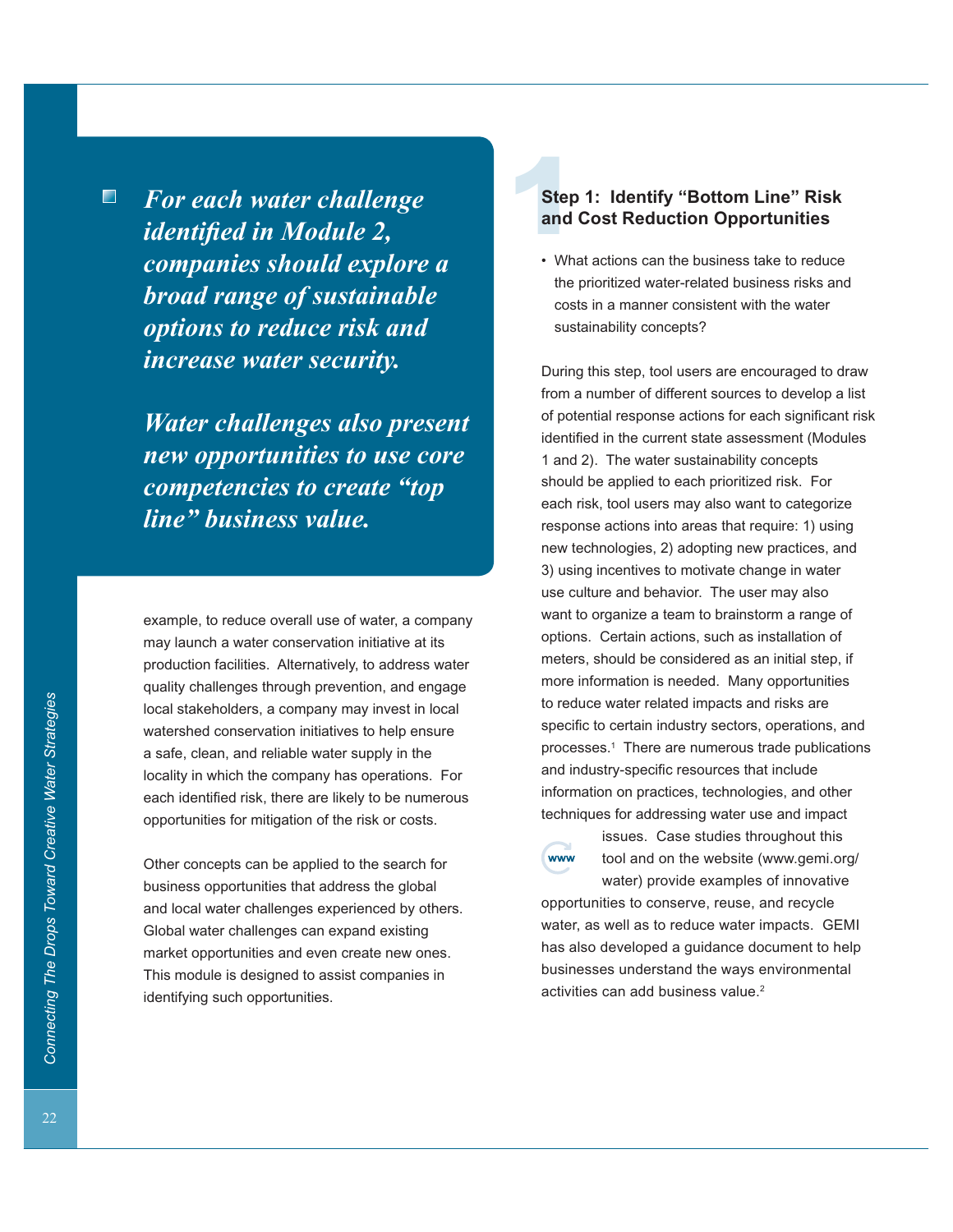*For each water challenge identified in Module 2, companies should explore a broad range of sustainable options to reduce risk and increase water security.*

*Water challenges also present new opportunities to use core competencies to create "top line" business value.*

example, to reduce overall use of water, a company may launch a water conservation initiative at its production facilities. Alternatively, to address water quality challenges through prevention, and engage local stakeholders, a company may invest in local watershed conservation initiatives to help ensure a safe, clean, and reliable water supply in the locality in which the company has operations. For each identified risk, there are likely to be numerous opportunities for mitigation of the risk or costs.

Other concepts can be applied to the search for business opportunities that address the global and local water challenges experienced by others. Global water challenges can expand existing market opportunities and even create new ones. This module is designed to assist companies in identifying such opportunities.

## Step 1: Identify "Bottom Line" Risk and Cost Reduction Opportunities

- What actions can the business take to reduce the prioritized water-related business risks and costs in a manner consistent with the water sustainability concepts?

During this step, tool users are encouraged to draw from a number of different sources to develop a list of potential response actions for each significant risk identified in the current state assessment (Modules 1 and 2). The water sustainability concepts should be applied to each prioritized risk. For each risk, tool users may also want to categorize response actions into areas that require: 1) using new technologies, 2) adopting new practices, and 3) using incentives to motivate change in water use culture and behavior. The user may also want to organize a team to brainstorm a range of options. Certain actions, such as installation of meters, should be considered as an initial step, if more information is needed. Many opportunities to reduce water related impacts and risks are specific to certain industry sectors, operations, and processes.[1] There are numerous trade publications and industry-specific resources that include information on practices, technologies, and other techniques for addressing water use and impact issues. Case studies throughout this tool and on the website (www.gemi.org/water) provide examples of innovative opportunities to conserve, reuse, and recycle water, as well as to reduce water impacts. GEMI has also developed a guidance document to help businesses understand the ways environmental activities can add business value.[2]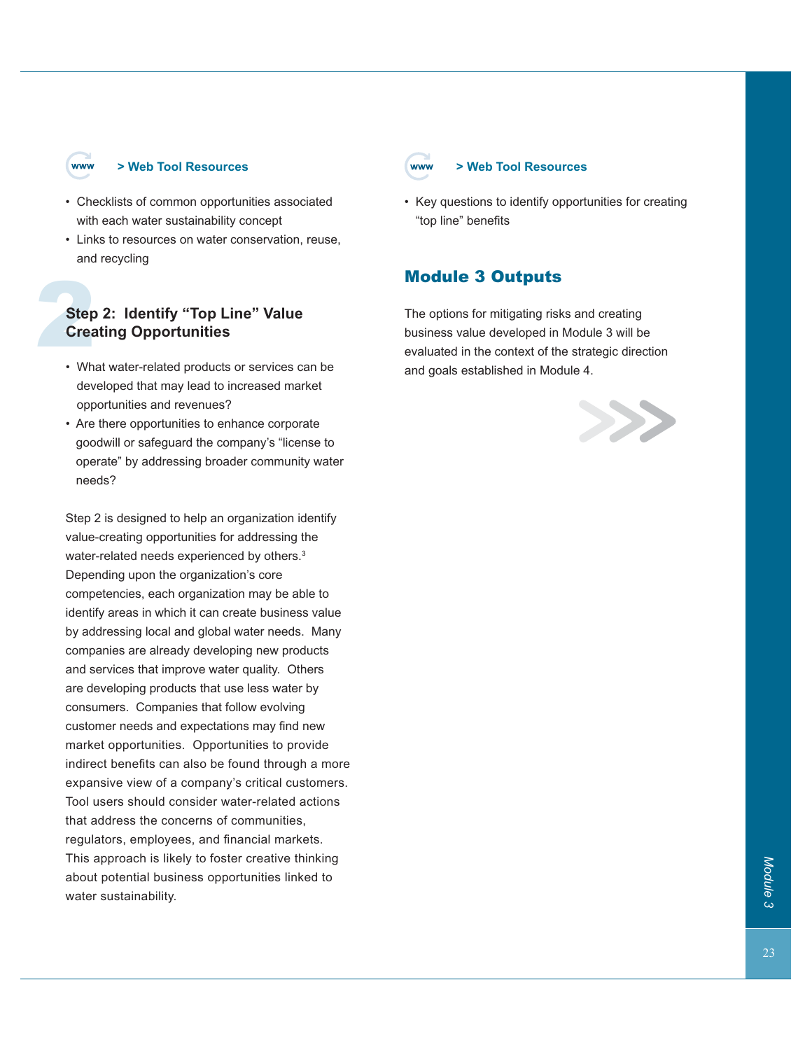> Web Tool Resources

- Checklists of common opportunities associated with each water sustainability concept
- Links to resources on water conservation, reuse, and recycling

## Step 2: Identify "Top Line" Value Creating Opportunities

- What water-related products or services can be developed that may lead to increased market opportunities and revenues?
- Are there opportunities to enhance corporate goodwill or safeguard the company's "license to operate" by addressing broader community water needs?

Step 2 is designed to help an organization identify value-creating opportunities for addressing the water-related needs experienced by others.[3] Depending upon the organization's core competencies, each organization may be able to identify areas in which it can create business value by addressing local and global water needs. Many companies are already developing new products and services that improve water quality. Others are developing products that use less water by consumers. Companies that follow evolving customer needs and expectations may find new market opportunities. Opportunities to provide indirect benefits can also be found through a more expansive view of a company's critical customers. Tool users should consider water-related actions that address the concerns of communities, regulators, employees, and financial markets. This approach is likely to foster creative thinking about potential business opportunities linked to water sustainability.

> Web Tool Resources

- Key questions to identify opportunities for creating "top line" benefits

## Module 3 Outputs

The options for mitigating risks and creating business value developed in Module 3 will be evaluated in the context of the strategic direction and goals established in Module 4.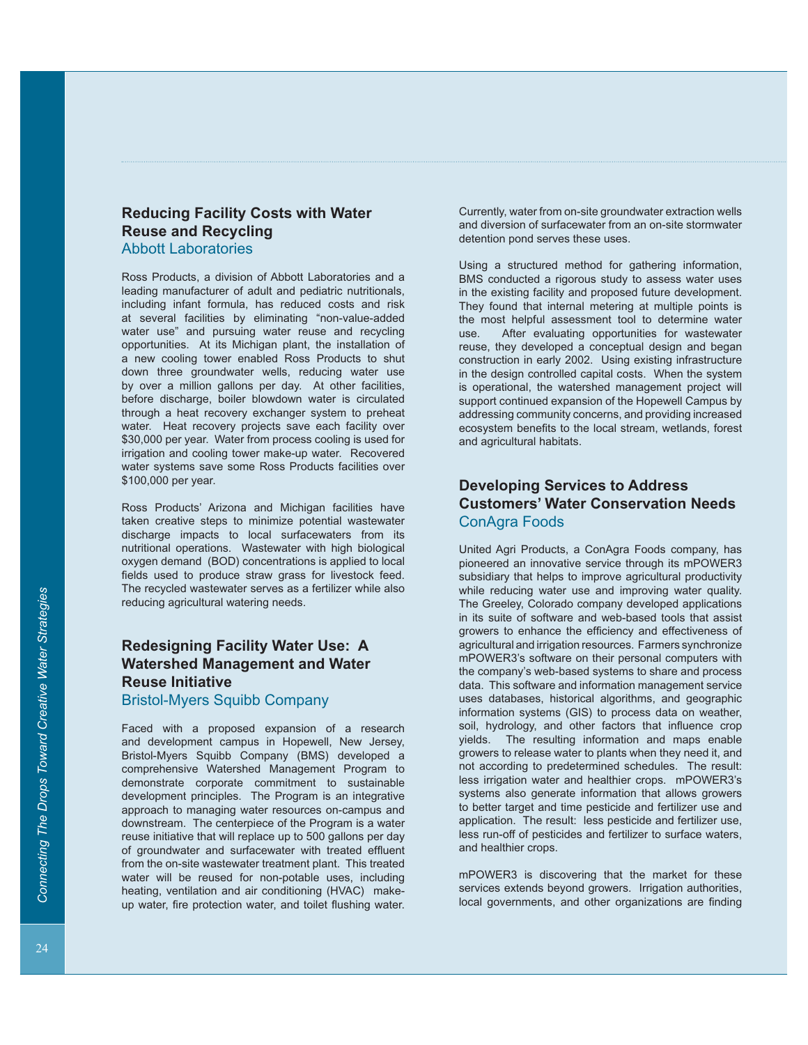## Reducing Facility Costs with Water Reuse and Recycling

### Abbott Laboratories

Ross Products, a division of Abbott Laboratories and a leading manufacturer of adult and pediatric nutritionals, including infant formula, has reduced costs and risk at several facilities by eliminating "non-value-added water use" and pursuing water reuse and recycling opportunities. At its Michigan plant, the installation of a new cooling tower enabled Ross Products to shut down three groundwater wells, reducing water use by over a million gallons per day. At other facilities, before discharge, boiler blowdown water is circulated through a heat recovery exchanger system to preheat water. Heat recovery projects save each facility over $30,000 per year. Water from process cooling is used for irrigation and cooling tower make-up water. Recovered water systems save some Ross Products facilities over $100,000 per year.

Ross Products' Arizona and Michigan facilities have taken creative steps to minimize potential wastewater discharge impacts to local surfacewaters from its nutritional operations. Wastewater with high biological oxygen demand (BOD) concentrations is applied to local fields used to produce straw grass for livestock feed. The recycled wastewater serves as a fertilizer while also reducing agricultural watering needs.

## Redesigning Facility Water Use: A Watershed Management and Water Reuse Initiative

### Bristol-Myers Squibb Company

Faced with a proposed expansion of a research and development campus in Hopewell, New Jersey, Bristol-Myers Squibb Company (BMS) developed a comprehensive Watershed Management Program to demonstrate corporate commitment to sustainable development principles. The Program is an integrative approach to managing water resources on-campus and downstream. The centerpiece of the Program is a water reuse initiative that will replace up to 500 gallons per day of groundwater and surfacewater with treated effluent from the on-site wastewater treatment plant. This treated water will be reused for non-potable uses, including heating, ventilation and air conditioning (HVAC) make-up water, fire protection water, and toilet flushing water. Currently, water from on-site groundwater extraction wells and diversion of surfacewater from an on-site stormwater detention pond serves these uses.

Using a structured method for gathering information, BMS conducted a rigorous study to assess water uses in the existing facility and proposed future development. They found that internal metering at multiple points is the most helpful assessment tool to determine water use. After evaluating opportunities for wastewater reuse, they developed a conceptual design and began construction in early 2002. Using existing infrastructure in the design controlled capital costs. When the system is operational, the watershed management project will support continued expansion of the Hopewell Campus by addressing community concerns, and providing increased ecosystem benefits to the local stream, wetlands, forest and agricultural habitats.

## Developing Services to Address Customers' Water Conservation Needs

### ConAgra Foods

United Agri Products, a ConAgra Foods company, has pioneered an innovative service through its mPOWER3 subsidiary that helps to improve agricultural productivity while reducing water use and improving water quality. The Greeley, Colorado company developed applications in its suite of software and web-based tools that assist growers to enhance the efficiency and effectiveness of agricultural and irrigation resources. Farmers synchronize mPOWER3's software on their personal computers with the company's web-based systems to share and process data. This software and information management service uses databases, historical algorithms, and geographic information systems (GIS) to process data on weather, soil, hydrology, and other factors that influence crop yields. The resulting information and maps enable growers to release water to plants when they need it, and not according to predetermined schedules. The result: less irrigation water and healthier crops. mPOWER3's systems also generate information that allows growers to better target and time pesticide and fertilizer use and application. The result: less pesticide and fertilizer use, less run-off of pesticides and fertilizer to surface waters, and healthier crops.

mPOWER3 is discovering that the market for these services extends beyond growers. Irrigation authorities, local governments, and other organizations are finding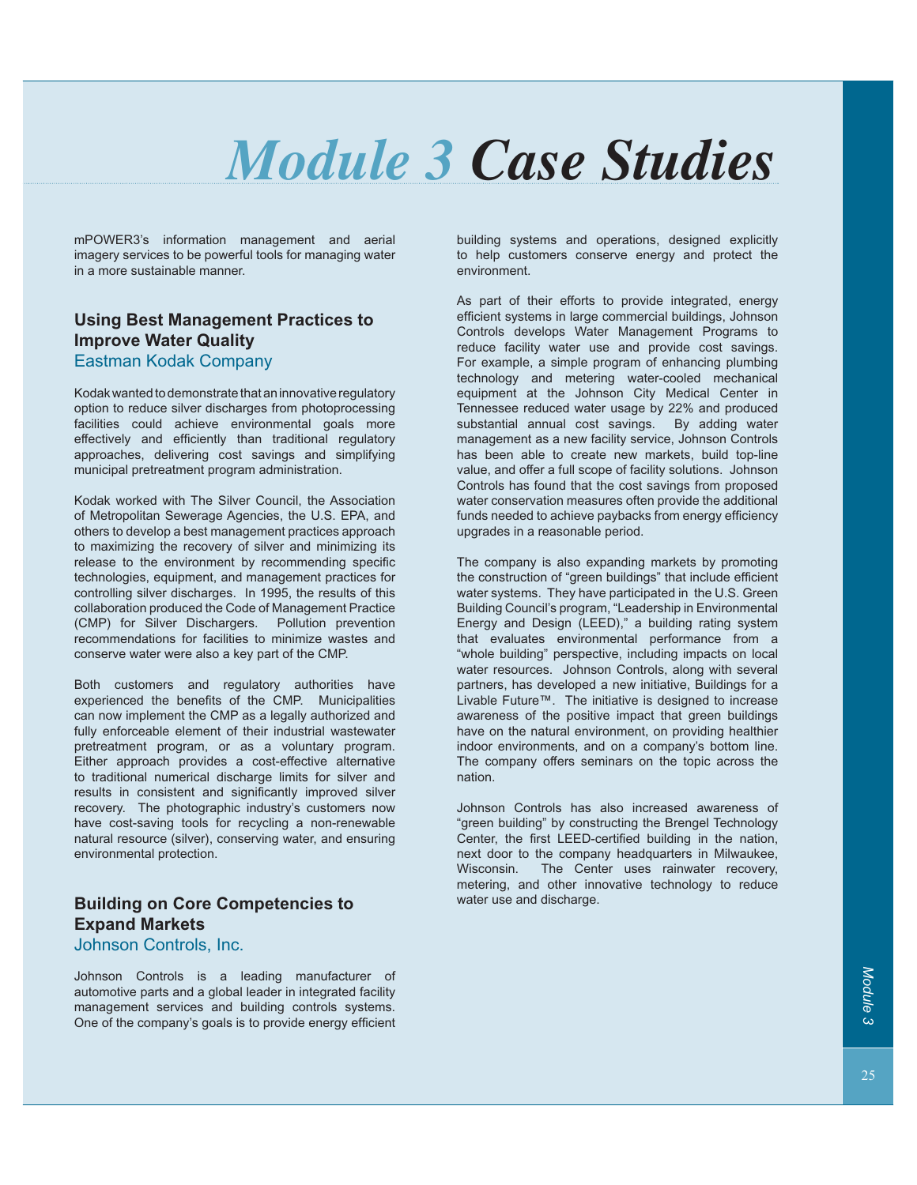# *Module 3* ***Case Studies***

mPOWER3's information management and aerial imagery services to be powerful tools for managing water in a more sustainable manner.

## Using Best Management Practices to Improve Water Quality

### Eastman Kodak Company

Kodak wanted to demonstrate that an innovative regulatory option to reduce silver discharges from photoprocessing facilities could achieve environmental goals more effectively and efficiently than traditional regulatory approaches, delivering cost savings and simplifying municipal pretreatment program administration.

Kodak worked with The Silver Council, the Association of Metropolitan Sewerage Agencies, the U.S. EPA, and others to develop a best management practices approach to maximizing the recovery of silver and minimizing its release to the environment by recommending specific technologies, equipment, and management practices for controlling silver discharges. In 1995, the results of this collaboration produced the Code of Management Practice (CMP) for Silver Dischargers. Pollution prevention recommendations for facilities to minimize wastes and conserve water were also a key part of the CMP.

Both customers and regulatory authorities have experienced the benefits of the CMP. Municipalities can now implement the CMP as a legally authorized and fully enforceable element of their industrial wastewater pretreatment program, or as a voluntary program. Either approach provides a cost-effective alternative to traditional numerical discharge limits for silver and results in consistent and significantly improved silver recovery. The photographic industry's customers now have cost-saving tools for recycling a non-renewable natural resource (silver), conserving water, and ensuring environmental protection.

## Building on Core Competencies to Expand Markets

### Johnson Controls, Inc.

Johnson Controls is a leading manufacturer of automotive parts and a global leader in integrated facility management services and building controls systems. One of the company's goals is to provide energy efficient building systems and operations, designed explicitly to help customers conserve energy and protect the environment.

As part of their efforts to provide integrated, energy efficient systems in large commercial buildings, Johnson Controls develops Water Management Programs to reduce facility water use and provide cost savings. For example, a simple program of enhancing plumbing technology and metering water-cooled mechanical equipment at the Johnson City Medical Center in Tennessee reduced water usage by 22% and produced substantial annual cost savings. By adding water management as a new facility service, Johnson Controls has been able to create new markets, build top-line value, and offer a full scope of facility solutions. Johnson Controls has found that the cost savings from proposed water conservation measures often provide the additional funds needed to achieve paybacks from energy efficiency upgrades in a reasonable period.

The company is also expanding markets by promoting the construction of "green buildings" that include efficient water systems. They have participated in the U.S. Green Building Council's program, "Leadership in Environmental Energy and Design (LEED)," a building rating system that evaluates environmental performance from a "whole building" perspective, including impacts on local water resources. Johnson Controls, along with several partners, has developed a new initiative, Buildings for a Livable Future™. The initiative is designed to increase awareness of the positive impact that green buildings have on the natural environment, on providing healthier indoor environments, and on a company's bottom line. The company offers seminars on the topic across the nation.

Johnson Controls has also increased awareness of "green building" by constructing the Brengel Technology Center, the first LEED-certified building in the nation, next door to the company headquarters in Milwaukee, Wisconsin. The Center uses rainwater recovery, metering, and other innovative technology to reduce water use and discharge.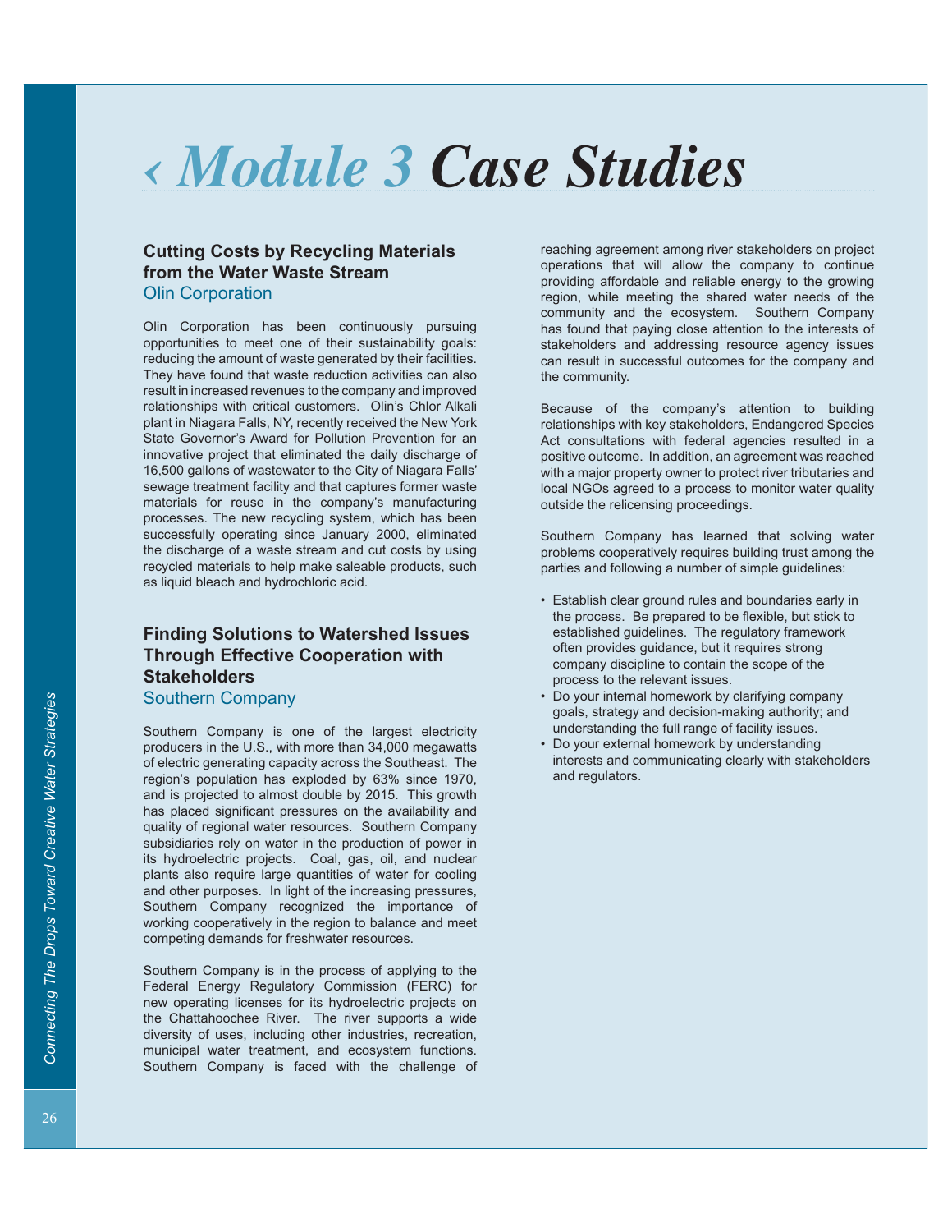# ‹ Module 3 Case Studies

## Cutting Costs by Recycling Materials from the Water Waste Stream

### Olin Corporation

Olin Corporation has been continuously pursuing opportunities to meet one of their sustainability goals: reducing the amount of waste generated by their facilities. They have found that waste reduction activities can also result in increased revenues to the company and improved relationships with critical customers. Olin's Chlor Alkali plant in Niagara Falls, NY, recently received the New York State Governor's Award for Pollution Prevention for an innovative project that eliminated the daily discharge of 16,500 gallons of wastewater to the City of Niagara Falls' sewage treatment facility and that captures former waste materials for reuse in the company's manufacturing processes. The new recycling system, which has been successfully operating since January 2000, eliminated the discharge of a waste stream and cut costs by using recycled materials to help make saleable products, such as liquid bleach and hydrochloric acid.

## Finding Solutions to Watershed Issues Through Effective Cooperation with Stakeholders

### Southern Company

Southern Company is one of the largest electricity producers in the U.S., with more than 34,000 megawatts of electric generating capacity across the Southeast. The region's population has exploded by 63% since 1970, and is projected to almost double by 2015. This growth has placed significant pressures on the availability and quality of regional water resources. Southern Company subsidiaries rely on water in the production of power in its hydroelectric projects. Coal, gas, oil, and nuclear plants also require large quantities of water for cooling and other purposes. In light of the increasing pressures, Southern Company recognized the importance of working cooperatively in the region to balance and meet competing demands for freshwater resources.

Southern Company is in the process of applying to the Federal Energy Regulatory Commission (FERC) for new operating licenses for its hydroelectric projects on the Chattahoochee River. The river supports a wide diversity of uses, including other industries, recreation, municipal water treatment, and ecosystem functions. Southern Company is faced with the challenge of reaching agreement among river stakeholders on project operations that will allow the company to continue providing affordable and reliable energy to the growing region, while meeting the shared water needs of the community and the ecosystem. Southern Company has found that paying close attention to the interests of stakeholders and addressing resource agency issues can result in successful outcomes for the company and the community.

Because of the company's attention to building relationships with key stakeholders, Endangered Species Act consultations with federal agencies resulted in a positive outcome. In addition, an agreement was reached with a major property owner to protect river tributaries and local NGOs agreed to a process to monitor water quality outside the relicensing proceedings.

Southern Company has learned that solving water problems cooperatively requires building trust among the parties and following a number of simple guidelines:

- Establish clear ground rules and boundaries early in the process. Be prepared to be flexible, but stick to established guidelines. The regulatory framework often provides guidance, but it requires strong company discipline to contain the scope of the process to the relevant issues.
- Do your internal homework by clarifying company goals, strategy and decision-making authority; and understanding the full range of facility issues.
- Do your external homework by understanding interests and communicating clearly with stakeholders and regulators.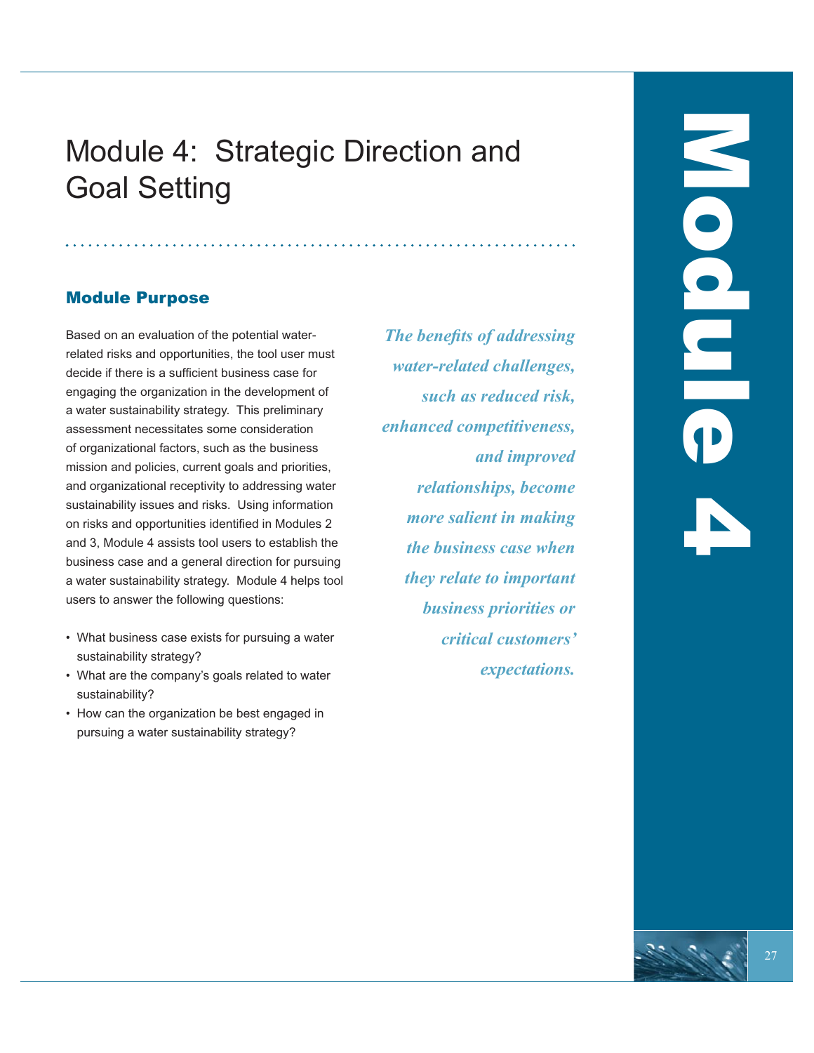# Module 4: Strategic Direction and Goal Setting

## Module Purpose

Based on an evaluation of the potential water-related risks and opportunities, the tool user must decide if there is a sufficient business case for engaging the organization in the development of a water sustainability strategy. This preliminary assessment necessitates some consideration of organizational factors, such as the business mission and policies, current goals and priorities, and organizational receptivity to addressing water sustainability issues and risks. Using information on risks and opportunities identified in Modules 2 and 3, Module 4 assists tool users to establish the business case and a general direction for pursuing a water sustainability strategy. Module 4 helps tool users to answer the following questions:

- What business case exists for pursuing a water sustainability strategy?
- What are the company's goals related to water sustainability?
- How can the organization be best engaged in pursuing a water sustainability strategy?

***The benefits of addressing water-related challenges, such as reduced risk, enhanced competitiveness, and improved relationships, become more salient in making the business case when they relate to important business priorities or critical customers' expectations.***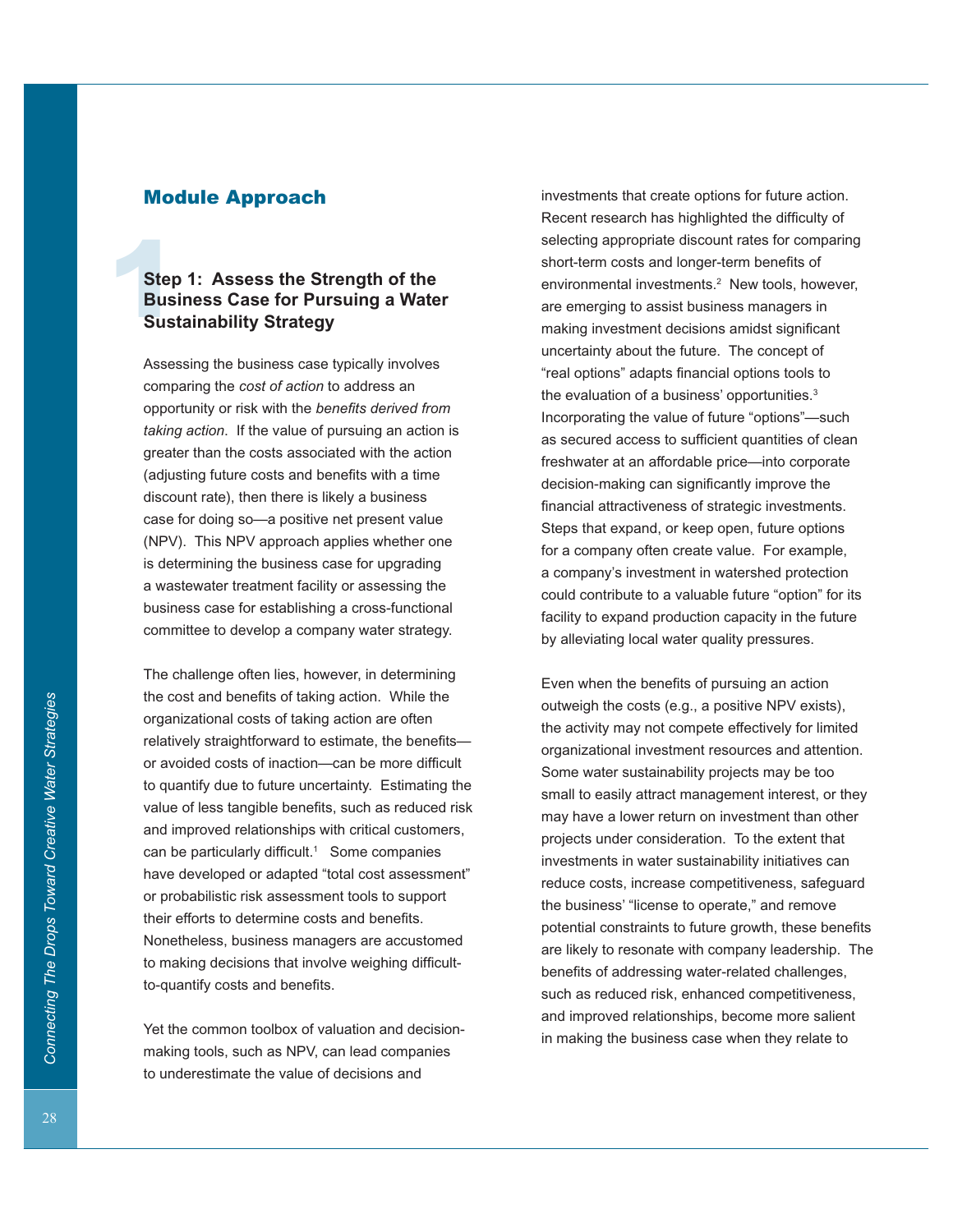## Module Approach

### Step 1: Assess the Strength of the Business Case for Pursuing a Water Sustainability Strategy

Assessing the business case typically involves comparing the *cost of action* to address an opportunity or risk with the *benefits derived from taking action*. If the value of pursuing an action is greater than the costs associated with the action (adjusting future costs and benefits with a time discount rate), then there is likely a business case for doing so—a positive net present value (NPV). This NPV approach applies whether one is determining the business case for upgrading a wastewater treatment facility or assessing the business case for establishing a cross-functional committee to develop a company water strategy.

The challenge often lies, however, in determining the cost and benefits of taking action. While the organizational costs of taking action are often relatively straightforward to estimate, the benefits—or avoided costs of inaction—can be more difficult to quantify due to future uncertainty. Estimating the value of less tangible benefits, such as reduced risk and improved relationships with critical customers, can be particularly difficult.[1] Some companies have developed or adapted "total cost assessment" or probabilistic risk assessment tools to support their efforts to determine costs and benefits. Nonetheless, business managers are accustomed to making decisions that involve weighing difficult-to-quantify costs and benefits.

Yet the common toolbox of valuation and decision-making tools, such as NPV, can lead companies to underestimate the value of decisions and investments that create options for future action. Recent research has highlighted the difficulty of selecting appropriate discount rates for comparing short-term costs and longer-term benefits of environmental investments.[2] New tools, however, are emerging to assist business managers in making investment decisions amidst significant uncertainty about the future. The concept of "real options" adapts financial options tools to the evaluation of a business' opportunities.[3] Incorporating the value of future "options"—such as secured access to sufficient quantities of clean freshwater at an affordable price—into corporate decision-making can significantly improve the financial attractiveness of strategic investments. Steps that expand, or keep open, future options for a company often create value. For example, a company's investment in watershed protection could contribute to a valuable future "option" for its facility to expand production capacity in the future by alleviating local water quality pressures.

Even when the benefits of pursuing an action outweigh the costs (e.g., a positive NPV exists), the activity may not compete effectively for limited organizational investment resources and attention. Some water sustainability projects may be too small to easily attract management interest, or they may have a lower return on investment than other projects under consideration. To the extent that investments in water sustainability initiatives can reduce costs, increase competitiveness, safeguard the business' "license to operate," and remove potential constraints to future growth, these benefits are likely to resonate with company leadership. The benefits of addressing water-related challenges, such as reduced risk, enhanced competitiveness, and improved relationships, become more salient in making the business case when they relate to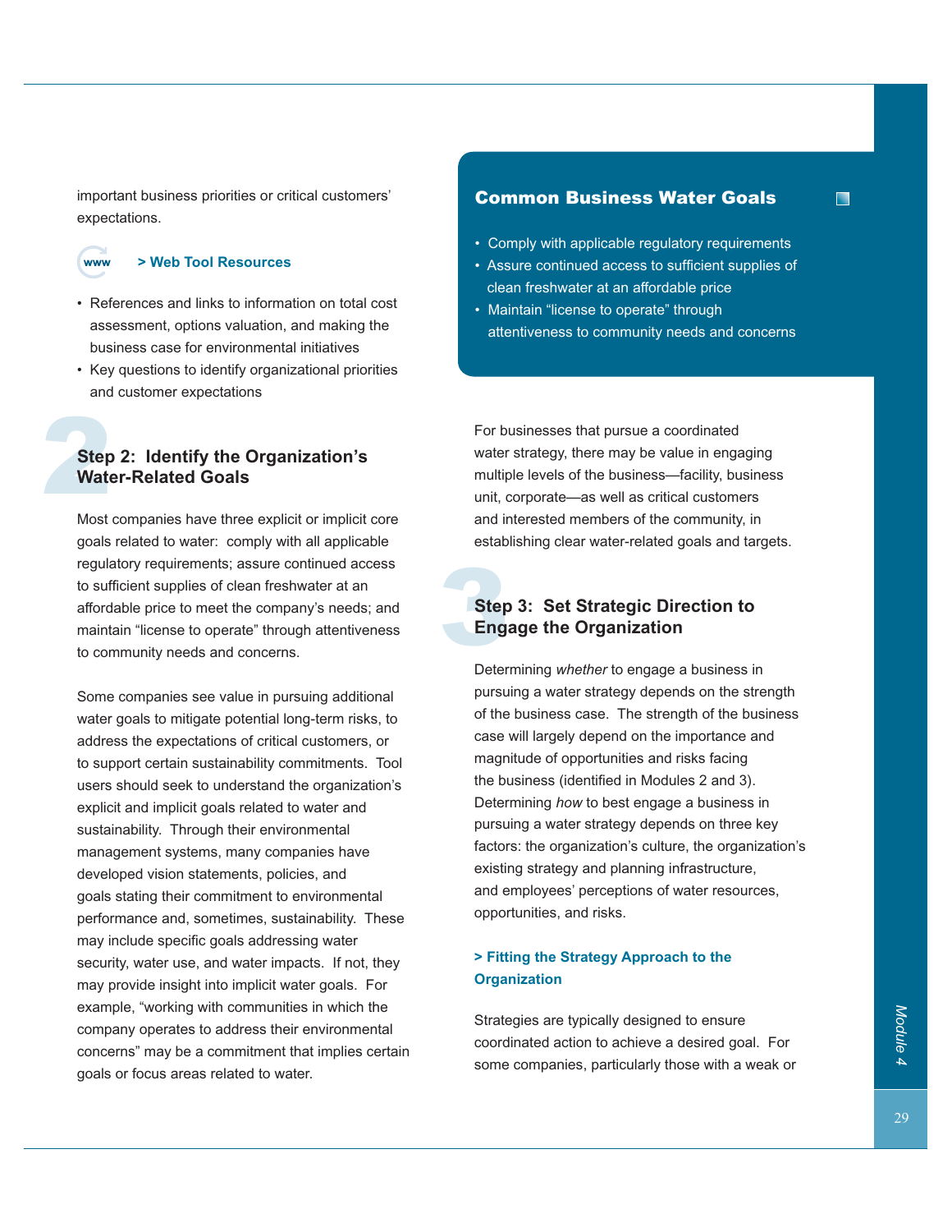important business priorities or critical customers' expectations.

**> Web Tool Resources**

- References and links to information on total cost assessment, options valuation, and making the business case for environmental initiatives
- Key questions to identify organizational priorities and customer expectations

## Step 2: Identify the Organization's Water-Related Goals

Most companies have three explicit or implicit core goals related to water: comply with all applicable regulatory requirements; assure continued access to sufficient supplies of clean freshwater at an affordable price to meet the company's needs; and maintain "license to operate" through attentiveness to community needs and concerns.

Some companies see value in pursuing additional water goals to mitigate potential long-term risks, to address the expectations of critical customers, or to support certain sustainability commitments. Tool users should seek to understand the organization's explicit and implicit goals related to water and sustainability. Through their environmental management systems, many companies have developed vision statements, policies, and goals stating their commitment to environmental performance and, sometimes, sustainability. These may include specific goals addressing water security, water use, and water impacts. If not, they may provide insight into implicit water goals. For example, "working with communities in which the company operates to address their environmental concerns" may be a commitment that implies certain goals or focus areas related to water.

### Common Business Water Goals

- Comply with applicable regulatory requirements
- Assure continued access to sufficient supplies of clean freshwater at an affordable price
- Maintain "license to operate" through attentiveness to community needs and concerns

For businesses that pursue a coordinated water strategy, there may be value in engaging multiple levels of the business—facility, business unit, corporate—as well as critical customers and interested members of the community, in establishing clear water-related goals and targets.

## Step 3: Set Strategic Direction to Engage the Organization

Determining *whether* to engage a business in pursuing a water strategy depends on the strength of the business case. The strength of the business case will largely depend on the importance and magnitude of opportunities and risks facing the business (identified in Modules 2 and 3). Determining *how* to best engage a business in pursuing a water strategy depends on three key factors: the organization's culture, the organization's existing strategy and planning infrastructure, and employees' perceptions of water resources, opportunities, and risks.

**> Fitting the Strategy Approach to the Organization**

Strategies are typically designed to ensure coordinated action to achieve a desired goal. For some companies, particularly those with a weak or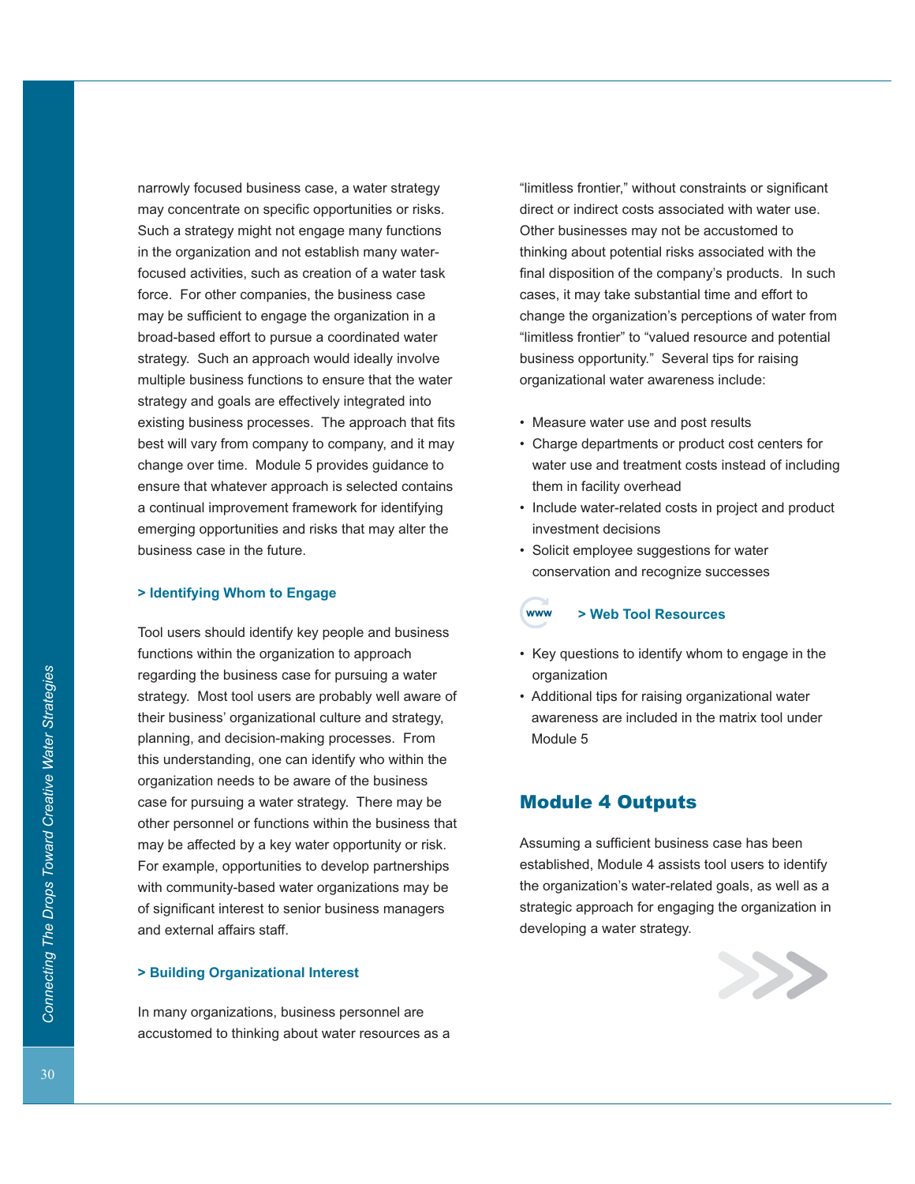narrowly focused business case, a water strategy may concentrate on specific opportunities or risks. Such a strategy might not engage many functions in the organization and not establish many water-focused activities, such as creation of a water task force. For other companies, the business case may be sufficient to engage the organization in a broad-based effort to pursue a coordinated water strategy. Such an approach would ideally involve multiple business functions to ensure that the water strategy and goals are effectively integrated into existing business processes. The approach that fits best will vary from company to company, and it may change over time. Module 5 provides guidance to ensure that whatever approach is selected contains a continual improvement framework for identifying emerging opportunities and risks that may alter the business case in the future.

### > Identifying Whom to Engage

Tool users should identify key people and business functions within the organization to approach regarding the business case for pursuing a water strategy. Most tool users are probably well aware of their business' organizational culture and strategy, planning, and decision-making processes. From this understanding, one can identify who within the organization needs to be aware of the business case for pursuing a water strategy. There may be other personnel or functions within the business that may be affected by a key water opportunity or risk. For example, opportunities to develop partnerships with community-based water organizations may be of significant interest to senior business managers and external affairs staff.

### > Building Organizational Interest

In many organizations, business personnel are accustomed to thinking about water resources as a "limitless frontier," without constraints or significant direct or indirect costs associated with water use. Other businesses may not be accustomed to thinking about potential risks associated with the final disposition of the company's products. In such cases, it may take substantial time and effort to change the organization's perceptions of water from "limitless frontier" to "valued resource and potential business opportunity." Several tips for raising organizational water awareness include:

- Measure water use and post results
- Charge departments or product cost centers for water use and treatment costs instead of including them in facility overhead
- Include water-related costs in project and product investment decisions
- Solicit employee suggestions for water conservation and recognize successes

### > Web Tool Resources

- Key questions to identify whom to engage in the organization
- Additional tips for raising organizational water awareness are included in the matrix tool under Module 5

## Module 4 Outputs

Assuming a sufficient business case has been established, Module 4 assists tool users to identify the organization's water-related goals, as well as a strategic approach for engaging the organization in developing a water strategy.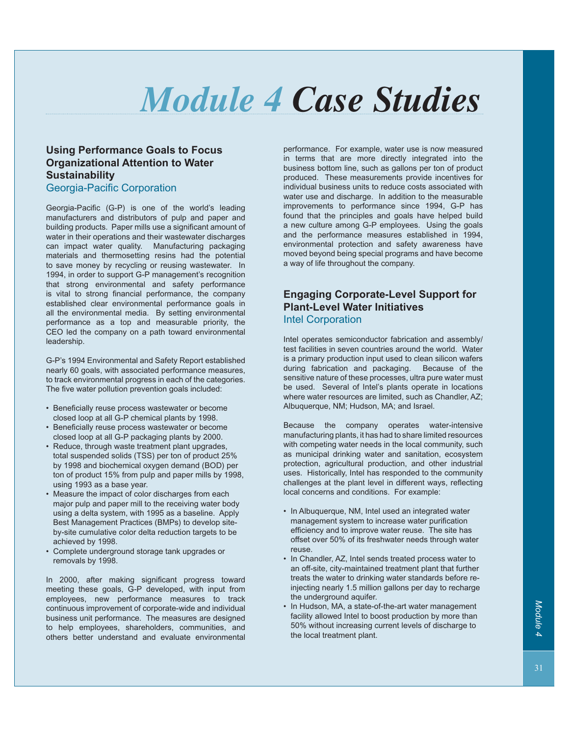# *Module 4 Case Studies*

## Using Performance Goals to Focus Organizational Attention to Water Sustainability

### Georgia-Pacific Corporation

Georgia-Pacific (G-P) is one of the world's leading manufacturers and distributors of pulp and paper and building products. Paper mills use a significant amount of water in their operations and their wastewater discharges can impact water quality. Manufacturing packaging materials and thermosetting resins had the potential to save money by recycling or reusing wastewater. In 1994, in order to support G-P management's recognition that strong environmental and safety performance is vital to strong financial performance, the company established clear environmental performance goals in all the environmental media. By setting environmental performance as a top and measurable priority, the CEO led the company on a path toward environmental leadership.

G-P's 1994 Environmental and Safety Report established nearly 60 goals, with associated performance measures, to track environmental progress in each of the categories. The five water pollution prevention goals included:

- Beneficially reuse process wastewater or become closed loop at all G-P chemical plants by 1998.
- Beneficially reuse process wastewater or become closed loop at all G-P packaging plants by 2000.
- Reduce, through waste treatment plant upgrades, total suspended solids (TSS) per ton of product 25% by 1998 and biochemical oxygen demand (BOD) per ton of product 15% from pulp and paper mills by 1998, using 1993 as a base year.
- Measure the impact of color discharges from each major pulp and paper mill to the receiving water body using a delta system, with 1995 as a baseline. Apply Best Management Practices (BMPs) to develop site-by-site cumulative color delta reduction targets to be achieved by 1998.
- Complete underground storage tank upgrades or removals by 1998.

In 2000, after making significant progress toward meeting these goals, G-P developed, with input from employees, new performance measures to track continuous improvement of corporate-wide and individual business unit performance. The measures are designed to help employees, shareholders, communities, and others better understand and evaluate environmental performance. For example, water use is now measured in terms that are more directly integrated into the business bottom line, such as gallons per ton of product produced. These measurements provide incentives for individual business units to reduce costs associated with water use and discharge. In addition to the measurable improvements to performance since 1994, G-P has found that the principles and goals have helped build a new culture among G-P employees. Using the goals and the performance measures established in 1994, environmental protection and safety awareness have moved beyond being special programs and have become a way of life throughout the company.

## Engaging Corporate-Level Support for Plant-Level Water Initiatives

### Intel Corporation

Intel operates semiconductor fabrication and assembly/test facilities in seven countries around the world. Water is a primary production input used to clean silicon wafers during fabrication and packaging. Because of the sensitive nature of these processes, ultra pure water must be used. Several of Intel's plants operate in locations where water resources are limited, such as Chandler, AZ; Albuquerque, NM; Hudson, MA; and Israel.

Because the company operates water-intensive manufacturing plants, it has had to share limited resources with competing water needs in the local community, such as municipal drinking water and sanitation, ecosystem protection, agricultural production, and other industrial uses. Historically, Intel has responded to the community challenges at the plant level in different ways, reflecting local concerns and conditions. For example:

- In Albuquerque, NM, Intel used an integrated water management system to increase water purification efficiency and to improve water reuse. The site has offset over 50% of its freshwater needs through water reuse.
- In Chandler, AZ, Intel sends treated process water to an off-site, city-maintained treatment plant that further treats the water to drinking water standards before re-injecting nearly 1.5 million gallons per day to recharge the underground aquifer.
- In Hudson, MA, a state-of-the-art water management facility allowed Intel to boost production by more than 50% without increasing current levels of discharge to the local treatment plant.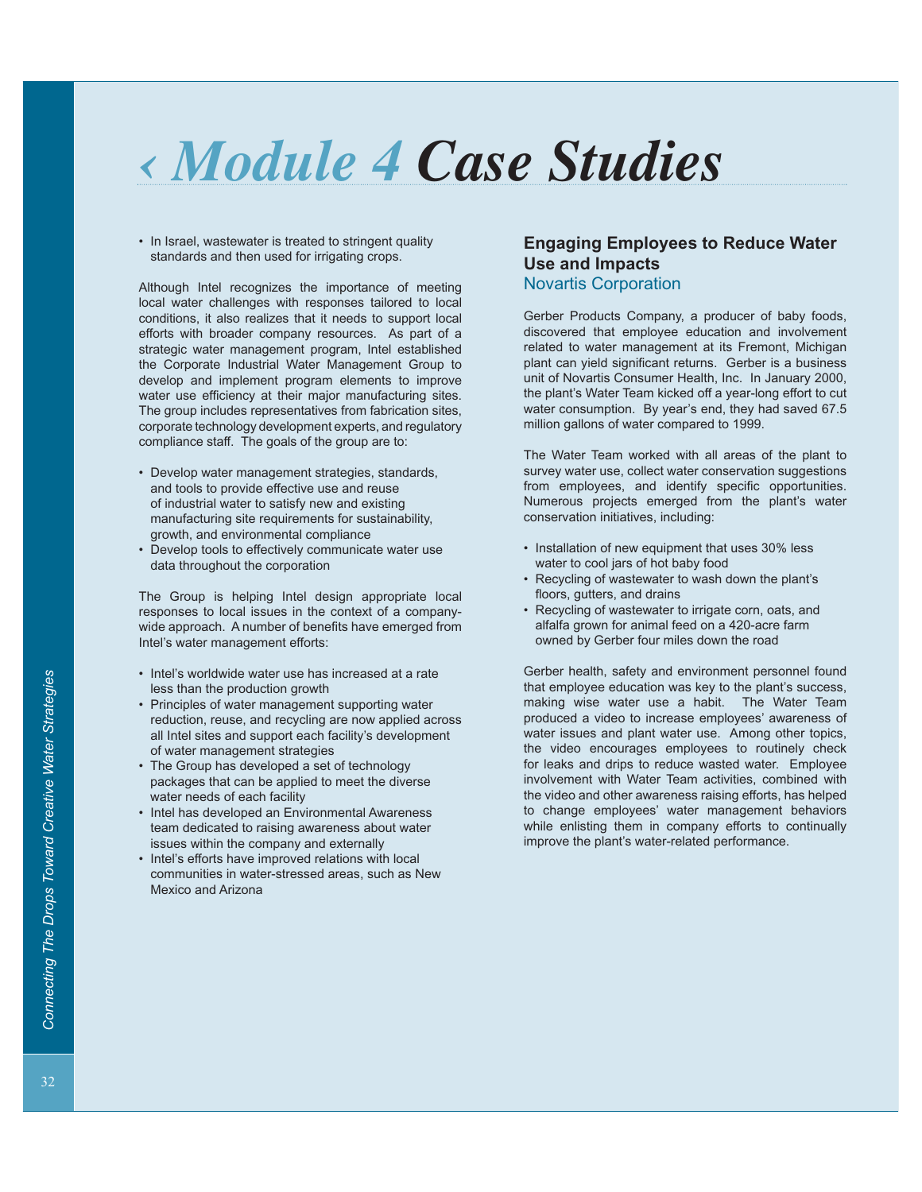// Module 4 Case Studies

- In Israel, wastewater is treated to stringent quality standards and then used for irrigating crops.

Although Intel recognizes the importance of meeting local water challenges with responses tailored to local conditions, it also realizes that it needs to support local efforts with broader company resources. As part of a strategic water management program, Intel established the Corporate Industrial Water Management Group to develop and implement program elements to improve water use efficiency at their major manufacturing sites. The group includes representatives from fabrication sites, corporate technology development experts, and regulatory compliance staff. The goals of the group are to:

- Develop water management strategies, standards, and tools to provide effective use and reuse of industrial water to satisfy new and existing manufacturing site requirements for sustainability, growth, and environmental compliance
- Develop tools to effectively communicate water use data throughout the corporation

The Group is helping Intel design appropriate local responses to local issues in the context of a company-wide approach. A number of benefits have emerged from Intel's water management efforts:

- Intel's worldwide water use has increased at a rate less than the production growth
- Principles of water management supporting water reduction, reuse, and recycling are now applied across all Intel sites and support each facility's development of water management strategies
- The Group has developed a set of technology packages that can be applied to meet the diverse water needs of each facility
- Intel has developed an Environmental Awareness team dedicated to raising awareness about water issues within the company and externally
- Intel's efforts have improved relations with local communities in water-stressed areas, such as New Mexico and Arizona

## Engaging Employees to Reduce Water Use and Impacts

### Novartis Corporation

Gerber Products Company, a producer of baby foods, discovered that employee education and involvement related to water management at its Fremont, Michigan plant can yield significant returns. Gerber is a business unit of Novartis Consumer Health, Inc. In January 2000, the plant's Water Team kicked off a year-long effort to cut water consumption. By year's end, they had saved 67.5 million gallons of water compared to 1999.

The Water Team worked with all areas of the plant to survey water use, collect water conservation suggestions from employees, and identify specific opportunities. Numerous projects emerged from the plant's water conservation initiatives, including:

- Installation of new equipment that uses 30% less water to cool jars of hot baby food
- Recycling of wastewater to wash down the plant's floors, gutters, and drains
- Recycling of wastewater to irrigate corn, oats, and alfalfa grown for animal feed on a 420-acre farm owned by Gerber four miles down the road

Gerber health, safety and environment personnel found that employee education was key to the plant's success, making wise water use a habit. The Water Team produced a video to increase employees' awareness of water issues and plant water use. Among other topics, the video encourages employees to routinely check for leaks and drips to reduce wasted water. Employee involvement with Water Team activities, combined with the video and other awareness raising efforts, has helped to change employees' water management behaviors while enlisting them in company efforts to continually improve the plant's water-related performance.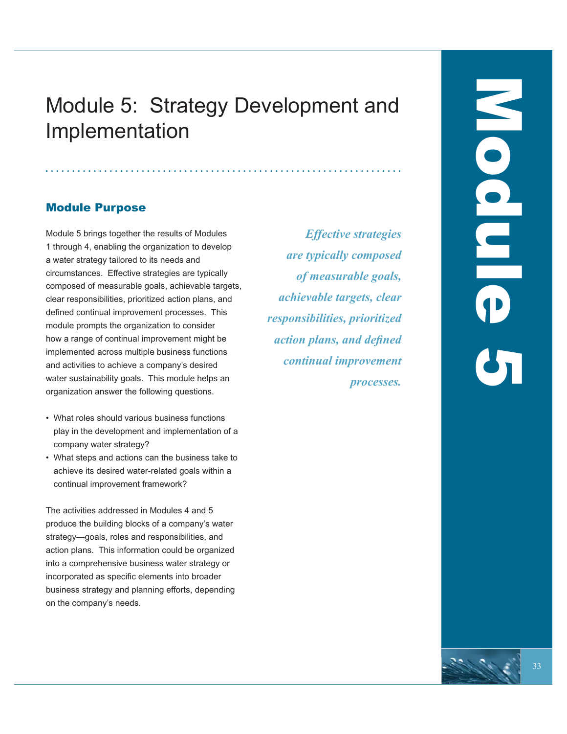# Module 5: Strategy Development and Implementation

## Module Purpose

Module 5 brings together the results of Modules 1 through 4, enabling the organization to develop a water strategy tailored to its needs and circumstances. Effective strategies are typically composed of measurable goals, achievable targets, clear responsibilities, prioritized action plans, and defined continual improvement processes. This module prompts the organization to consider how a range of continual improvement might be implemented across multiple business functions and activities to achieve a company's desired water sustainability goals. This module helps an organization answer the following questions.

- What roles should various business functions play in the development and implementation of a company water strategy?
- What steps and actions can the business take to achieve its desired water-related goals within a continual improvement framework?

The activities addressed in Modules 4 and 5 produce the building blocks of a company's water strategy—goals, roles and responsibilities, and action plans. This information could be organized into a comprehensive business water strategy or incorporated as specific elements into broader business strategy and planning efforts, depending on the company's needs.

***Effective strategies are typically composed of measurable goals, achievable targets, clear responsibilities, prioritized action plans, and defined continual improvement processes.***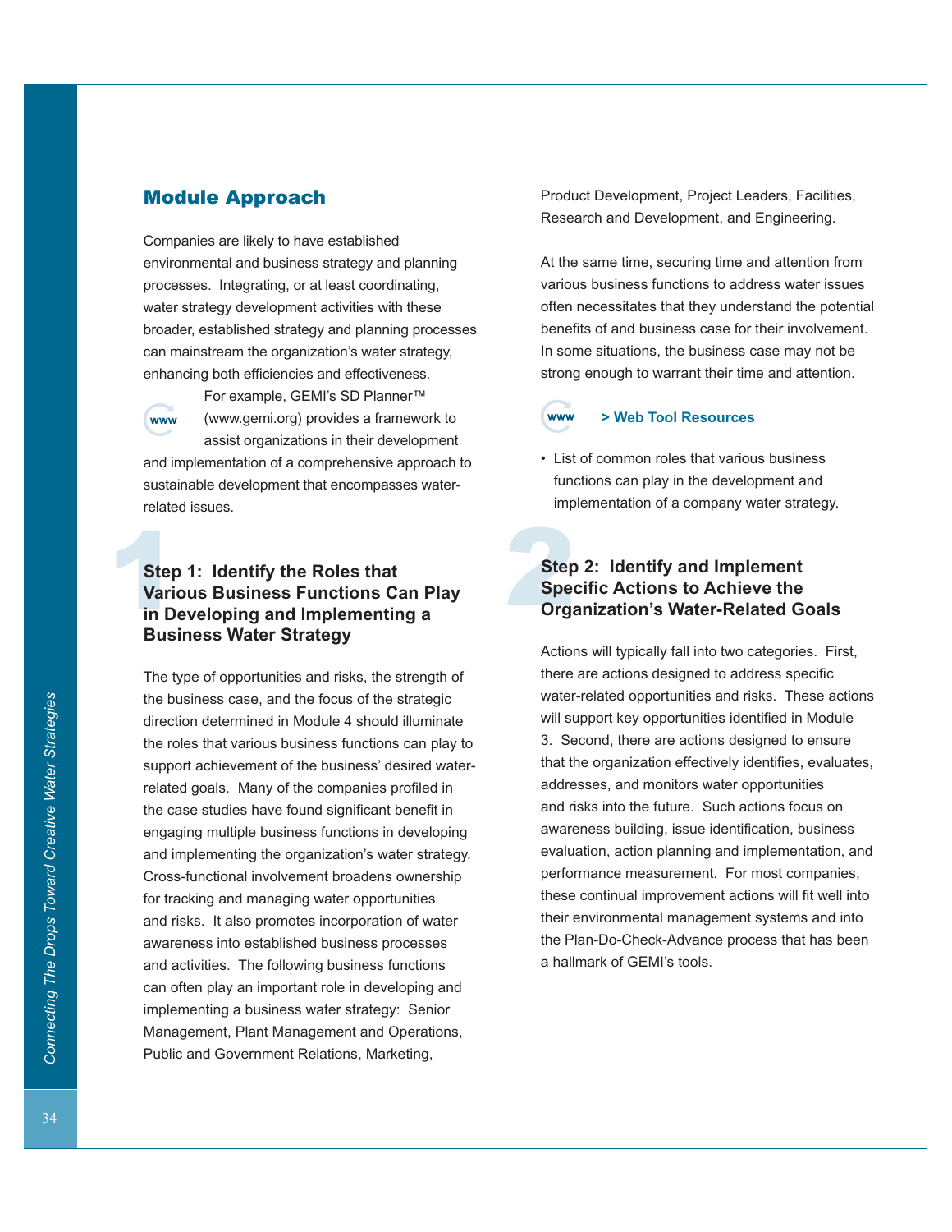## Module Approach

Companies are likely to have established environmental and business strategy and planning processes. Integrating, or at least coordinating, water strategy development activities with these broader, established strategy and planning processes can mainstream the organization's water strategy, enhancing both efficiencies and effectiveness.

For example, GEMI's SD Planner™ (www.gemi.org) provides a framework to assist organizations in their development and implementation of a comprehensive approach to sustainable development that encompasses water-related issues.

### Step 1: Identify the Roles that Various Business Functions Can Play in Developing and Implementing a Business Water Strategy

The type of opportunities and risks, the strength of the business case, and the focus of the strategic direction determined in Module 4 should illuminate the roles that various business functions can play to support achievement of the business' desired water-related goals. Many of the companies profiled in the case studies have found significant benefit in engaging multiple business functions in developing and implementing the organization's water strategy. Cross-functional involvement broadens ownership for tracking and managing water opportunities and risks. It also promotes incorporation of water awareness into established business processes and activities. The following business functions can often play an important role in developing and implementing a business water strategy: Senior Management, Plant Management and Operations, Public and Government Relations, Marketing, Product Development, Project Leaders, Facilities, Research and Development, and Engineering.

At the same time, securing time and attention from various business functions to address water issues often necessitates that they understand the potential benefits of and business case for their involvement. In some situations, the business case may not be strong enough to warrant their time and attention.

**> Web Tool Resources**

- List of common roles that various business functions can play in the development and implementation of a company water strategy.

### Step 2: Identify and Implement Specific Actions to Achieve the Organization's Water-Related Goals

Actions will typically fall into two categories. First, there are actions designed to address specific water-related opportunities and risks. These actions will support key opportunities identified in Module 3. Second, there are actions designed to ensure that the organization effectively identifies, evaluates, addresses, and monitors water opportunities and risks into the future. Such actions focus on awareness building, issue identification, business evaluation, action planning and implementation, and performance measurement. For most companies, these continual improvement actions will fit well into their environmental management systems and into the Plan-Do-Check-Advance process that has been a hallmark of GEMI's tools.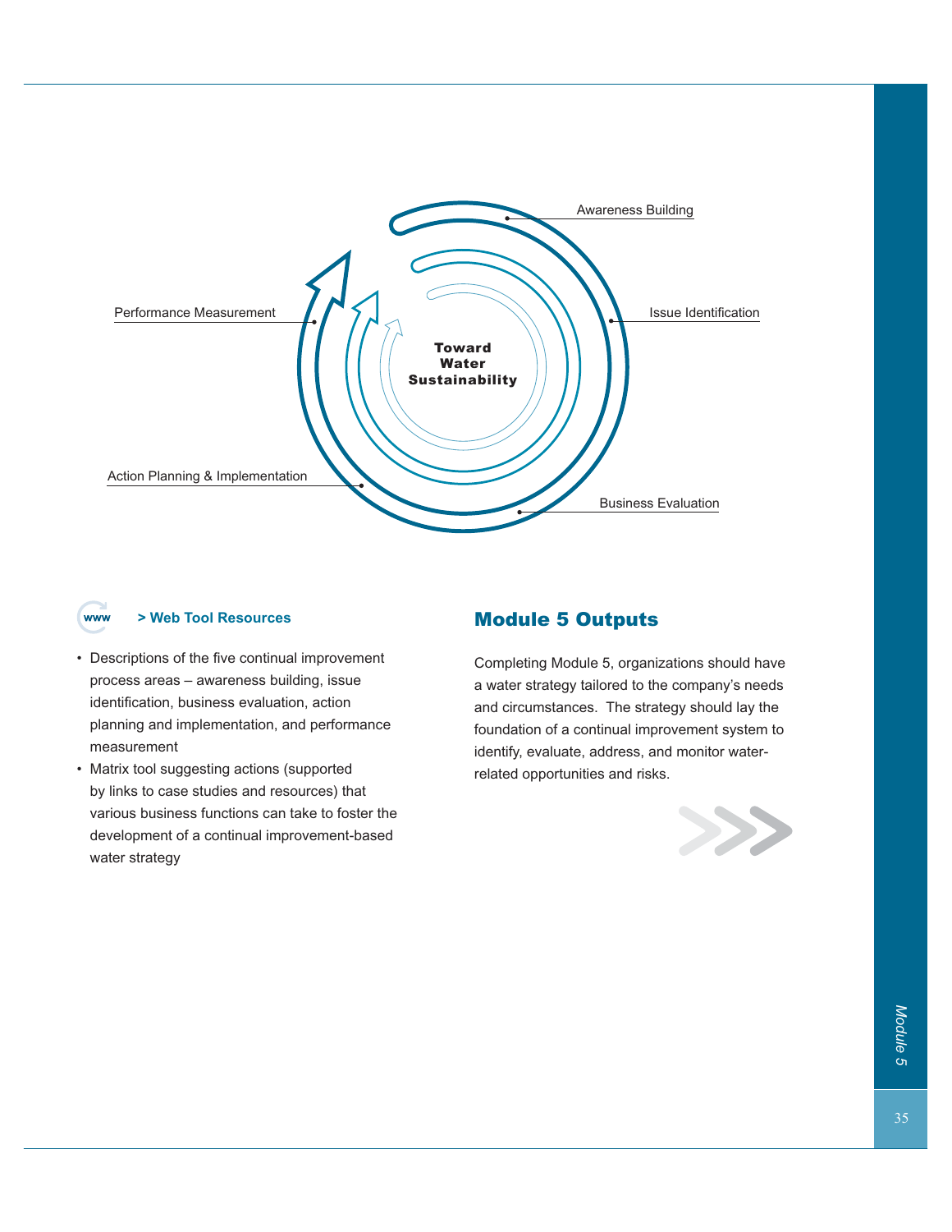Awareness Building

Issue Identification

Business Evaluation

Action Planning & Implementation

Performance Measurement

**Toward Water Sustainability**

**> Web Tool Resources**

- Descriptions of the five continual improvement process areas – awareness building, issue identification, business evaluation, action planning and implementation, and performance measurement
- Matrix tool suggesting actions (supported by links to case studies and resources) that various business functions can take to foster the development of a continual improvement-based water strategy

## Module 5 Outputs

Completing Module 5, organizations should have a water strategy tailored to the company's needs and circumstances. The strategy should lay the foundation of a continual improvement system to identify, evaluate, address, and monitor water-related opportunities and risks.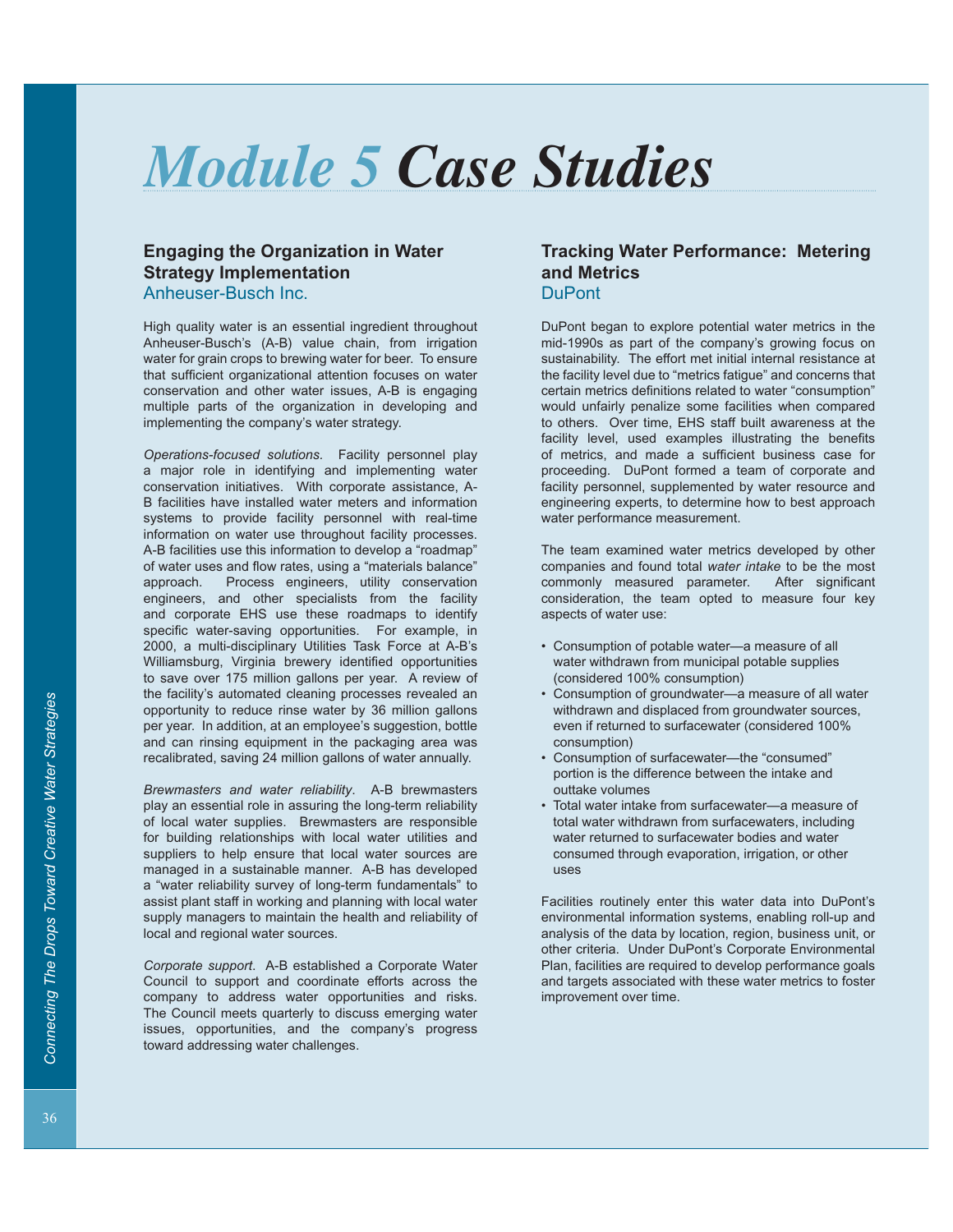# Module 5 Case Studies

## Engaging the Organization in Water Strategy Implementation

### Anheuser-Busch Inc.

High quality water is an essential ingredient throughout Anheuser-Busch's (A-B) value chain, from irrigation water for grain crops to brewing water for beer. To ensure that sufficient organizational attention focuses on water conservation and other water issues, A-B is engaging multiple parts of the organization in developing and implementing the company's water strategy.

*Operations-focused solutions.* Facility personnel play a major role in identifying and implementing water conservation initiatives. With corporate assistance, A-B facilities have installed water meters and information systems to provide facility personnel with real-time information on water use throughout facility processes. A-B facilities use this information to develop a "roadmap" of water uses and flow rates, using a "materials balance" approach. Process engineers, utility conservation engineers, and other specialists from the facility and corporate EHS use these roadmaps to identify specific water-saving opportunities. For example, in 2000, a multi-disciplinary Utilities Task Force at A-B's Williamsburg, Virginia brewery identified opportunities to save over 175 million gallons per year. A review of the facility's automated cleaning processes revealed an opportunity to reduce rinse water by 36 million gallons per year. In addition, at an employee's suggestion, bottle and can rinsing equipment in the packaging area was recalibrated, saving 24 million gallons of water annually.

*Brewmasters and water reliability*. A-B brewmasters play an essential role in assuring the long-term reliability of local water supplies. Brewmasters are responsible for building relationships with local water utilities and suppliers to help ensure that local water sources are managed in a sustainable manner. A-B has developed a "water reliability survey of long-term fundamentals" to assist plant staff in working and planning with local water supply managers to maintain the health and reliability of local and regional water sources.

*Corporate support*. A-B established a Corporate Water Council to support and coordinate efforts across the company to address water opportunities and risks. The Council meets quarterly to discuss emerging water issues, opportunities, and the company's progress toward addressing water challenges.

## Tracking Water Performance: Metering and Metrics

### DuPont

DuPont began to explore potential water metrics in the mid-1990s as part of the company's growing focus on sustainability. The effort met initial internal resistance at the facility level due to "metrics fatigue" and concerns that certain metrics definitions related to water "consumption" would unfairly penalize some facilities when compared to others. Over time, EHS staff built awareness at the facility level, used examples illustrating the benefits of metrics, and made a sufficient business case for proceeding. DuPont formed a team of corporate and facility personnel, supplemented by water resource and engineering experts, to determine how to best approach water performance measurement.

The team examined water metrics developed by other companies and found total *water intake* to be the most commonly measured parameter. After significant consideration, the team opted to measure four key aspects of water use:

- Consumption of potable water—a measure of all water withdrawn from municipal potable supplies (considered 100% consumption)
- Consumption of groundwater—a measure of all water withdrawn and displaced from groundwater sources, even if returned to surfacewater (considered 100% consumption)
- Consumption of surfacewater—the "consumed" portion is the difference between the intake and outtake volumes
- Total water intake from surfacewater—a measure of total water withdrawn from surfacewaters, including water returned to surfacewater bodies and water consumed through evaporation, irrigation, or other uses

Facilities routinely enter this water data into DuPont's environmental information systems, enabling roll-up and analysis of the data by location, region, business unit, or other criteria. Under DuPont's Corporate Environmental Plan, facilities are required to develop performance goals and targets associated with these water metrics to foster improvement over time.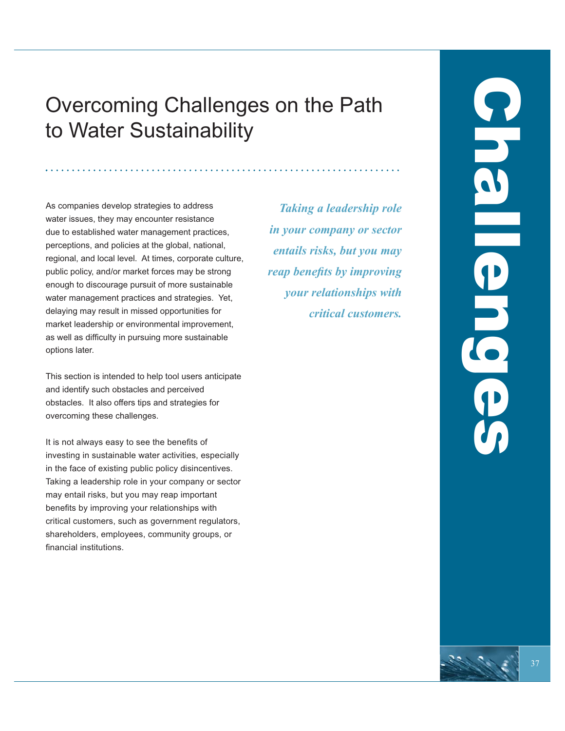# Overcoming Challenges on the Path to Water Sustainability

*Taking a leadership role in your company or sector entails risks, but you may reap benefits by improving your relationships with critical customers.*

As companies develop strategies to address water issues, they may encounter resistance due to established water management practices, perceptions, and policies at the global, national, regional, and local level. At times, corporate culture, public policy, and/or market forces may be strong enough to discourage pursuit of more sustainable water management practices and strategies. Yet, delaying may result in missed opportunities for market leadership or environmental improvement, as well as difficulty in pursuing more sustainable options later.

This section is intended to help tool users anticipate and identify such obstacles and perceived obstacles. It also offers tips and strategies for overcoming these challenges.

It is not always easy to see the benefits of investing in sustainable water activities, especially in the face of existing public policy disincentives. Taking a leadership role in your company or sector may entail risks, but you may reap important benefits by improving your relationships with critical customers, such as government regulators, shareholders, employees, community groups, or financial institutions.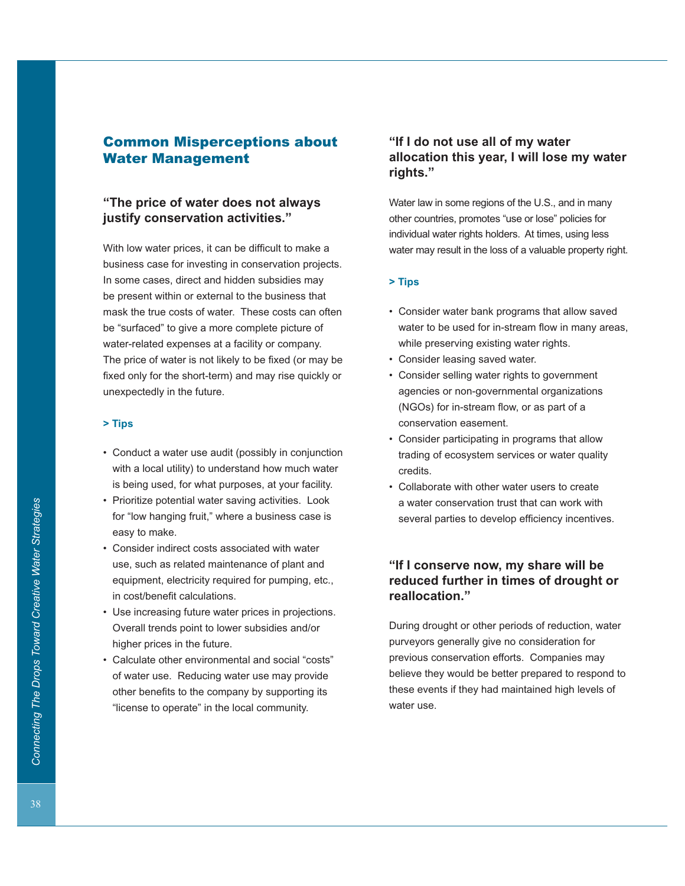## Common Misperceptions about Water Management

### "The price of water does not always justify conservation activities."

With low water prices, it can be difficult to make a business case for investing in conservation projects. In some cases, direct and hidden subsidies may be present within or external to the business that mask the true costs of water. These costs can often be "surfaced" to give a more complete picture of water-related expenses at a facility or company. The price of water is not likely to be fixed (or may be fixed only for the short-term) and may rise quickly or unexpectedly in the future.

**> Tips**

- Conduct a water use audit (possibly in conjunction with a local utility) to understand how much water is being used, for what purposes, at your facility.
- Prioritize potential water saving activities. Look for "low hanging fruit," where a business case is easy to make.
- Consider indirect costs associated with water use, such as related maintenance of plant and equipment, electricity required for pumping, etc., in cost/benefit calculations.
- Use increasing future water prices in projections. Overall trends point to lower subsidies and/or higher prices in the future.
- Calculate other environmental and social "costs" of water use. Reducing water use may provide other benefits to the company by supporting its "license to operate" in the local community.

### "If I do not use all of my water allocation this year, I will lose my water rights."

Water law in some regions of the U.S., and in many other countries, promotes "use or lose" policies for individual water rights holders. At times, using less water may result in the loss of a valuable property right.

**> Tips**

- Consider water bank programs that allow saved water to be used for in-stream flow in many areas, while preserving existing water rights.
- Consider leasing saved water.
- Consider selling water rights to government agencies or non-governmental organizations (NGOs) for in-stream flow, or as part of a conservation easement.
- Consider participating in programs that allow trading of ecosystem services or water quality credits.
- Collaborate with other water users to create a water conservation trust that can work with several parties to develop efficiency incentives.

### "If I conserve now, my share will be reduced further in times of drought or reallocation."

During drought or other periods of reduction, water purveyors generally give no consideration for previous conservation efforts. Companies may believe they would be better prepared to respond to these events if they had maintained high levels of water use.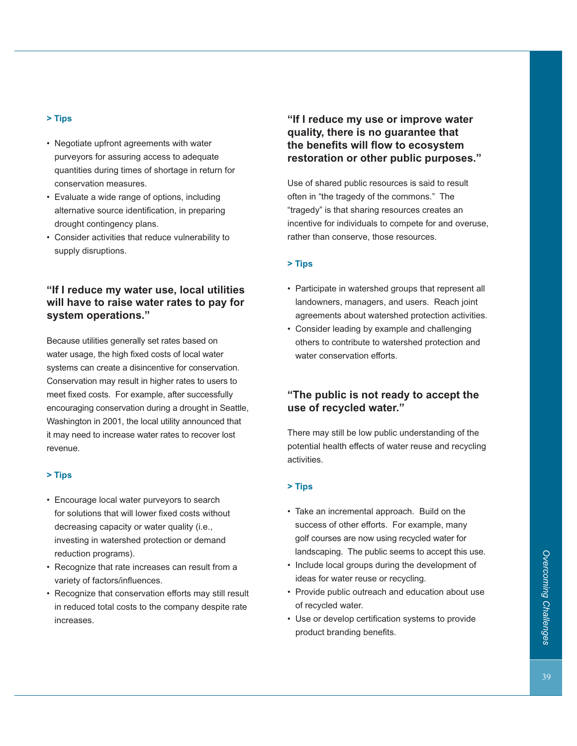> **Tips**

- Negotiate upfront agreements with water purveyors for assuring access to adequate quantities during times of shortage in return for conservation measures.
- Evaluate a wide range of options, including alternative source identification, in preparing drought contingency plans.
- Consider activities that reduce vulnerability to supply disruptions.

### "If I reduce my water use, local utilities will have to raise water rates to pay for system operations."

Because utilities generally set rates based on water usage, the high fixed costs of local water systems can create a disincentive for conservation. Conservation may result in higher rates to users to meet fixed costs. For example, after successfully encouraging conservation during a drought in Seattle, Washington in 2001, the local utility announced that it may need to increase water rates to recover lost revenue.

> **Tips**

- Encourage local water purveyors to search for solutions that will lower fixed costs without decreasing capacity or water quality (i.e., investing in watershed protection or demand reduction programs).
- Recognize that rate increases can result from a variety of factors/influences.
- Recognize that conservation efforts may still result in reduced total costs to the company despite rate increases.

### "If I reduce my use or improve water quality, there is no guarantee that the benefits will flow to ecosystem restoration or other public purposes."

Use of shared public resources is said to result often in "the tragedy of the commons." The "tragedy" is that sharing resources creates an incentive for individuals to compete for and overuse, rather than conserve, those resources.

> **Tips**

- Participate in watershed groups that represent all landowners, managers, and users. Reach joint agreements about watershed protection activities.
- Consider leading by example and challenging others to contribute to watershed protection and water conservation efforts.

### "The public is not ready to accept the use of recycled water."

There may still be low public understanding of the potential health effects of water reuse and recycling activities.

> **Tips**

- Take an incremental approach. Build on the success of other efforts. For example, many golf courses are now using recycled water for landscaping. The public seems to accept this use.
- Include local groups during the development of ideas for water reuse or recycling.
- Provide public outreach and education about use of recycled water.
- Use or develop certification systems to provide product branding benefits.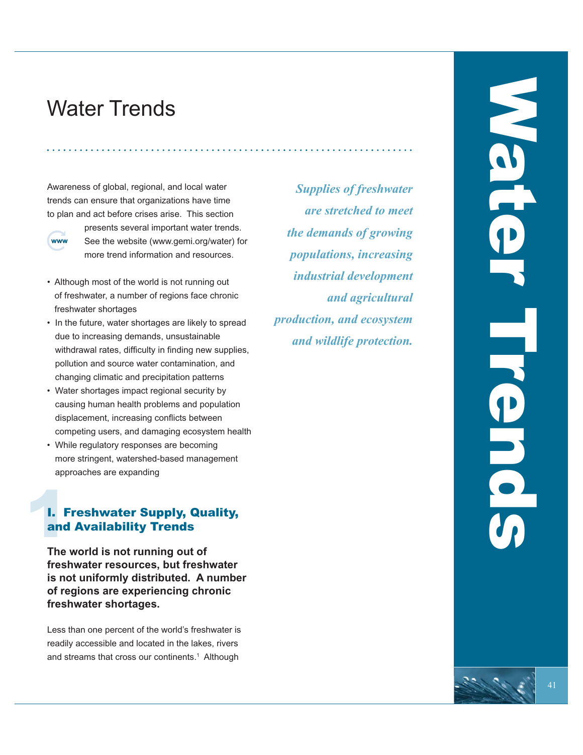# Water Trends

Awareness of global, regional, and local water trends can ensure that organizations have time to plan and act before crises arise. This section presents several important water trends. See the website (www.gemi.org/water) for more trend information and resources.

- Although most of the world is not running out of freshwater, a number of regions face chronic freshwater shortages
- In the future, water shortages are likely to spread due to increasing demands, unsustainable withdrawal rates, difficulty in finding new supplies, pollution and source water contamination, and changing climatic and precipitation patterns
- Water shortages impact regional security by causing human health problems and population displacement, increasing conflicts between competing users, and damaging ecosystem health
- While regulatory responses are becoming more stringent, watershed-based management approaches are expanding

*Supplies of freshwater are stretched to meet the demands of growing populations, increasing industrial development and agricultural production, and ecosystem and wildlife protection.*

## I. Freshwater Supply, Quality, and Availability Trends

**The world is not running out of freshwater resources, but freshwater is not uniformly distributed. A number of regions are experiencing chronic freshwater shortages.**

Less than one percent of the world's freshwater is readily accessible and located in the lakes, rivers and streams that cross our continents.[1] Although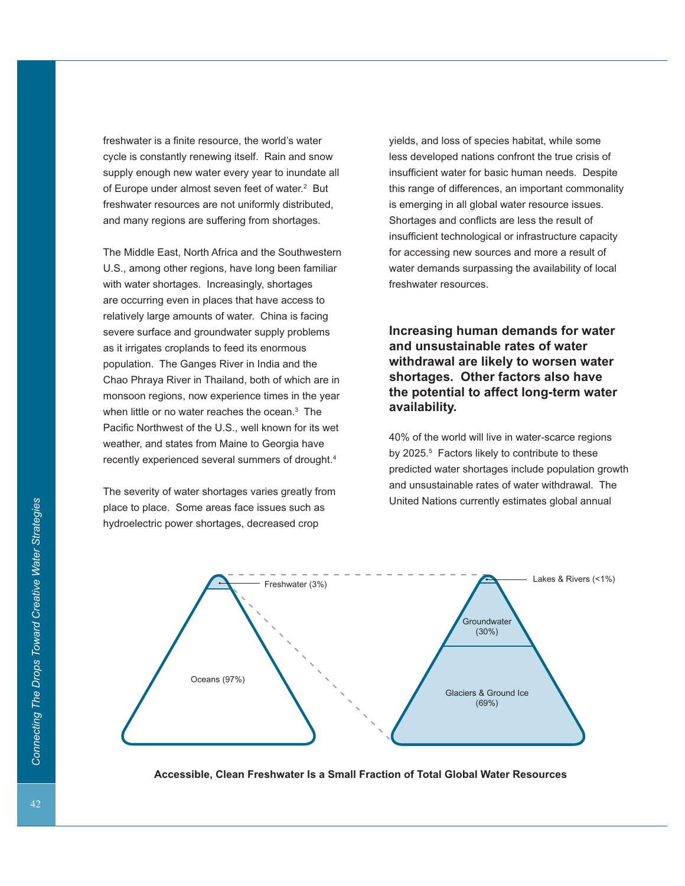freshwater is a finite resource, the world's water cycle is constantly renewing itself. Rain and snow supply enough new water every year to inundate all of Europe under almost seven feet of water.[2] But freshwater resources are not uniformly distributed, and many regions are suffering from shortages.

The Middle East, North Africa and the Southwestern U.S., among other regions, have long been familiar with water shortages. Increasingly, shortages are occurring even in places that have access to relatively large amounts of water. China is facing severe surface and groundwater supply problems as it irrigates croplands to feed its enormous population. The Ganges River in India and the Chao Phraya River in Thailand, both of which are in monsoon regions, now experience times in the year when little or no water reaches the ocean.[3] The Pacific Northwest of the U.S., well known for its wet weather, and states from Maine to Georgia have recently experienced several summers of drought.[4]

The severity of water shortages varies greatly from place to place. Some areas face issues such as hydroelectric power shortages, decreased crop yields, and loss of species habitat, while some less developed nations confront the true crisis of insufficient water for basic human needs. Despite this range of differences, an important commonality is emerging in all global water resource issues. Shortages and conflicts are less the result of insufficient technological or infrastructure capacity for accessing new sources and more a result of water demands surpassing the availability of local freshwater resources.

### Increasing human demands for water and unsustainable rates of water withdrawal are likely to worsen water shortages. Other factors also have the potential to affect long-term water availability.

40% of the world will live in water-scarce regions by 2025.[5] Factors likely to contribute to these predicted water shortages include population growth and unsustainable rates of water withdrawal. The United Nations currently estimates global annual

Freshwater (3%)

Oceans (97%)

Lakes & Rivers (<1%)

Groundwater (30%)

Glaciers & Ground Ice (69%)

**Accessible, Clean Freshwater Is a Small Fraction of Total Global Water Resources**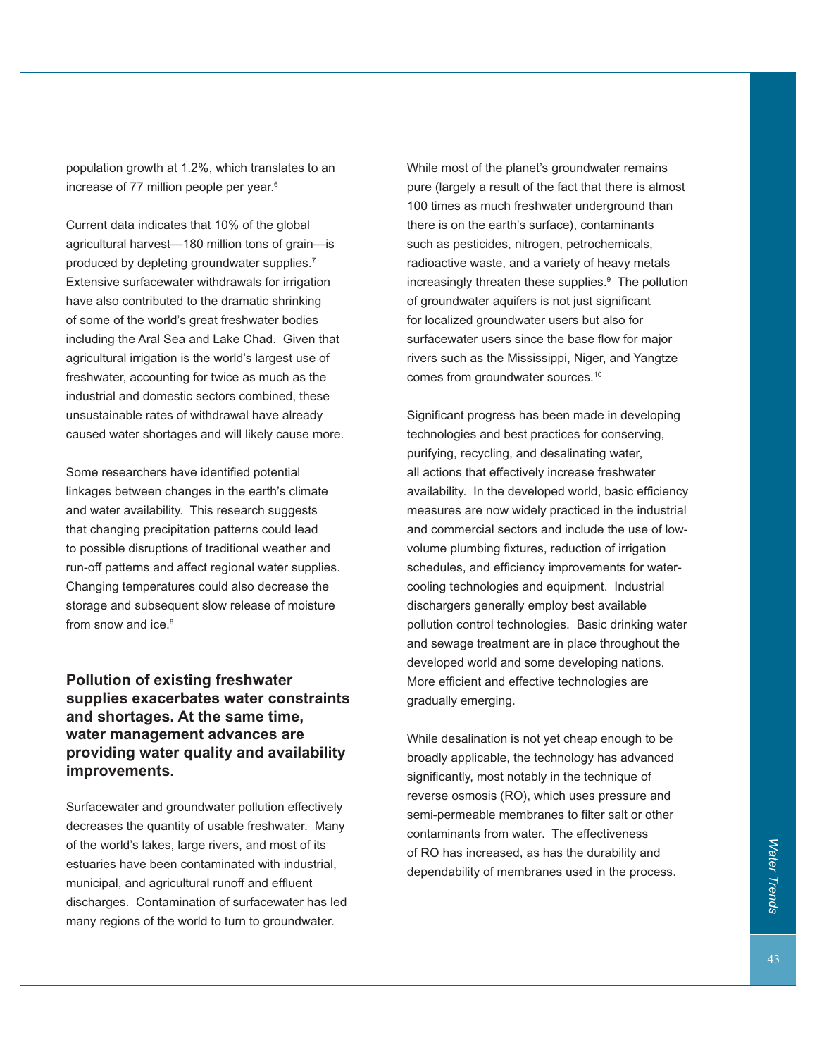population growth at 1.2%, which translates to an increase of 77 million people per year.[6]

Current data indicates that 10% of the global agricultural harvest—180 million tons of grain—is produced by depleting groundwater supplies.[7] Extensive surfacewater withdrawals for irrigation have also contributed to the dramatic shrinking of some of the world's great freshwater bodies including the Aral Sea and Lake Chad. Given that agricultural irrigation is the world's largest use of freshwater, accounting for twice as much as the industrial and domestic sectors combined, these unsustainable rates of withdrawal have already caused water shortages and will likely cause more.

Some researchers have identified potential linkages between changes in the earth's climate and water availability. This research suggests that changing precipitation patterns could lead to possible disruptions of traditional weather and run-off patterns and affect regional water supplies. Changing temperatures could also decrease the storage and subsequent slow release of moisture from snow and ice.[8]

### Pollution of existing freshwater supplies exacerbates water constraints and shortages. At the same time, water management advances are providing water quality and availability improvements.

Surfacewater and groundwater pollution effectively decreases the quantity of usable freshwater. Many of the world's lakes, large rivers, and most of its estuaries have been contaminated with industrial, municipal, and agricultural runoff and effluent discharges. Contamination of surfacewater has led many regions of the world to turn to groundwater.

While most of the planet's groundwater remains pure (largely a result of the fact that there is almost 100 times as much freshwater underground than there is on the earth's surface), contaminants such as pesticides, nitrogen, petrochemicals, radioactive waste, and a variety of heavy metals increasingly threaten these supplies.[9] The pollution of groundwater aquifers is not just significant for localized groundwater users but also for surfacewater users since the base flow for major rivers such as the Mississippi, Niger, and Yangtze comes from groundwater sources.[10]

Significant progress has been made in developing technologies and best practices for conserving, purifying, recycling, and desalinating water, all actions that effectively increase freshwater availability. In the developed world, basic efficiency measures are now widely practiced in the industrial and commercial sectors and include the use of low-volume plumbing fixtures, reduction of irrigation schedules, and efficiency improvements for water-cooling technologies and equipment. Industrial dischargers generally employ best available pollution control technologies. Basic drinking water and sewage treatment are in place throughout the developed world and some developing nations. More efficient and effective technologies are gradually emerging.

While desalination is not yet cheap enough to be broadly applicable, the technology has advanced significantly, most notably in the technique of reverse osmosis (RO), which uses pressure and semi-permeable membranes to filter salt or other contaminants from water. The effectiveness of RO has increased, as has the durability and dependability of membranes used in the process.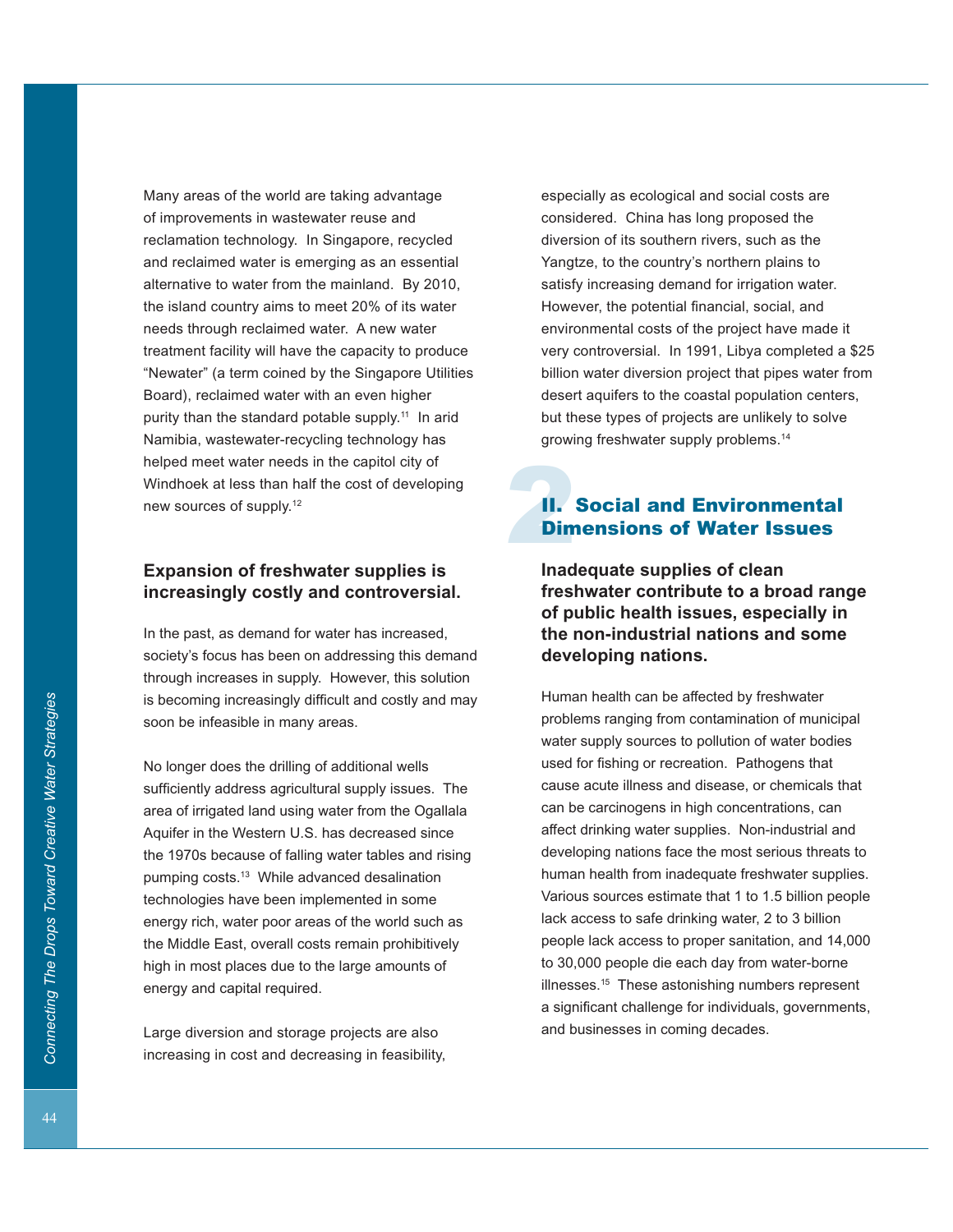Many areas of the world are taking advantage of improvements in wastewater reuse and reclamation technology. In Singapore, recycled and reclaimed water is emerging as an essential alternative to water from the mainland. By 2010, the island country aims to meet 20% of its water needs through reclaimed water. A new water treatment facility will have the capacity to produce "Newater" (a term coined by the Singapore Utilities Board), reclaimed water with an even higher purity than the standard potable supply.[11] In arid Namibia, wastewater-recycling technology has helped meet water needs in the capitol city of Windhoek at less than half the cost of developing new sources of supply.[12]

### Expansion of freshwater supplies is increasingly costly and controversial.

In the past, as demand for water has increased, society's focus has been on addressing this demand through increases in supply. However, this solution is becoming increasingly difficult and costly and may soon be infeasible in many areas.

No longer does the drilling of additional wells sufficiently address agricultural supply issues. The area of irrigated land using water from the Ogallala Aquifer in the Western U.S. has decreased since the 1970s because of falling water tables and rising pumping costs.[13] While advanced desalination technologies have been implemented in some energy rich, water poor areas of the world such as the Middle East, overall costs remain prohibitively high in most places due to the large amounts of energy and capital required.

Large diversion and storage projects are also increasing in cost and decreasing in feasibility, especially as ecological and social costs are considered. China has long proposed the diversion of its southern rivers, such as the Yangtze, to the country's northern plains to satisfy increasing demand for irrigation water. However, the potential financial, social, and environmental costs of the project have made it very controversial. In 1991, Libya completed a $25 billion water diversion project that pipes water from desert aquifers to the coastal population centers, but these types of projects are unlikely to solve growing freshwater supply problems.[14]

## II. Social and Environmental Dimensions of Water Issues

### Inadequate supplies of clean freshwater contribute to a broad range of public health issues, especially in the non-industrial nations and some developing nations.

Human health can be affected by freshwater problems ranging from contamination of municipal water supply sources to pollution of water bodies used for fishing or recreation. Pathogens that cause acute illness and disease, or chemicals that can be carcinogens in high concentrations, can affect drinking water supplies. Non-industrial and developing nations face the most serious threats to human health from inadequate freshwater supplies. Various sources estimate that 1 to 1.5 billion people lack access to safe drinking water, 2 to 3 billion people lack access to proper sanitation, and 14,000 to 30,000 people die each day from water-borne illnesses.[15] These astonishing numbers represent a significant challenge for individuals, governments, and businesses in coming decades.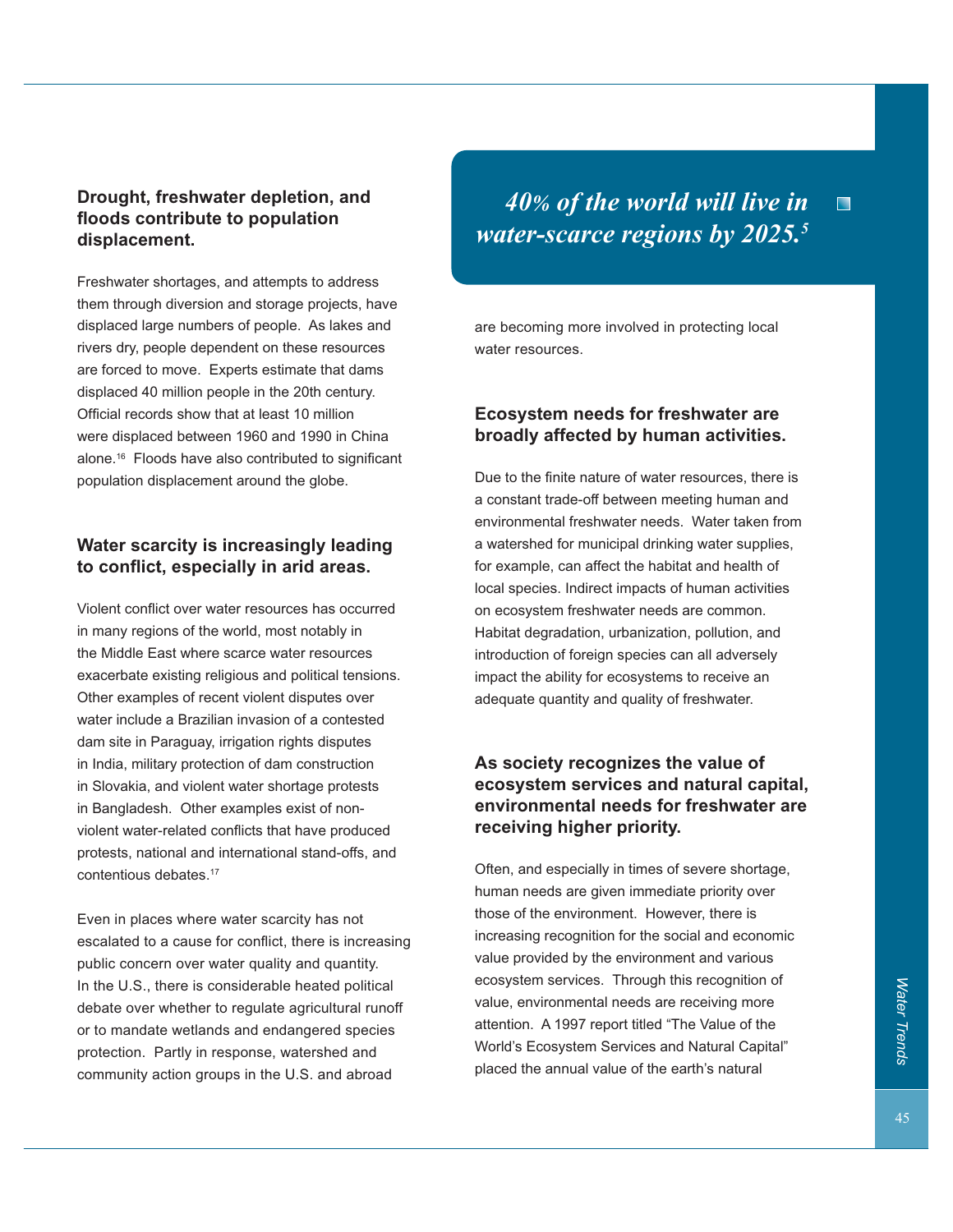### Drought, freshwater depletion, and floods contribute to population displacement.

Freshwater shortages, and attempts to address them through diversion and storage projects, have displaced large numbers of people. As lakes and rivers dry, people dependent on these resources are forced to move. Experts estimate that dams displaced 40 million people in the 20th century. Official records show that at least 10 million were displaced between 1960 and 1990 in China alone.[16] Floods have also contributed to significant population displacement around the globe.

### Water scarcity is increasingly leading to conflict, especially in arid areas.

Violent conflict over water resources has occurred in many regions of the world, most notably in the Middle East where scarce water resources exacerbate existing religious and political tensions. Other examples of recent violent disputes over water include a Brazilian invasion of a contested dam site in Paraguay, irrigation rights disputes in India, military protection of dam construction in Slovakia, and violent water shortage protests in Bangladesh. Other examples exist of non-violent water-related conflicts that have produced protests, national and international stand-offs, and contentious debates.[17]

Even in places where water scarcity has not escalated to a cause for conflict, there is increasing public concern over water quality and quantity. In the U.S., there is considerable heated political debate over whether to regulate agricultural runoff or to mandate wetlands and endangered species protection. Partly in response, watershed and community action groups in the U.S. and abroad are becoming more involved in protecting local water resources.

*40% of the world will live in water-scarce regions by 2025.[5]*

### Ecosystem needs for freshwater are broadly affected by human activities.

Due to the finite nature of water resources, there is a constant trade-off between meeting human and environmental freshwater needs. Water taken from a watershed for municipal drinking water supplies, for example, can affect the habitat and health of local species. Indirect impacts of human activities on ecosystem freshwater needs are common. Habitat degradation, urbanization, pollution, and introduction of foreign species can all adversely impact the ability for ecosystems to receive an adequate quantity and quality of freshwater.

### As society recognizes the value of ecosystem services and natural capital, environmental needs for freshwater are receiving higher priority.

Often, and especially in times of severe shortage, human needs are given immediate priority over those of the environment. However, there is increasing recognition for the social and economic value provided by the environment and various ecosystem services. Through this recognition of value, environmental needs are receiving more attention. A 1997 report titled "The Value of the World's Ecosystem Services and Natural Capital" placed the annual value of the earth's natural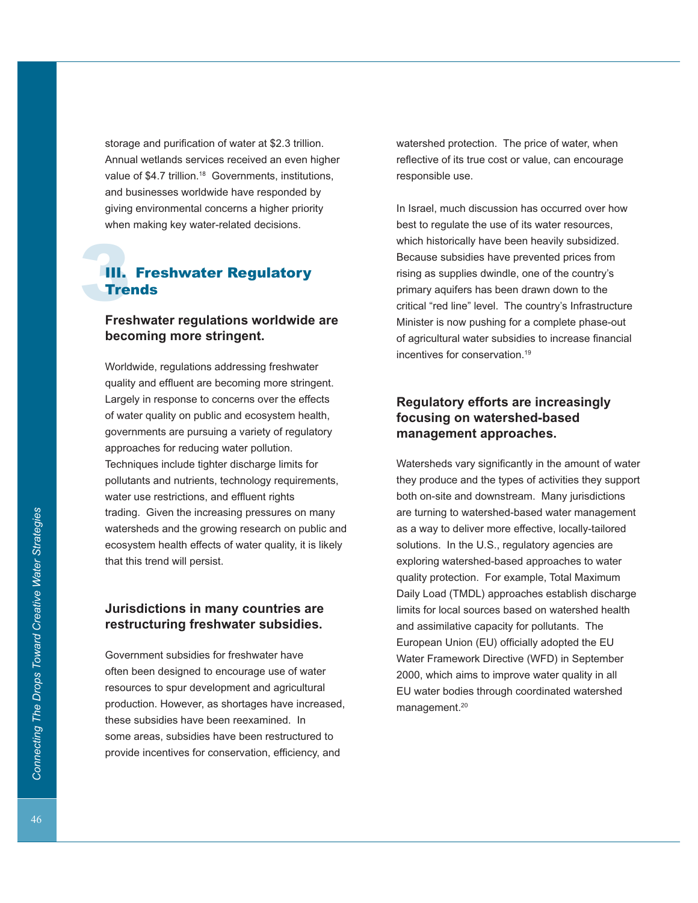storage and purification of water at $2.3 trillion. Annual wetlands services received an even higher value of $4.7 trillion.[18] Governments, institutions, and businesses worldwide have responded by giving environmental concerns a higher priority when making key water-related decisions.

## III. Freshwater Regulatory Trends

### Freshwater regulations worldwide are becoming more stringent.

Worldwide, regulations addressing freshwater quality and effluent are becoming more stringent. Largely in response to concerns over the effects of water quality on public and ecosystem health, governments are pursuing a variety of regulatory approaches for reducing water pollution. Techniques include tighter discharge limits for pollutants and nutrients, technology requirements, water use restrictions, and effluent rights trading. Given the increasing pressures on many watersheds and the growing research on public and ecosystem health effects of water quality, it is likely that this trend will persist.

### Jurisdictions in many countries are restructuring freshwater subsidies.

Government subsidies for freshwater have often been designed to encourage use of water resources to spur development and agricultural production. However, as shortages have increased, these subsidies have been reexamined. In some areas, subsidies have been restructured to provide incentives for conservation, efficiency, and watershed protection. The price of water, when reflective of its true cost or value, can encourage responsible use.

In Israel, much discussion has occurred over how best to regulate the use of its water resources, which historically have been heavily subsidized. Because subsidies have prevented prices from rising as supplies dwindle, one of the country's primary aquifers has been drawn down to the critical "red line" level. The country's Infrastructure Minister is now pushing for a complete phase-out of agricultural water subsidies to increase financial incentives for conservation.[19]

### Regulatory efforts are increasingly focusing on watershed-based management approaches.

Watersheds vary significantly in the amount of water they produce and the types of activities they support both on-site and downstream. Many jurisdictions are turning to watershed-based water management as a way to deliver more effective, locally-tailored solutions. In the U.S., regulatory agencies are exploring watershed-based approaches to water quality protection. For example, Total Maximum Daily Load (TMDL) approaches establish discharge limits for local sources based on watershed health and assimilative capacity for pollutants. The European Union (EU) officially adopted the EU Water Framework Directive (WFD) in September 2000, which aims to improve water quality in all EU water bodies through coordinated watershed management.[20]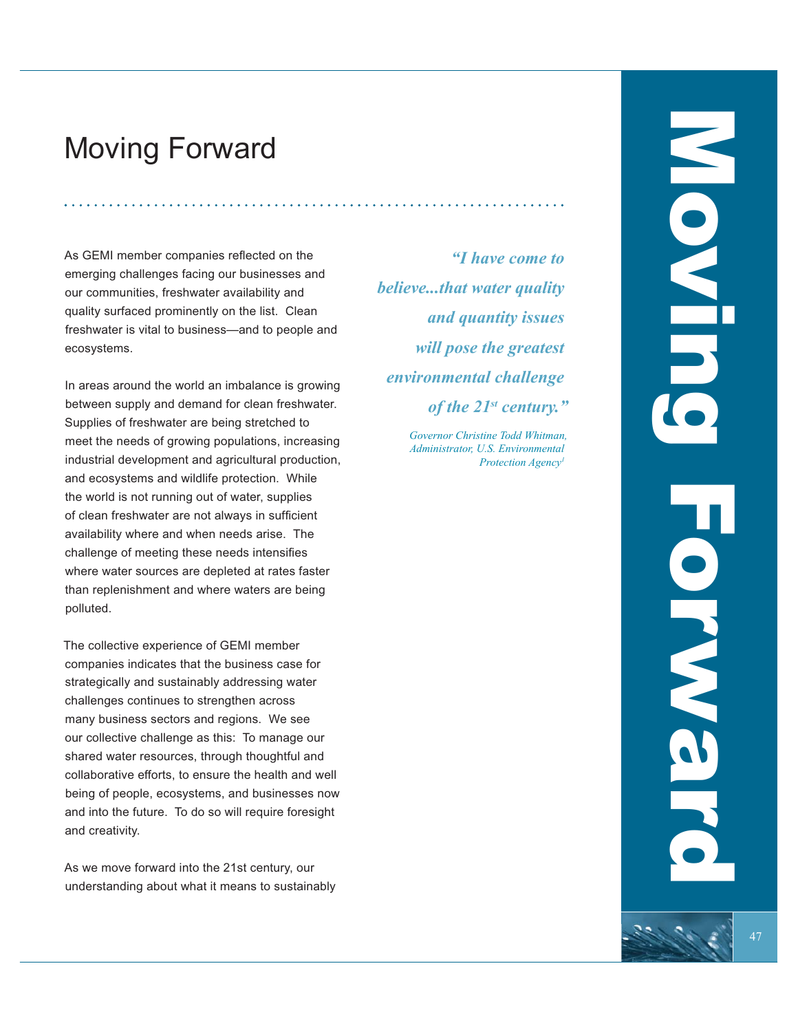# Moving Forward

As GEMI member companies reflected on the emerging challenges facing our businesses and our communities, freshwater availability and quality surfaced prominently on the list. Clean freshwater is vital to business—and to people and ecosystems.

In areas around the world an imbalance is growing between supply and demand for clean freshwater. Supplies of freshwater are being stretched to meet the needs of growing populations, increasing industrial development and agricultural production, and ecosystems and wildlife protection. While the world is not running out of water, supplies of clean freshwater are not always in sufficient availability where and when needs arise. The challenge of meeting these needs intensifies where water sources are depleted at rates faster than replenishment and where waters are being polluted.

The collective experience of GEMI member companies indicates that the business case for strategically and sustainably addressing water challenges continues to strengthen across many business sectors and regions. We see our collective challenge as this: To manage our shared water resources, through thoughtful and collaborative efforts, to ensure the health and well being of people, ecosystems, and businesses now and into the future. To do so will require foresight and creativity.

As we move forward into the 21st century, our understanding about what it means to sustainably

> ***"I have come to believe...that water quality and quantity issues will pose the greatest environmental challenge of the 21st century."***
>
> *Governor Christine Todd Whitman, Administrator, U.S. Environmental Protection Agency*[1]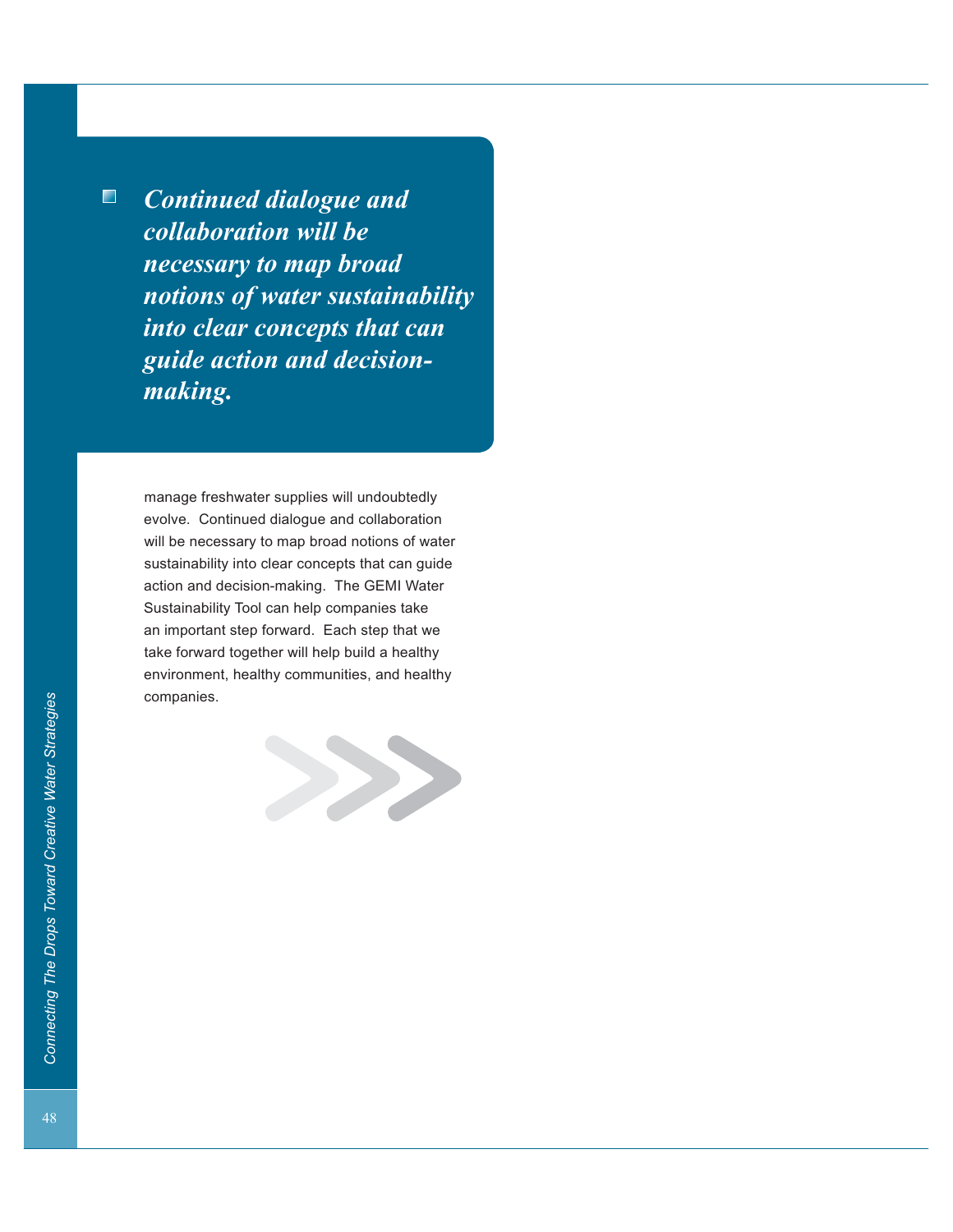> ***Continued dialogue and collaboration will be necessary to map broad notions of water sustainability into clear concepts that can guide action and decision-making.***

manage freshwater supplies will undoubtedly evolve. Continued dialogue and collaboration will be necessary to map broad notions of water sustainability into clear concepts that can guide action and decision-making. The GEMI Water Sustainability Tool can help companies take an important step forward. Each step that we take forward together will help build a healthy environment, healthy communities, and healthy companies.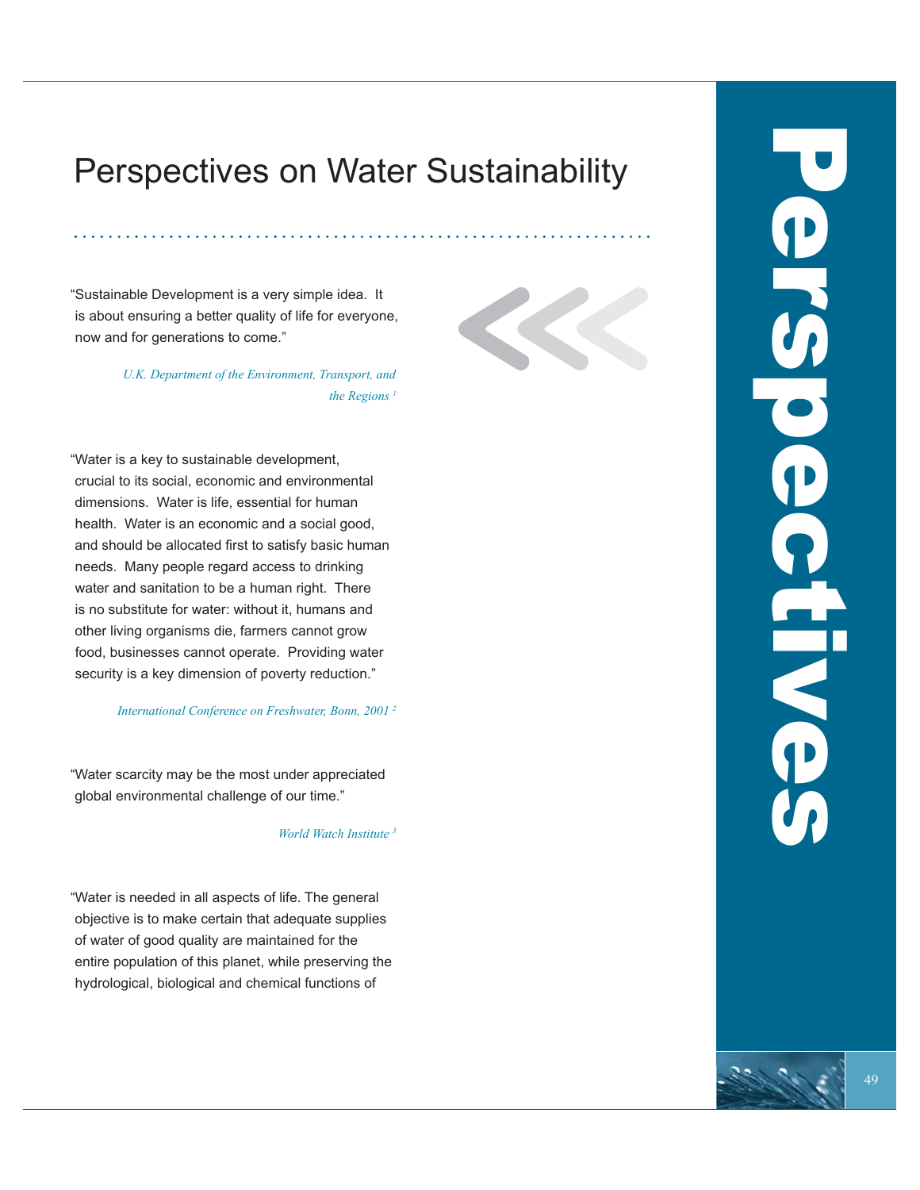# Perspectives on Water Sustainability

"Sustainable Development is a very simple idea. It is about ensuring a better quality of life for everyone, now and for generations to come."

*U.K. Department of the Environment, Transport, and the Regions* [1]

"Water is a key to sustainable development, crucial to its social, economic and environmental dimensions. Water is life, essential for human health. Water is an economic and a social good, and should be allocated first to satisfy basic human needs. Many people regard access to drinking water and sanitation to be a human right. There is no substitute for water: without it, humans and other living organisms die, farmers cannot grow food, businesses cannot operate. Providing water security is a key dimension of poverty reduction."

*International Conference on Freshwater, Bonn, 2001* [2]

"Water scarcity may be the most under appreciated global environmental challenge of our time."

*World Watch Institute* [3]

"Water is needed in all aspects of life. The general objective is to make certain that adequate supplies of water of good quality are maintained for the entire population of this planet, while preserving the hydrological, biological and chemical functions of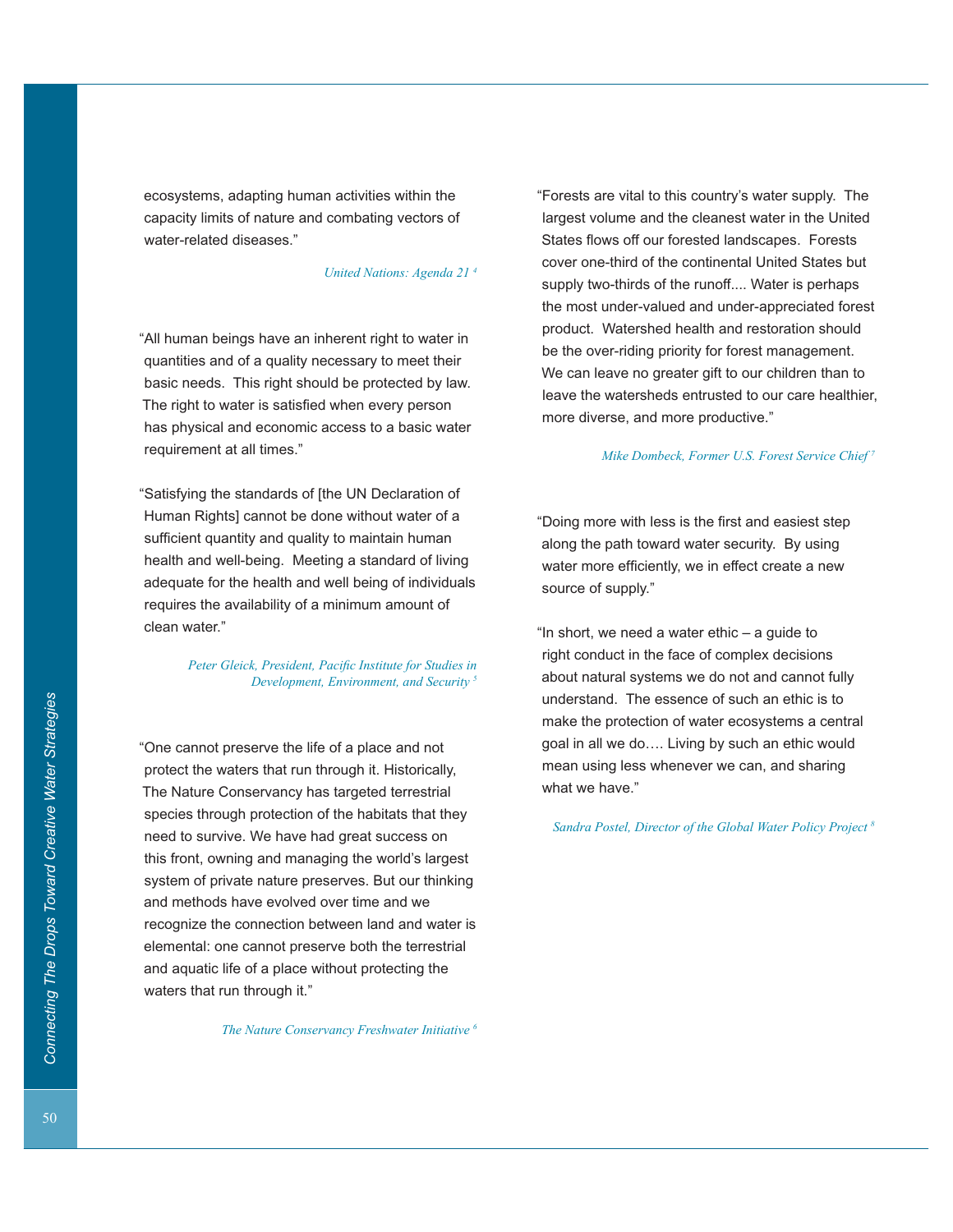ecosystems, adapting human activities within the capacity limits of nature and combating vectors of water-related diseases."

*United Nations: Agenda 21* [4]

"All human beings have an inherent right to water in quantities and of a quality necessary to meet their basic needs. This right should be protected by law. The right to water is satisfied when every person has physical and economic access to a basic water requirement at all times."

"Satisfying the standards of [the UN Declaration of Human Rights] cannot be done without water of a sufficient quantity and quality to maintain human health and well-being. Meeting a standard of living adequate for the health and well being of individuals requires the availability of a minimum amount of clean water."

*Peter Gleick, President, Pacific Institute for Studies in Development, Environment, and Security* [5]

"One cannot preserve the life of a place and not protect the waters that run through it. Historically, The Nature Conservancy has targeted terrestrial species through protection of the habitats that they need to survive. We have had great success on this front, owning and managing the world's largest system of private nature preserves. But our thinking and methods have evolved over time and we recognize the connection between land and water is elemental: one cannot preserve both the terrestrial and aquatic life of a place without protecting the waters that run through it."

*The Nature Conservancy Freshwater Initiative* [6]

"Forests are vital to this country's water supply. The largest volume and the cleanest water in the United States flows off our forested landscapes. Forests cover one-third of the continental United States but supply two-thirds of the runoff.... Water is perhaps the most under-valued and under-appreciated forest product. Watershed health and restoration should be the over-riding priority for forest management. We can leave no greater gift to our children than to leave the watersheds entrusted to our care healthier, more diverse, and more productive."

*Mike Dombeck, Former U.S. Forest Service Chief* [7]

"Doing more with less is the first and easiest step along the path toward water security. By using water more efficiently, we in effect create a new source of supply."

"In short, we need a water ethic – a guide to right conduct in the face of complex decisions about natural systems we do not and cannot fully understand. The essence of such an ethic is to make the protection of water ecosystems a central goal in all we do…. Living by such an ethic would mean using less whenever we can, and sharing what we have."

*Sandra Postel, Director of the Global Water Policy Project* [8]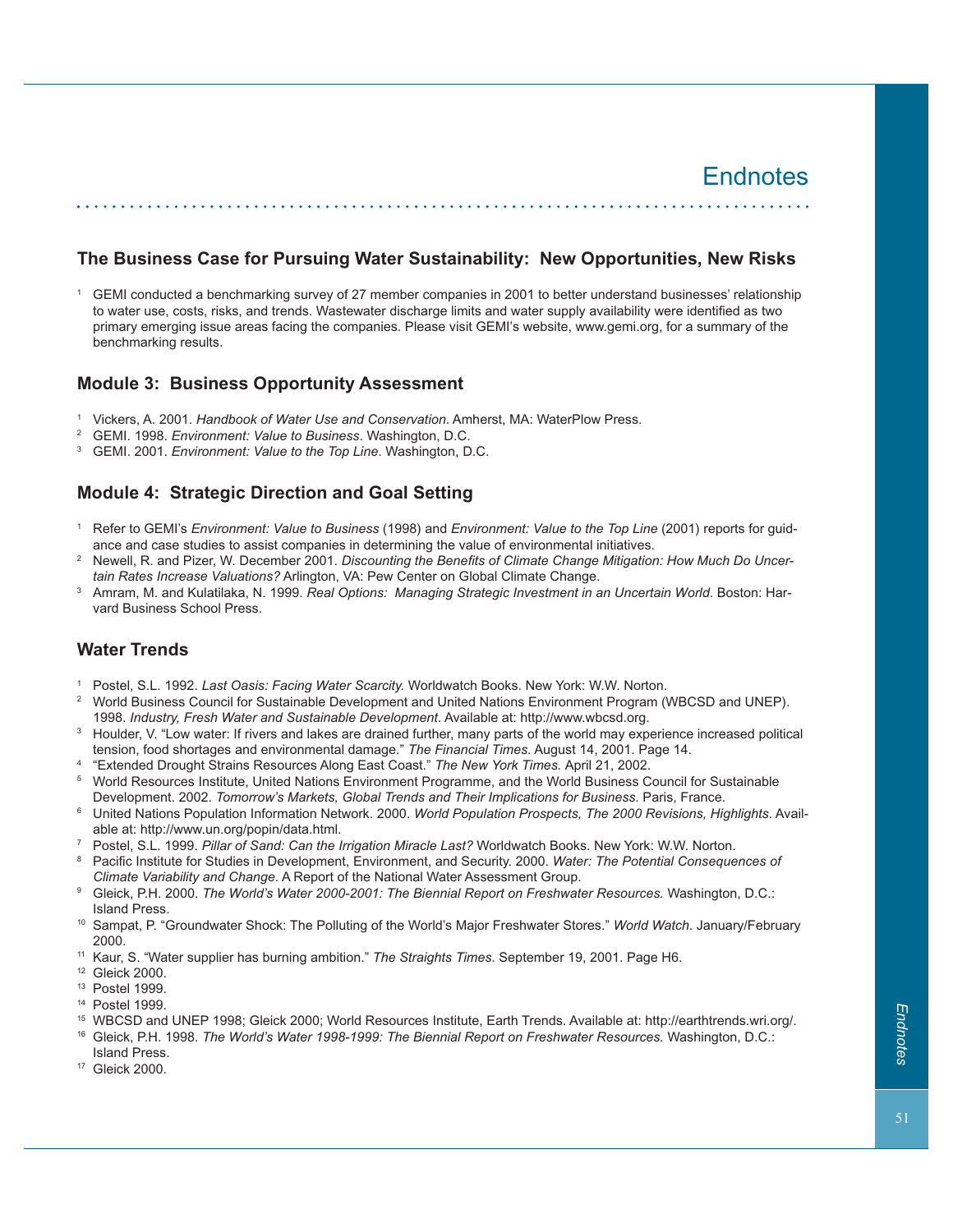# Endnotes

## The Business Case for Pursuing Water Sustainability: New Opportunities, New Risks

[1] GEMI conducted a benchmarking survey of 27 member companies in 2001 to better understand businesses' relationship to water use, costs, risks, and trends. Wastewater discharge limits and water supply availability were identified as two primary emerging issue areas facing the companies. Please visit GEMI's website, www.gemi.org, for a summary of the benchmarking results.

## Module 3: Business Opportunity Assessment

[1] Vickers, A. 2001. *Handbook of Water Use and Conservation*. Amherst, MA: WaterPlow Press.
[2] GEMI. 1998. *Environment: Value to Business*. Washington, D.C.
[3] GEMI. 2001. *Environment: Value to the Top Line*. Washington, D.C.

## Module 4: Strategic Direction and Goal Setting

[1] Refer to GEMI's *Environment: Value to Business* (1998) and *Environment: Value to the Top Line* (2001) reports for guidance and case studies to assist companies in determining the value of environmental initiatives.
[2] Newell, R. and Pizer, W. December 2001. *Discounting the Benefits of Climate Change Mitigation: How Much Do Uncertain Rates Increase Valuations?* Arlington, VA: Pew Center on Global Climate Change.
[3] Amram, M. and Kulatilaka, N. 1999. *Real Options: Managing Strategic Investment in an Uncertain World*. Boston: Harvard Business School Press.

## Water Trends

[1] Postel, S.L. 1992. *Last Oasis: Facing Water Scarcity.* Worldwatch Books. New York: W.W. Norton.
[2] World Business Council for Sustainable Development and United Nations Environment Program (WBCSD and UNEP). 1998. *Industry, Fresh Water and Sustainable Development*. Available at: http://www.wbcsd.org.
[3] Houlder, V. "Low water: If rivers and lakes are drained further, many parts of the world may experience increased political tension, food shortages and environmental damage." *The Financial Times*. August 14, 2001. Page 14.
[4] "Extended Drought Strains Resources Along East Coast." *The New York Times.* April 21, 2002.
[5] World Resources Institute, United Nations Environment Programme, and the World Business Council for Sustainable Development. 2002. *Tomorrow's Markets, Global Trends and Their Implications for Business.* Paris, France.
[6] United Nations Population Information Network. 2000. *World Population Prospects, The 2000 Revisions, Highlights*. Available at: http://www.un.org/popin/data.html.
[7] Postel, S.L. 1999. *Pillar of Sand: Can the Irrigation Miracle Last?* Worldwatch Books. New York: W.W. Norton.
[8] Pacific Institute for Studies in Development, Environment, and Security. 2000. *Water: The Potential Consequences of Climate Variability and Change*. A Report of the National Water Assessment Group.
[9] Gleick, P.H. 2000. *The World's Water 2000-2001: The Biennial Report on Freshwater Resources.* Washington, D.C.: Island Press.
[10] Sampat, P. "Groundwater Shock: The Polluting of the World's Major Freshwater Stores." *World Watch*. January/February 2000.
[11] Kaur, S. "Water supplier has burning ambition." *The Straights Times*. September 19, 2001. Page H6.
[12] Gleick 2000.
[13] Postel 1999.
[14] Postel 1999.
[15] WBCSD and UNEP 1998; Gleick 2000; World Resources Institute, Earth Trends. Available at: http://earthtrends.wri.org/.
[16] Gleick, P.H. 1998. *The World's Water 1998-1999: The Biennial Report on Freshwater Resources.* Washington, D.C.: Island Press.
[17] Gleick 2000.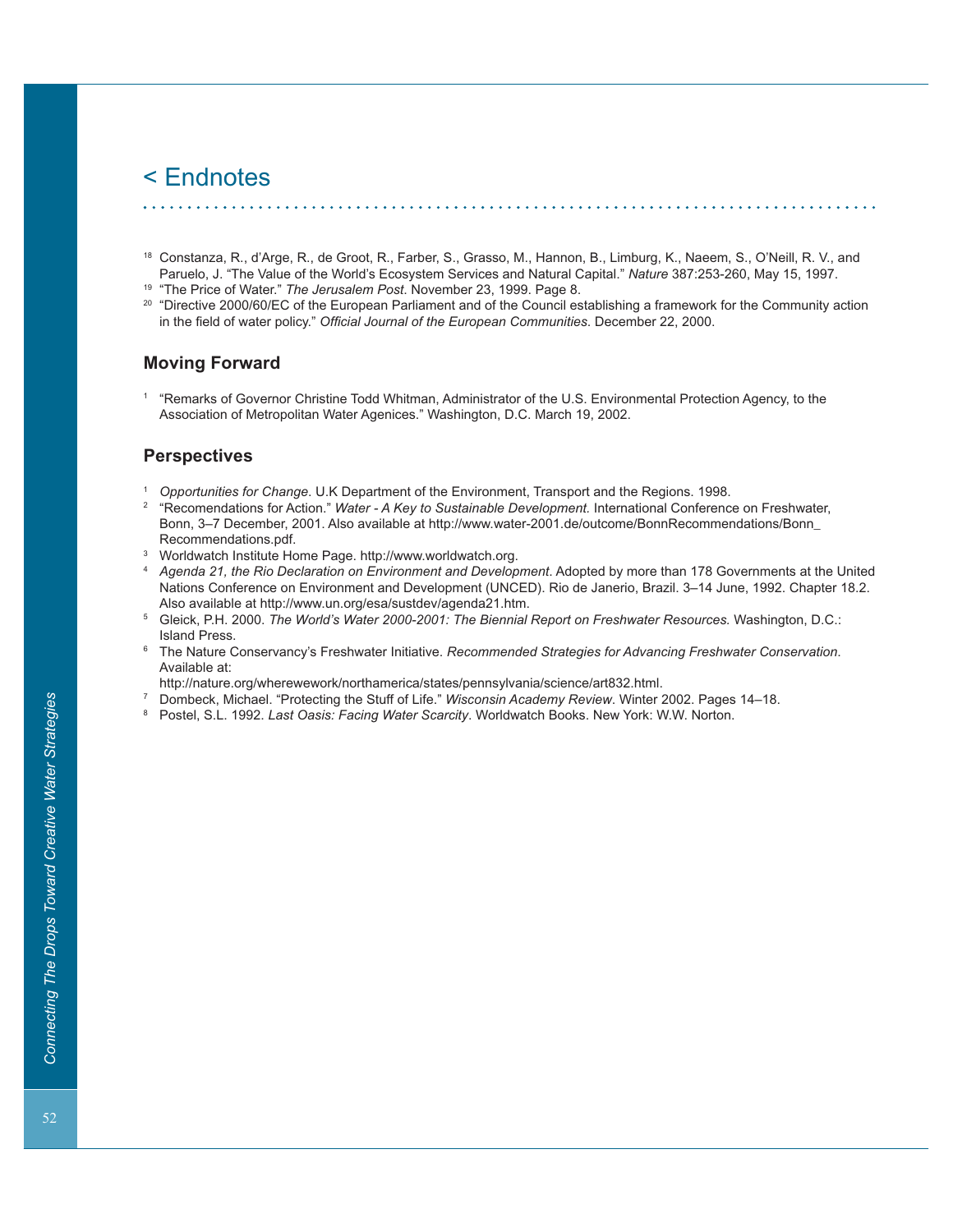# < Endnotes

[18] Constanza, R., d'Arge, R., de Groot, R., Farber, S., Grasso, M., Hannon, B., Limburg, K., Naeem, S., O'Neill, R. V., and Paruelo, J. "The Value of the World's Ecosystem Services and Natural Capital." *Nature* 387:253-260, May 15, 1997.

[19] "The Price of Water." *The Jerusalem Post*. November 23, 1999. Page 8.

[20] "Directive 2000/60/EC of the European Parliament and of the Council establishing a framework for the Community action in the field of water policy." *Official Journal of the European Communities*. December 22, 2000.

## Moving Forward

[1] "Remarks of Governor Christine Todd Whitman, Administrator of the U.S. Environmental Protection Agency, to the Association of Metropolitan Water Agenices." Washington, D.C. March 19, 2002.

## Perspectives

[1] *Opportunities for Change*. U.K Department of the Environment, Transport and the Regions. 1998.

[2] "Recomendations for Action." *Water - A Key to Sustainable Development.* International Conference on Freshwater, Bonn, 3–7 December, 2001. Also available at http://www.water-2001.de/outcome/BonnRecommendations/Bonn_Recommendations.pdf.

[3] Worldwatch Institute Home Page. http://www.worldwatch.org.

[4] *Agenda 21, the Rio Declaration on Environment and Development*. Adopted by more than 178 Governments at the United Nations Conference on Environment and Development (UNCED). Rio de Janerio, Brazil. 3–14 June, 1992. Chapter 18.2. Also available at http://www.un.org/esa/sustdev/agenda21.htm.

[5] Gleick, P.H. 2000. *The World's Water 2000-2001: The Biennial Report on Freshwater Resources.* Washington, D.C.: Island Press.

[6] The Nature Conservancy's Freshwater Initiative. *Recommended Strategies for Advancing Freshwater Conservation*. Available at:
http://nature.org/wherewework/northamerica/states/pennsylvania/science/art832.html.

[7] Dombeck, Michael. "Protecting the Stuff of Life." *Wisconsin Academy Review*. Winter 2002. Pages 14–18.

[8] Postel, S.L. 1992. *Last Oasis: Facing Water Scarcity*. Worldwatch Books. New York: W.W. Norton.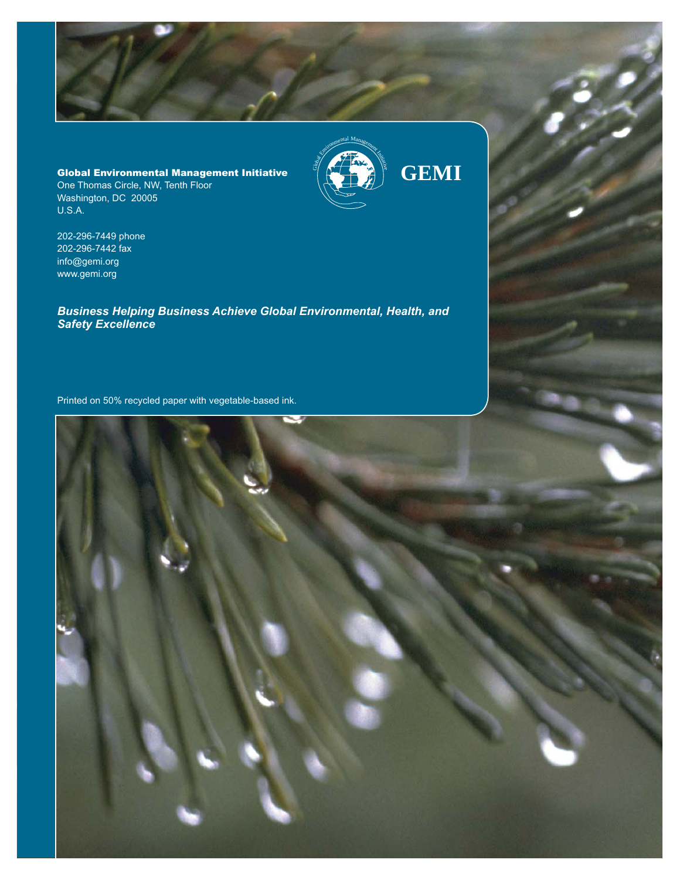**Global Environmental Management Initiative**
One Thomas Circle, NW, Tenth Floor
Washington, DC 20005
U.S.A.

202-296-7449 phone
202-296-7442 fax
info@gemi.org
www.gemi.org

GEMI

***Business Helping Business Achieve Global Environmental, Health, and Safety Excellence***

Printed on 50% recycled paper with vegetable-based ink.